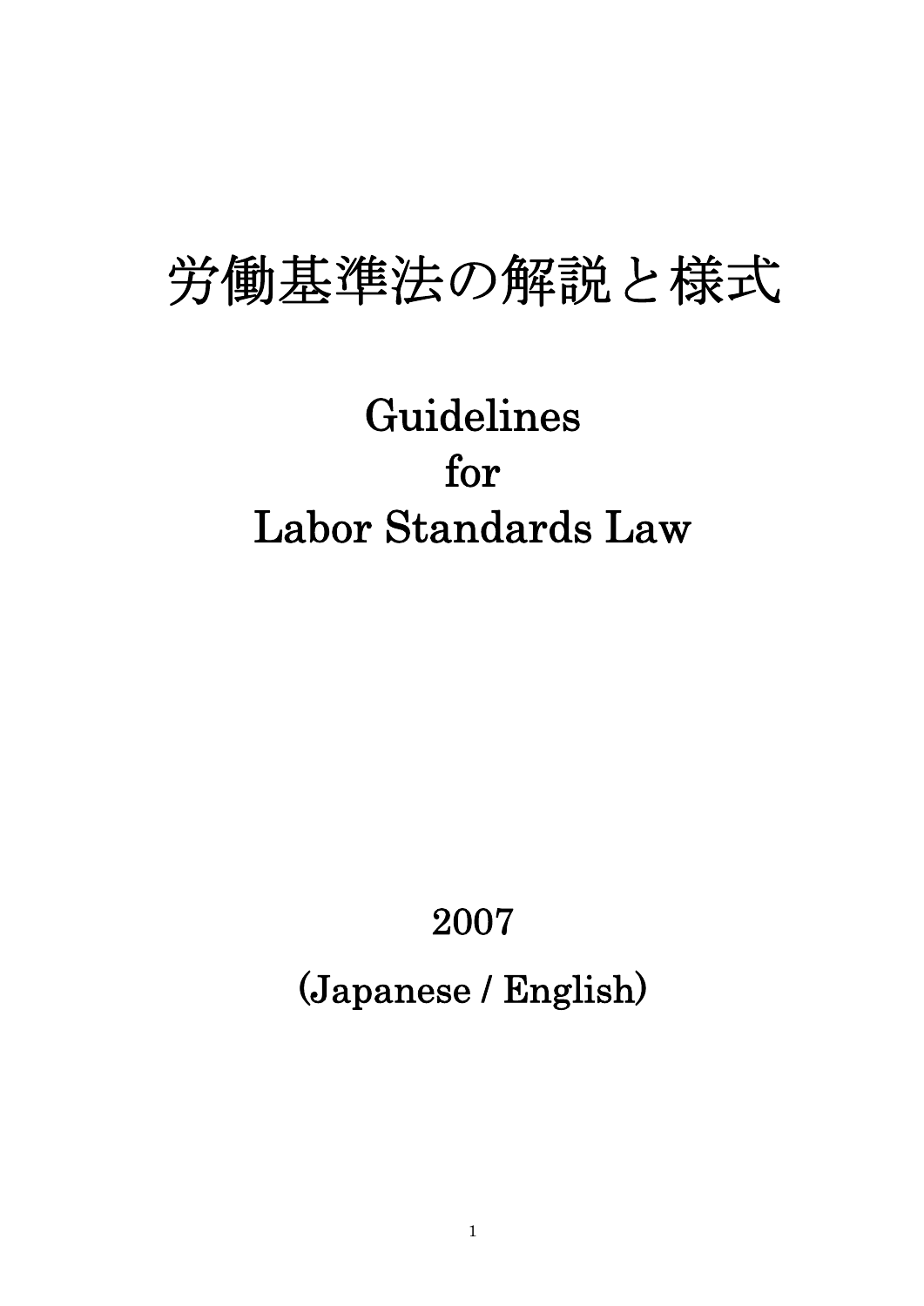# 労働基準法の解説と様式

# Guidelines for Labor Standards Law

2007

（Japanese / English）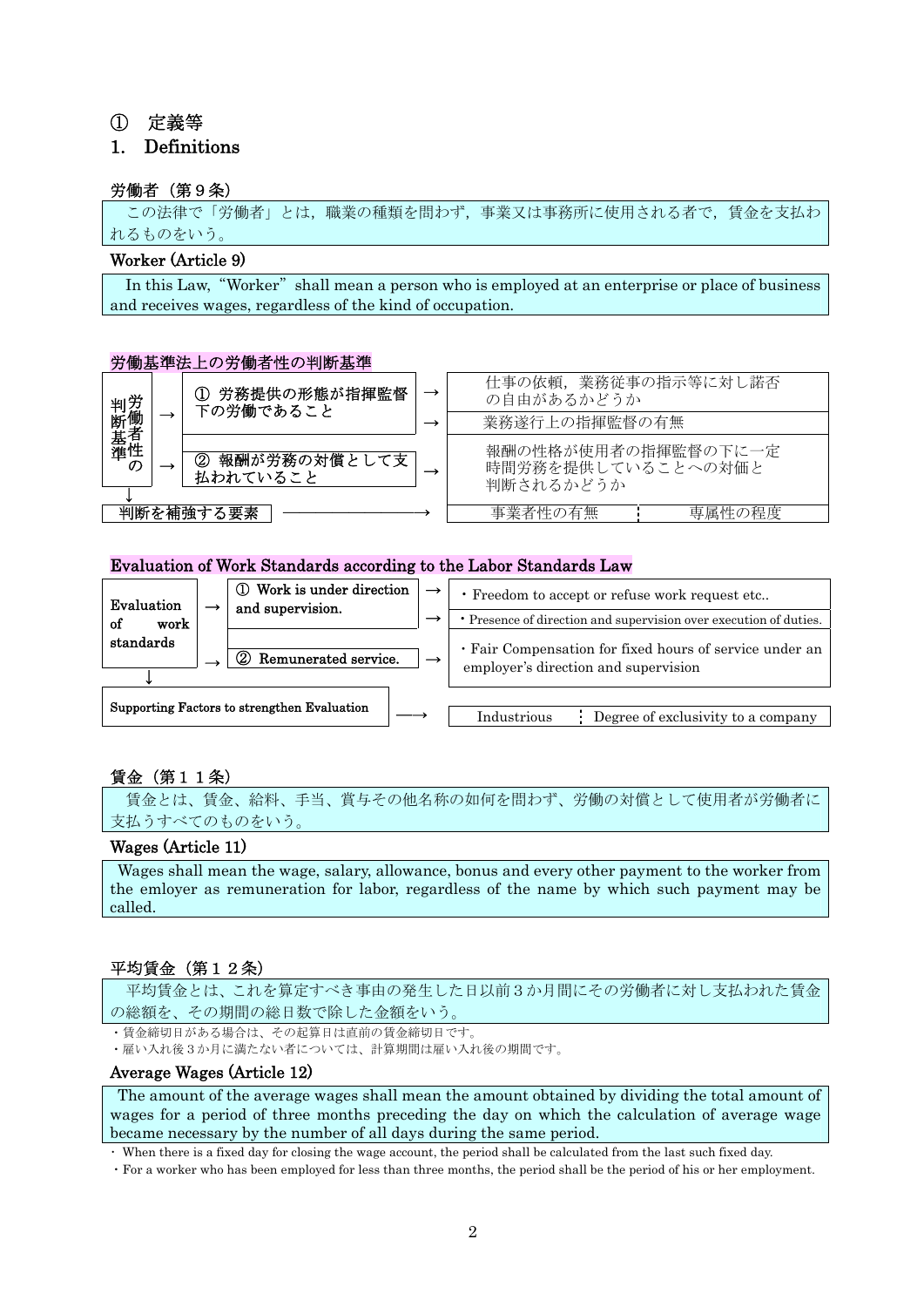# ①　定義等
# 1.　Definitions

### 労働者（第９条）

この法律で「労働者」とは，職業の種類を問わず，事業又は事務所に使用される者で，賃金を支払われるものをいう。

### Worker (Article 9)

In this Law, "Worker" shall mean a person who is employed at an enterprise or place of business and receives wages, regardless of the kind of occupation.

### 労働基準法上の労働者性の判断基準

| 労働者性の判断基準 | | |
|---|---|---|
| → | ① 労務提供の形態が指揮監督下の労働であること | → 仕事の依頼，業務従事の指示等に対し諾否の自由があるかどうか |
| | | → 業務遂行上の指揮監督の有無 |
| → | ② 報酬が労務の対償として支払われていること | → 報酬の性格が使用者の指揮監督の下に一定時間労務を提供していることへの対価と判断されるかどうか |
| ↓ 判断を補強する要素 | | → 事業者性の有無 ┆ 専属性の程度 |

### Evaluation of Work Standards according to the Labor Standards Law

| Evaluation of work standards | | |
|---|---|---|
| → | ① Work is under direction and supervision. | → ・Freedom to accept or refuse work request etc.. |
| | | → ・Presence of direction and supervision over execution of duties. |
| → | ② Remunerated service. | → ・Fair Compensation for fixed hours of service under an employer's direction and supervision |
| ↓ Supporting Factors to strengthen Evaluation | | → Industrious ┆ Degree of exclusivity to a company |

### 賃金（第１１条）

賃金とは、賃金、給料、手当、賞与その他名称の如何を問わず、労働の対償として使用者が労働者に支払うすべてのものをいう。

### Wages (Article 11)

Wages shall mean the wage, salary, allowance, bonus and every other payment to the worker from the emloyer as remuneration for labor, regardless of the name by which such payment may be called.

### 平均賃金（第１２条）

平均賃金とは、これを算定すべき事由の発生した日以前３か月間にその労働者に対し支払われた賃金の総額を、その期間の総日数で除した金額をいう。

- 賃金締切日がある場合は、その起算日は直前の賃金締切日です。
- 雇い入れ後３か月に満たない者については、計算期間は雇い入れ後の期間です。

### Average Wages (Article 12)

The amount of the average wages shall mean the amount obtained by dividing the total amount of wages for a period of three months preceding the day on which the calculation of average wage became necessary by the number of all days during the same period.

- When there is a fixed day for closing the wage account, the period shall be calculated from the last such fixed day.
- For a worker who has been employed for less than three months, the period shall be the period of his or her employment.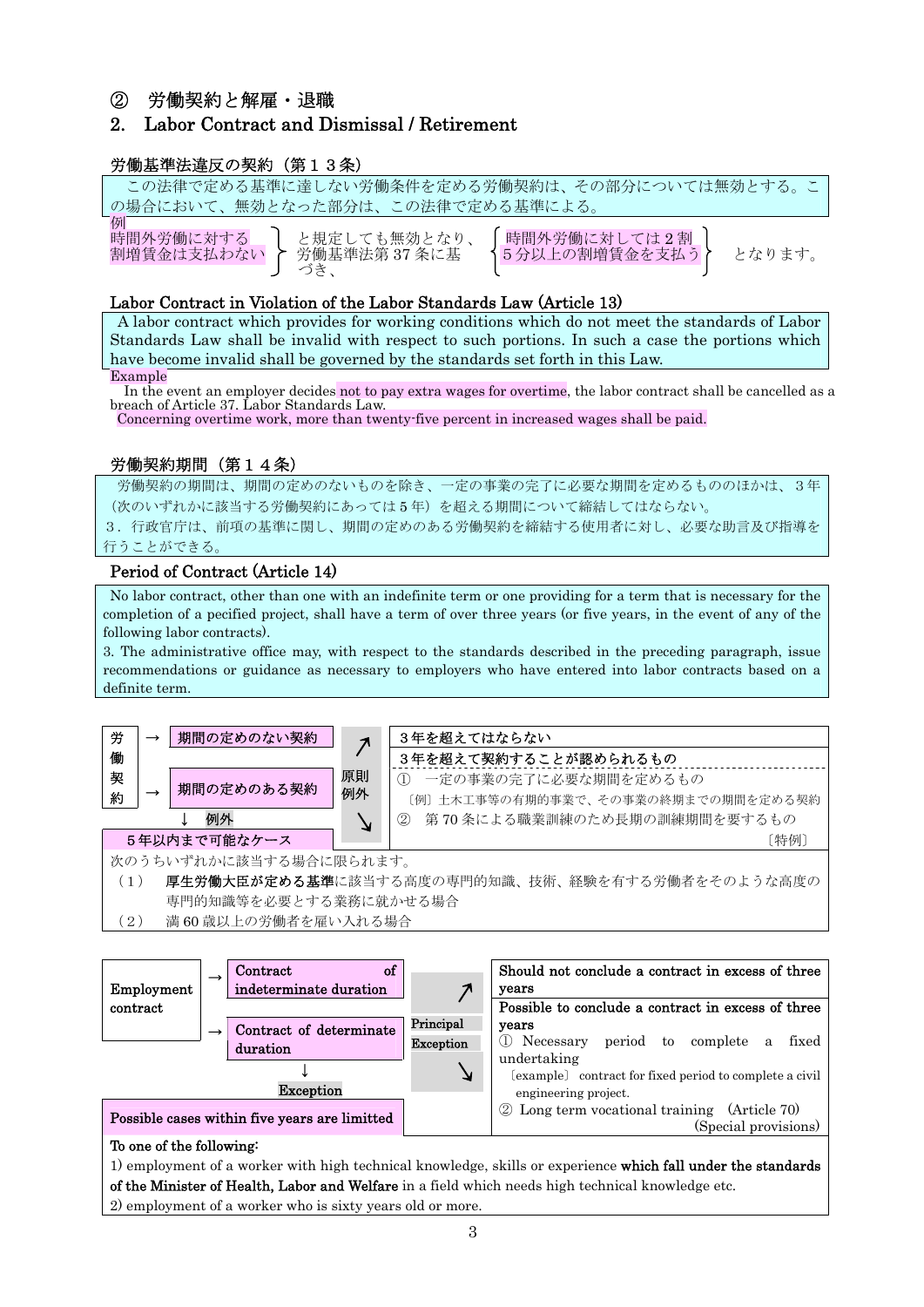## ②　労働契約と解雇・退職

## 2.　Labor Contract and Dismissal / Retirement

### 労働基準法違反の契約（第１３条）

この法律で定める基準に達しない労働条件を定める労働契約は、その部分については無効とする。この場合において、無効となった部分は、この法律で定める基準による。

例

時間外労働に対する割増賃金は支払わない　と規定しても無効となり、労働基準法第 37 条に基づき、　時間外労働に対しては２割５分以上の割増賃金を支払う　となります。

### Labor Contract in Violation of the Labor Standards Law (Article 13)

A labor contract which provides for working conditions which do not meet the standards of Labor Standards Law shall be invalid with respect to such portions. In such a case the portions which have become invalid shall be governed by the standards set forth in this Law.

Example

In the event an employer decides not to pay extra wages for overtime, the labor contract shall be cancelled as a breach of Article 37. Labor Standards Law.

Concerning overtime work, more than twenty-five percent in increased wages shall be paid.

### 労働契約期間（第１４条）

労働契約の期間は、期間の定めのないものを除き、一定の事業の完了に必要な期間を定めるもののほかは、３年（次のいずれかに該当する労働契約にあっては５年）を超える期間について締結してはならない。

３．行政官庁は、前項の基準に関し、期間の定めのある労働契約を締結する使用者に対し、必要な助言及び指導を行うことができる。

### Period of Contract (Article 14)

No labor contract, other than one with an indefinite term or one providing for a term that is necessary for the completion of a pecified project, shall have a term of over three years (or five years, in the event of any of the following labor contracts).

3. The administrative office may, with respect to the standards described in the preceding paragraph, issue recommendations or guidance as necessary to employers who have entered into labor contracts based on a definite term.

労働契約
- → 期間の定めのない契約
- → 期間の定めのある契約
  - 原則 ↗ ３年を超えてはならない
  - 例外 ↘ ３年を超えて契約することが認められるもの
    - ①　一定の事業の完了に必要な期間を定めるもの
      〔例〕土木工事等の有期的事業で、その事業の終期までの期間を定める契約
    - ②　第 70 条による職業訓練のため長期の訓練期間を要するもの　〔特例〕
  - ↓ 例外：５年以内まで可能なケース

次のうちいずれかに該当する場合に限られます。

（１）　**厚生労働大臣が定める基準**に該当する高度の専門的知識、技術、経験を有する労働者をそのような高度の専門的知識等を必要とする業務に就かせる場合

（２）　満 60 歳以上の労働者を雇い入れる場合

Employment contract
- → Contract of indeterminate duration
- → Contract of determinate duration
  - Principal ↗ Should not conclude a contract in excess of three years
  - Exception ↘ Possible to conclude a contract in excess of three years
    - ① Necessary period to complete a fixed undertaking
      〔example〕 contract for fixed period to complete a civil engineering project.
    - ② Long term vocational training (Article 70) (Special provisions)
  - ↓ Exception: Possible cases within five years are limitted

To one of the following:

1) employment of a worker with high technical knowledge, skills or experience **which fall under the standards of the Minister of Health, Labor and Welfare** in a field which needs high technical knowledge etc.

2) employment of a worker who is sixty years old or more.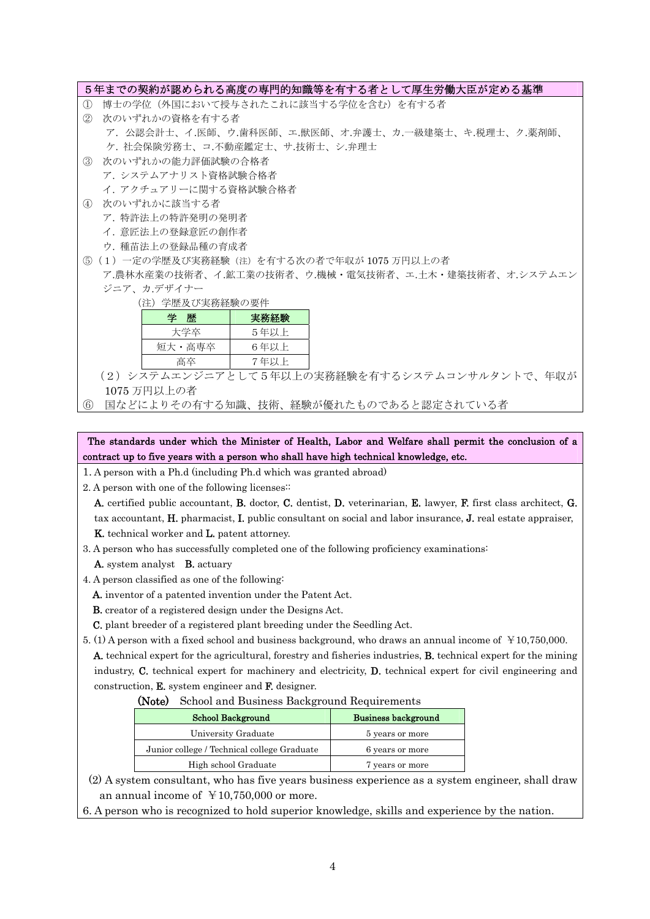**５年までの契約が認められる高度の専門的知識等を有する者として厚生労働大臣が定める基準**

① 博士の学位（外国において授与されたこれに該当する学位を含む）を有する者

② 次のいずれかの資格を有する者

ア．公認会計士、イ.医師、ウ.歯科医師、エ.獣医師、オ.弁護士、カ.一級建築士、キ.税理士、ク.薬剤師、ケ．社会保険労務士、コ.不動産鑑定士、サ.技術士、シ.弁理士

③ 次のいずれかの能力評価試験の合格者

ア．システムアナリスト資格試験合格者

イ．アクチュアリーに関する資格試験合格者

④ 次のいずれかに該当する者

ア．特許法上の特許発明の発明者

イ．意匠法上の登録意匠の創作者

ウ．種苗法上の登録品種の育成者

⑤（１）一定の学歴及び実務経験（注）を有する次の者で年収が 1075 万円以上の者

ア.農林水産業の技術者、イ.鉱工業の技術者、ウ.機械・電気技術者、エ.土木・建築技術者、オ.システムエンジニア、カ.デザイナー

（注）学歴及び実務経験の要件

| 学　歴 | 実務経験 |
|---|---|
| 大学卒 | ５年以上 |
| 短大・高専卒 | ６年以上 |
| 高卒 | ７年以上 |

（２）システムエンジニアとして５年以上の実務経験を有するシステムコンサルタントで、年収が 1075 万円以上の者

⑥ 国などによりその有する知識、技術、経験が優れたものであると認定されている者

**The standards under which the Minister of Health, Labor and Welfare shall permit the conclusion of a contract up to five years with a person who shall have high technical knowledge, etc.**

1. A person with a Ph.d (including Ph.d which was granted abroad)

2. A person with one of the following licenses::

**A.** certified public accountant, **B.** doctor, **C.** dentist, **D.** veterinarian, **E.** lawyer, **F.** first class architect, **G.** tax accountant, **H.** pharmacist, **I.** public consultant on social and labor insurance, **J.** real estate appraiser, **K.** technical worker and **L.** patent attorney.

3. A person who has successfully completed one of the following proficiency examinations:

**A.** system analyst **B.** actuary

4. A person classified as one of the following:

**A.** inventor of a patented invention under the Patent Act.

**B.** creator of a registered design under the Designs Act.

**C.** plant breeder of a registered plant breeding under the Seedling Act.

5. (1) A person with a fixed school and business background, who draws an annual income of ￥10,750,000.

**A.** technical expert for the agricultural, forestry and fisheries industries, **B.** technical expert for the mining industry, **C.** technical expert for machinery and electricity, **D.** technical expert for civil engineering and construction, **E.** system engineer and **F.** designer.

**(Note)** School and Business Background Requirements

| School Background | Business background |
|---|---|
| University Graduate | 5 years or more |
| Junior college / Technical college Graduate | 6 years or more |
| High school Graduate | 7 years or more |

(2) A system consultant, who has five years business experience as a system engineer, shall draw an annual income of ￥10,750,000 or more.

6. A person who is recognized to hold superior knowledge, skills and experience by the nation.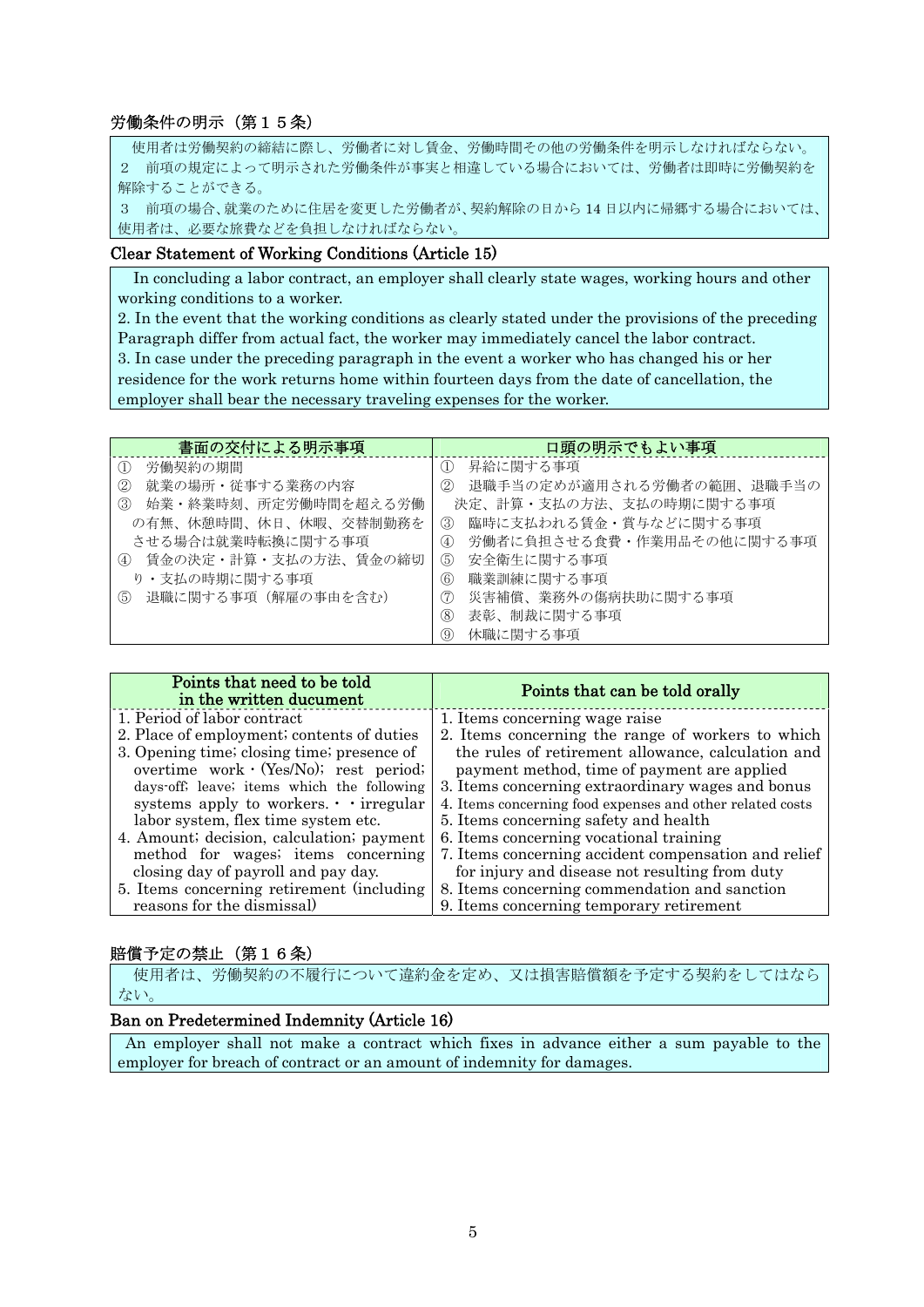### 労働条件の明示（第１５条）

使用者は労働契約の締結に際し、労働者に対し賃金、労働時間その他の労働条件を明示しなければならない。
２　前項の規定によって明示された労働条件が事実と相違している場合においては、労働者は即時に労働契約を解除することができる。
３　前項の場合、就業のために住居を変更した労働者が、契約解除の日から 14 日以内に帰郷する場合においては、使用者は、必要な旅費などを負担しなければならない。

### Clear Statement of Working Conditions (Article 15)

In concluding a labor contract, an employer shall clearly state wages, working hours and other working conditions to a worker.
2. In the event that the working conditions as clearly stated under the provisions of the preceding Paragraph differ from actual fact, the worker may immediately cancel the labor contract.
3. In case under the preceding paragraph in the event a worker who has changed his or her residence for the work returns home within fourteen days from the date of cancellation, the employer shall bear the necessary traveling expenses for the worker.

| 書面の交付による明示事項 | 口頭の明示でもよい事項 |
|---|---|
| ①　労働契約の期間<br>②　就業の場所・従事する業務の内容<br>③　始業・終業時刻、所定労働時間を超える労働の有無、休憩時間、休日、休暇、交替制勤務をさせる場合は就業時転換に関する事項<br>④　賃金の決定・計算・支払の方法、賃金の締切り・支払の時期に関する事項<br>⑤　退職に関する事項（解雇の事由を含む） | ①　昇給に関する事項<br>②　退職手当の定めが適用される労働者の範囲、退職手当の決定、計算・支払の方法、支払の時期に関する事項<br>③　臨時に支払われる賃金・賞与などに関する事項<br>④　労働者に負担させる食費・作業用品その他に関する事項<br>⑤　安全衛生に関する事項<br>⑥　職業訓練に関する事項<br>⑦　災害補償、業務外の傷病扶助に関する事項<br>⑧　表彰、制裁に関する事項<br>⑨　休職に関する事項 |

| Points that need to be told in the written ducument | Points that can be told orally |
|---|---|
| 1. Period of labor contract<br>2. Place of employment; contents of duties<br>3. Opening time; closing time; presence of overtime work・(Yes/No); rest period; days-off; leave; items which the following systems apply to workers.・・irregular labor system, flex time system etc.<br>4. Amount; decision, calculation; payment method for wages; items concerning closing day of payroll and pay day.<br>5. Items concerning retirement (including reasons for the dismissal) | 1. Items concerning wage raise<br>2. Items concerning the range of workers to which the rules of retirement allowance, calculation and payment method, time of payment are applied<br>3. Items concerning extraordinary wages and bonus<br>4. Items concerning food expenses and other related costs<br>5. Items concerning safety and health<br>6. Items concerning vocational training<br>7. Items concerning accident compensation and relief for injury and disease not resulting from duty<br>8. Items concerning commendation and sanction<br>9. Items concerning temporary retirement |

### 賠償予定の禁止（第１６条）

使用者は、労働契約の不履行について違約金を定め、又は損害賠償額を予定する契約をしてはならない。

### Ban on Predetermined Indemnity (Article 16)

An employer shall not make a contract which fixes in advance either a sum payable to the employer for breach of contract or an amount of indemnity for damages.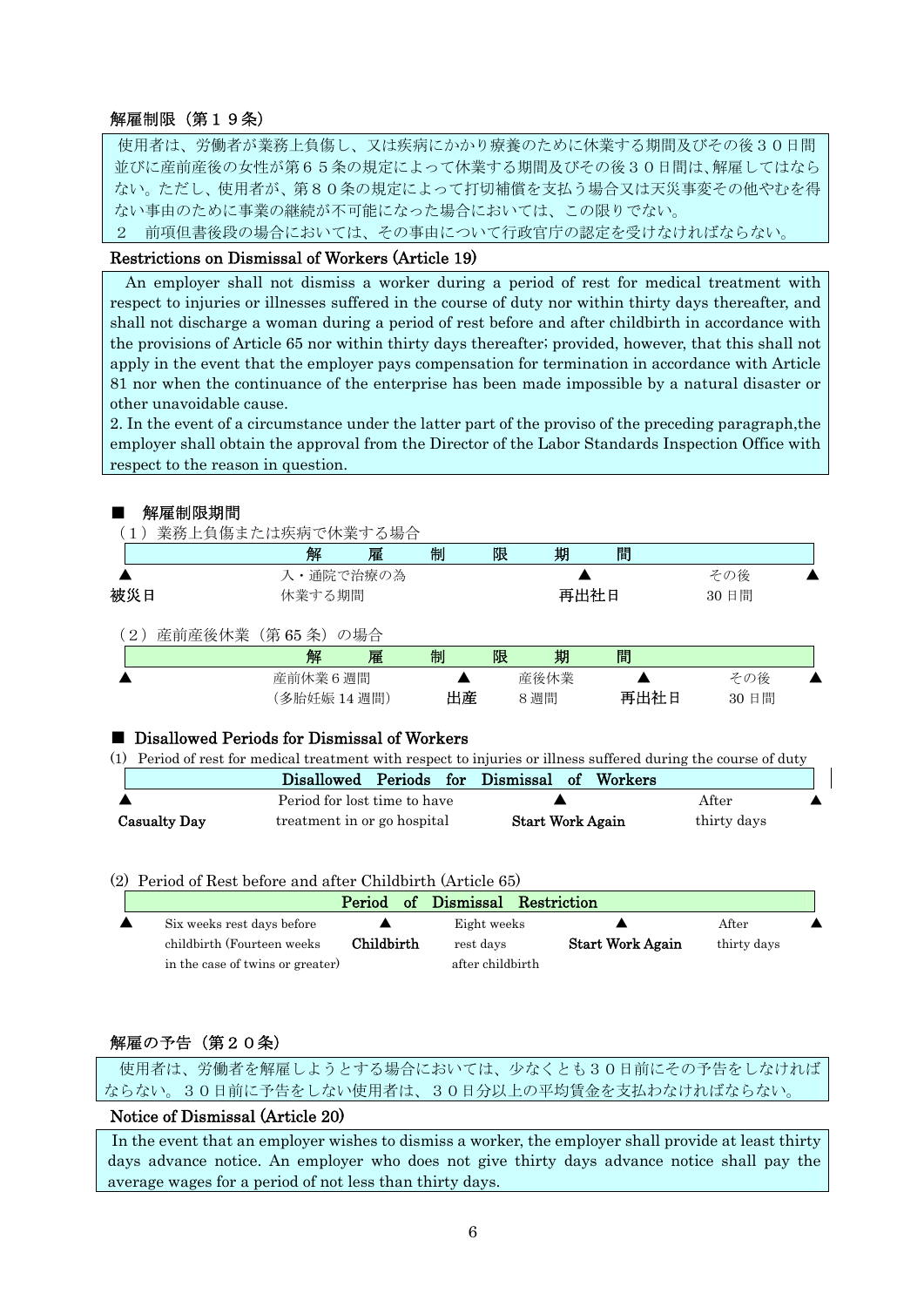### 解雇制限（第１９条）

使用者は、労働者が業務上負傷し、又は疾病にかかり療養のために休業する期間及びその後３０日間並びに産前産後の女性が第６５条の規定によって休業する期間及びその後３０日間は、解雇してはならない。ただし、使用者が、第８０条の規定によって打切補償を支払う場合又は天災事変その他やむを得ない事由のために事業の継続が不可能になった場合においては、この限りでない。

２　前項但書後段の場合においては、その事由について行政官庁の認定を受けなければならない。

### Restrictions on Dismissal of Workers (Article 19)

An employer shall not dismiss a worker during a period of rest for medical treatment with respect to injuries or illnesses suffered in the course of duty nor within thirty days thereafter, and shall not discharge a woman during a period of rest before and after childbirth in accordance with the provisions of Article 65 nor within thirty days thereafter; provided, however, that this shall not apply in the event that the employer pays compensation for termination in accordance with Article 81 nor when the continuance of the enterprise has been made impossible by a natural disaster or other unavoidable cause.

2. In the event of a circumstance under the latter part of the proviso of the preceding paragraph,the employer shall obtain the approval from the Director of the Labor Standards Inspection Office with respect to the reason in question.

## ■ 解雇制限期間

（１）業務上負傷または疾病で休業する場合

| 解雇制限期間 | | | |
|---|---|---|---|
| ▲ 被災日 | 入・通院で治療の為休業する期間 | ▲ 再出社日 | その後30日間 ▲ |

（２）産前産後休業（第65条）の場合

| 解雇制限期間 | | | | |
|---|---|---|---|---|
| ▲ | 産前休業６週間（多胎妊娠14週間） | ▲ 出産 | 産後休業８週間 | ▲ 再出社日 | その後30日間 ▲ |

## ■ Disallowed Periods for Dismissal of Workers

(1) Period of rest for medical treatment with respect to injuries or illness suffered during the course of duty

| Disallowed Periods for Dismissal of Workers | | | |
|---|---|---|---|
| ▲ **Casualty Day** | Period for lost time to have treatment in or go hospital | ▲ **Start Work Again** | After thirty days ▲ |

(2) Period of Rest before and after Childbirth (Article 65)

| Period of Dismissal Restriction | | | | | |
|---|---|---|---|---|---|
| ▲ | Six weeks rest days before childbirth (Fourteen weeks in the case of twins or greater) | ▲ **Childbirth** | Eight weeks rest days after childbirth | ▲ **Start Work Again** | After thirty days ▲ |

### 解雇の予告（第２０条）

使用者は、労働者を解雇しようとする場合においては、少なくとも３０日前にその予告をしなければならない。３０日前に予告をしない使用者は、３０日分以上の平均賃金を支払わなければならない。

### Notice of Dismissal (Article 20)

In the event that an employer wishes to dismiss a worker, the employer shall provide at least thirty days advance notice. An employer who does not give thirty days advance notice shall pay the average wages for a period of not less than thirty days.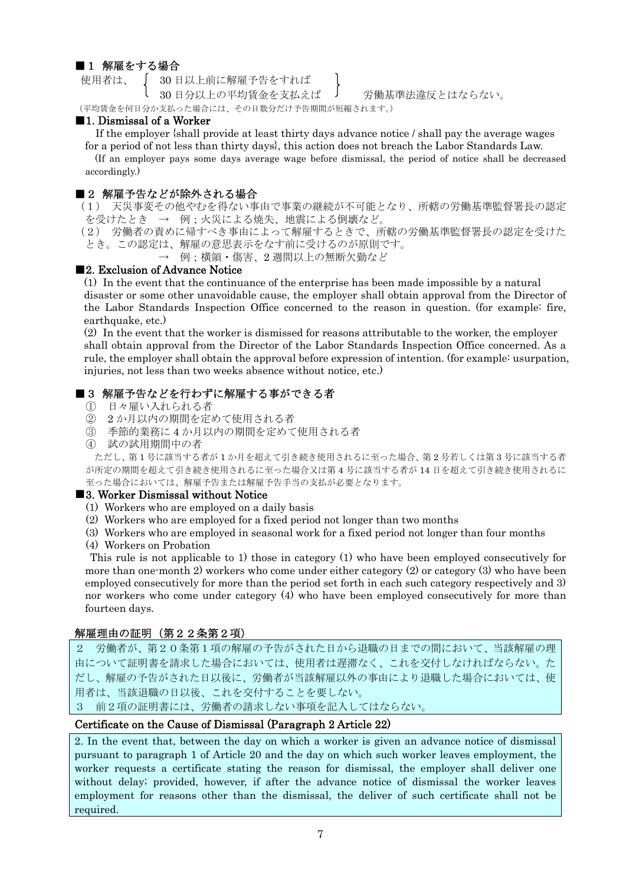### ■1 解雇をする場合

使用者は、{ 30 日以上前に解雇予告をすれば / 30 日分以上の平均賃金を支払えば } 労働基準法違反とはならない。

（平均賃金を何日分か支払った場合には、その日数分だけ予告期間が短縮されます。）

### ■1. Dismissal of a Worker

If the employer {shall provide at least thirty days advance notice / shall pay the average wages for a period of not less than thirty days}, this action does not breach the Labor Standards Law.

(If an employer pays some days average wage before dismissal, the period of notice shall be decreased accordingly.)

### ■2 解雇予告などが除外される場合

（1） 天災事変その他やむを得ない事由で事業の継続が不可能となり、所轄の労働基準監督署長の認定を受けたとき → 例；火災による焼失、地震による倒壊など。

（2） 労働者の責めに帰すべき事由によって解雇するときで、所轄の労働基準監督署長の認定を受けたとき。この認定は、解雇の意思表示をなす前に受けるのが原則です。

→ 例；横領・傷害、2 週間以上の無断欠勤など

### ■2. Exclusion of Advance Notice

(1) In the event that the continuance of the enterprise has been made impossible by a natural disaster or some other unavoidable cause, the employer shall obtain approval from the Director of the Labor Standards Inspection Office concerned to the reason in question. (for example: fire, earthquake, etc.)

(2) In the event that the worker is dismissed for reasons attributable to the worker, the employer shall obtain approval from the Director of the Labor Standards Inspection Office concerned. As a rule, the employer shall obtain the approval before expression of intention. (for example: usurpation, injuries, not less than two weeks absence without notice, etc.)

### ■3 解雇予告などを行わずに解雇する事ができる者

① 日々雇い入れられる者
② 2 か月以内の期間を定めて使用される者
③ 季節的業務に 4 か月以内の期間を定めて使用される者
④ 試の試用期間中の者

ただし、第 1 号に該当する者が 1 か月を超えて引き続き使用されるに至った場合、第 2 号若しくは第 3 号に該当する者が所定の期間を超えて引き続き使用されるに至った場合又は第 4 号に該当する者が 14 日を超えて引き続き使用されるに至った場合においては、解雇予告または解雇予告手当の支払が必要となります。

### ■3. Worker Dismissal without Notice

(1) Workers who are employed on a daily basis
(2) Workers who are employed for a fixed period not longer than two months
(3) Workers who are employed in seasonal work for a fixed period not longer than four months
(4) Workers on Probation

This rule is not applicable to 1) those in category (1) who have been employed consecutively for more than one-month 2) workers who come under either category (2) or category (3) who have been employed consecutively for more than the period set forth in each such category respectively and 3) nor workers who come under category (4) who have been employed consecutively for more than fourteen days.

### 解雇理由の証明（第２２条第２項）

２ 労働者が、第２０条第１項の解雇の予告がされた日から退職の日までの間において、当該解雇の理由について証明書を請求した場合においては、使用者は遅滞なく、これを交付しなければならない。ただし、解雇の予告がされた日以後に、労働者が当該解雇以外の事由により退職した場合においては、使用者は、当該退職の日以後、これを交付することを要しない。

３ 前２項の証明書には、労働者の請求しない事項を記入してはならない。

### Certificate on the Cause of Dismissal (Paragraph 2 Article 22)

2. In the event that, between the day on which a worker is given an advance notice of dismissal pursuant to paragraph 1 of Article 20 and the day on which such worker leaves employment, the worker requests a certificate stating the reason for dismissal, the employer shall deliver one without delay; provided, however, if after the advance notice of dismissal the worker leaves employment for reasons other than the dismissal, the deliver of such certificate shall not be required.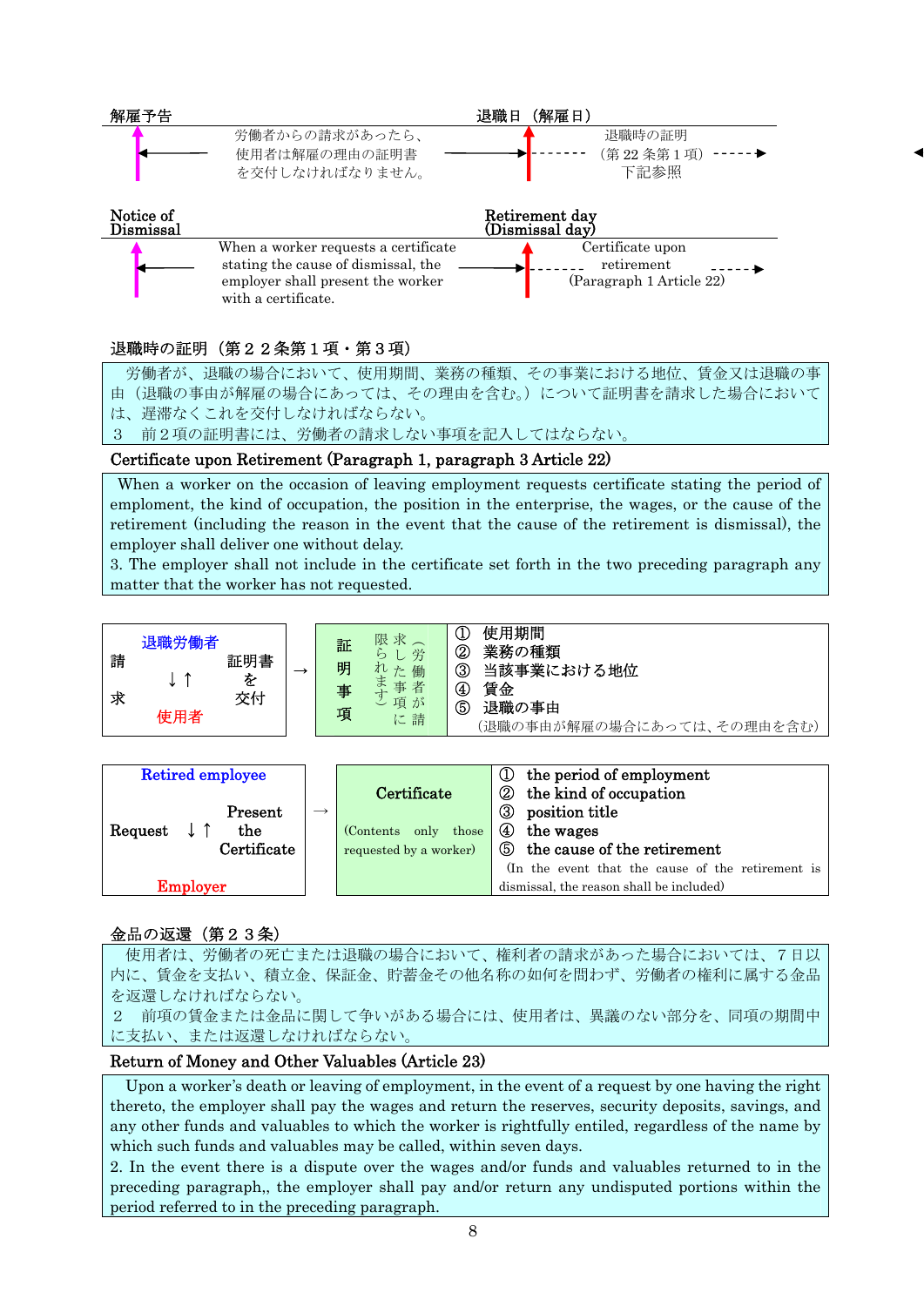解雇予告　　　　　　　　　　　　　　　　　　　　　　退職日（解雇日）

労働者からの請求があったら、使用者は解雇の理由の証明書を交付しなければなりません。

退職時の証明（第 22 条第 1 項）下記参照

Notice of Dismissal　　　　　　　　　　　　　　　　　　Retirement day (Dismissal day)

When a worker requests a certificate stating the cause of dismissal, the employer shall present the worker with a certificate.

Certificate upon retirement (Paragraph 1 Article 22)

### 退職時の証明（第２２条第１項・第３項）

労働者が、退職の場合において、使用期間、業務の種類、その事業における地位、賃金又は退職の事由（退職の事由が解雇の場合にあっては、その理由を含む。）について証明書を請求した場合においては、遅滞なくこれを交付しなければならない。

３　前２項の証明書には、労働者の請求しない事項を記入してはならない。

### Certificate upon Retirement (Paragraph 1, paragraph 3 Article 22)

When a worker on the occasion of leaving employment requests certificate stating the period of emplomant, the kind of occupation, the position in the enterprise, the wages, or the cause of the retirement (including the reason in the event that the cause of the retirement is dismissal), the employer shall deliver one without delay.

3. The employer shall not include in the certificate set forth in the two preceding paragraph any matter that the worker has not requested.

| 退職労働者<br>請求 ↓↑ 証明書を交付<br>使用者 | → | 証明事項<br>（労働者が請求した事項に限られます） | ① 使用期間<br>② 業務の種類<br>③ 当該事業における地位<br>④ 賃金<br>⑤ 退職の事由<br>（退職の事由が解雇の場合にあっては、その理由を含む） |
|---|---|---|---|

| Retired employee<br>Request ↓↑ Present the Certificate<br>Employer | → | Certificate<br>(Contents only those requested by a worker) | ① the period of employment<br>② the kind of occupation<br>③ position title<br>④ the wages<br>⑤ the cause of the retirement<br>(In the event that the cause of the retirement is dismissal, the reason shall be included) |
|---|---|---|---|

### 金品の返還（第２３条）

使用者は、労働者の死亡または退職の場合において、権利者の請求があった場合においては、７日以内に、賃金を支払い、積立金、保証金、貯蓄金その他名称の如何を問わず、労働者の権利に属する金品を返還しなければならない。

２　前項の賃金または金品に関して争いがある場合には、使用者は、異議のない部分を、同項の期間中に支払い、または返還しなければならない。

### Return of Money and Other Valuables (Article 23)

Upon a worker's death or leaving of employment, in the event of a request by one having the right thereto, the employer shall pay the wages and return the reserves, security deposits, savings, and any other funds and valuables to which the worker is rightfully entiled, regardless of the name by which such funds and valuables may be called, within seven days.

2. In the event there is a dispute over the wages and/or funds and valuables returned to in the preceding paragraph,, the employer shall pay and/or return any undisputed portions within the period referred to in the preceding paragraph.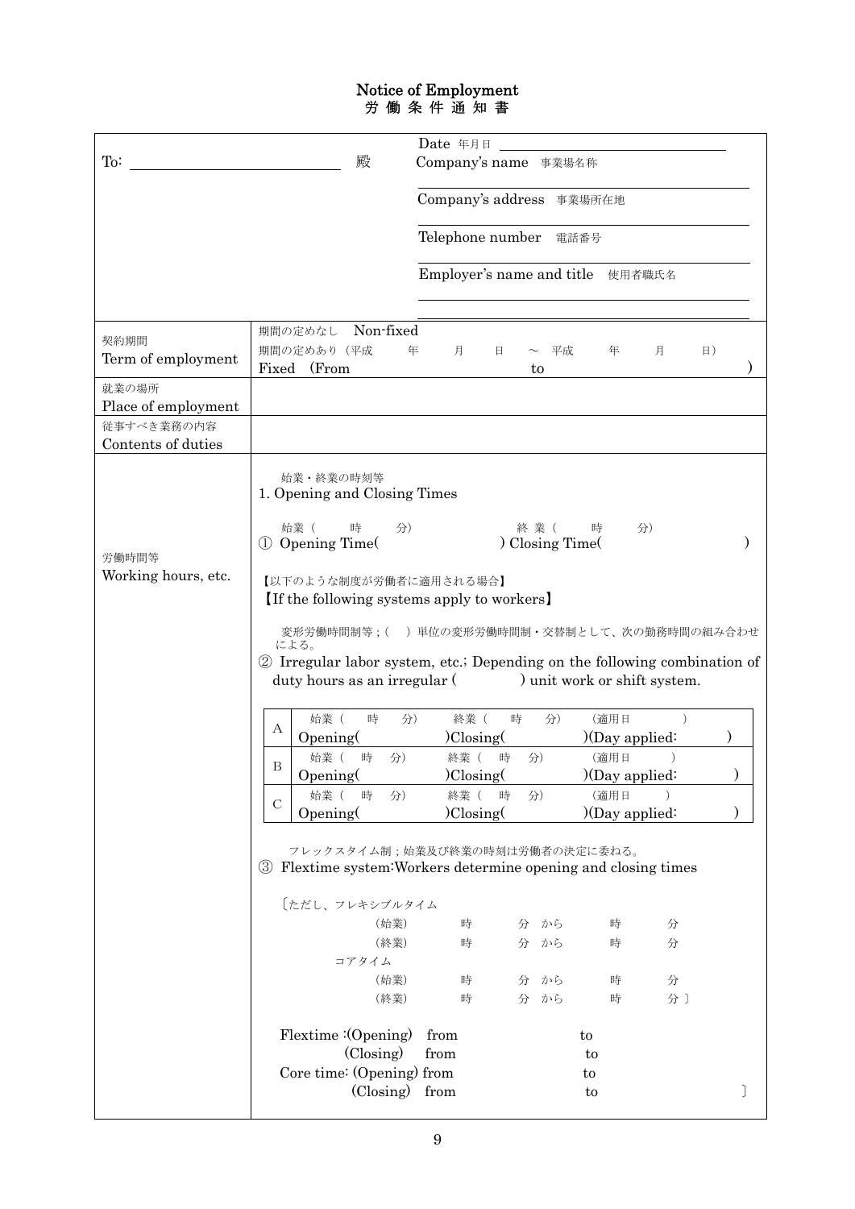# Notice of Employment
# 労働条件通知書

| | |
|---|---|
| To: \_\_\_\_\_\_\_\_\_\_\_\_\_\_\_\_ 殿 | Date 年月日 \_\_\_\_\_\_\_\_\_\_\_\_\_\_\_\_<br>Company's name 事業場名称<br>Company's address 事業場所在地<br>Telephone number 電話番号<br>Employer's name and title 使用者職氏名 |
| 契約期間<br>Term of employment | 期間の定めなし Non-fixed<br>期間の定めあり（平成　年　月　日 ～ 平成　年　月　日）<br>Fixed (From　　　　to　　　　) |
| 就業の場所<br>Place of employment | |
| 従事すべき業務の内容<br>Contents of duties | |
| 労働時間等<br>Working hours, etc. | 始業・終業の時刻等<br>1. Opening and Closing Times<br><br>始業（　時　分）　終業（　時　分）<br>① Opening Time(　　　) Closing Time(　　　)<br><br>【以下のような制度が労働者に適用される場合】<br>【If the following systems apply to workers】<br><br>変形労働時間制等；（　）単位の変形労働時間制・交替制として、次の勤務時間の組み合わせによる。<br>② Irregular labor system, etc.; Depending on the following combination of duty hours as an irregular (　　　) unit work or shift system.<br><br>A　始業（　時　分）Opening(　　)　終業（　時　分）Closing(　　)　（適用日　）(Day applied:　　)<br>B　始業（　時　分）Opening(　　)　終業（　時　分）Closing(　　)　（適用日　）(Day applied:　　)<br>C　始業（　時　分）Opening(　　)　終業（　時　分）Closing(　　)　（適用日　）(Day applied:　　)<br><br>フレックスタイム制；始業及び終業の時刻は労働者の決定に委ねる。<br>③ Flextime system:Workers determine opening and closing times<br><br>〔ただし、フレキシブルタイム<br>（始業）　時　分 から　時　分<br>（終業）　時　分 から　時　分<br>コアタイム<br>（始業）　時　分 から　時　分<br>（終業）　時　分 から　時　分〕<br><br>Flextime :(Opening) from　　to<br>(Closing) from　　to<br>Core time: (Opening) from　　to<br>(Closing) from　　to　　] |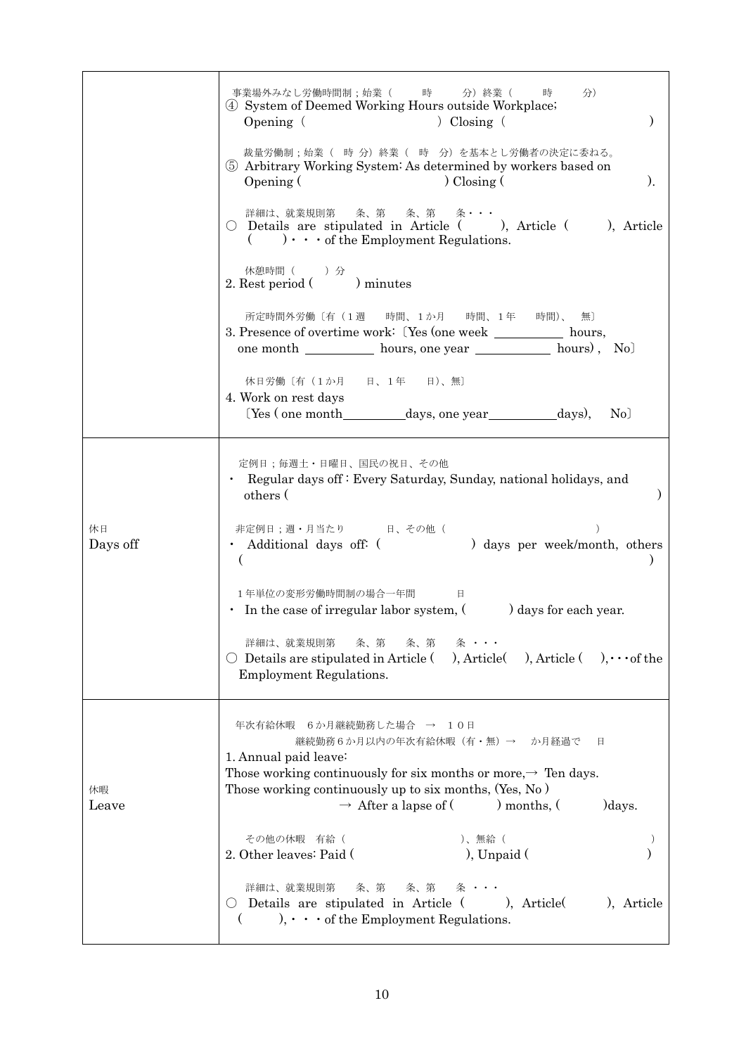| | |
|---|---|
| | 事業場外みなし労働時間制；始業（　　時　　分）終業（　　時　　分）<br>④ System of Deemed Working Hours outside Workplace;<br>Opening (　　　　　　　　　　) Closing (　　　　　　　　　　)<br><br>裁量労働制；始業（ 時 分）終業（ 時 分）を基本とし労働者の決定に委ねる。<br>⑤ Arbitrary Working System: As determined by workers based on<br>Opening (　　　　　　　　　　) Closing (　　　　　　　　　　).<br><br>詳細は、就業規則第　条、第　条、第　条・・・<br>○ Details are stipulated in Article (　　), Article (　　), Article (　　)・・・of the Employment Regulations.<br><br>休憩時間（　　）分<br>2. Rest period (　　) minutes<br><br>所定時間外労働〔有（1週　　時間、1か月　　時間、1年　　時間）、　無〕<br>3. Presence of overtime work:〔Yes (one week ________ hours, one month ________ hours, one year ________ hours) ,　No〕<br><br>休日労働〔有（1か月　　日、1年　　日)、無〕<br>4. Work on rest days<br>〔Yes ( one month________days, one year________days),　No〕 |
| 休日<br>Days off | 定例日；毎週土・日曜日、国民の祝日、その他<br>・ Regular days off : Every Saturday, Sunday, national holidays, and others (　　　　　　　　　　)<br><br>非定例日；週・月当たり　　　日、その他（　　　　　　　　　）<br>・ Additional days off: (　　　　　) days per week/month, others (　　　　　　　　　　)<br><br>1年単位の変形労働時間制の場合―年間　　　日<br>・ In the case of irregular labor system, (　　　) days for each year.<br><br>詳細は、就業規則第　条、第　条、第　条・・・<br>○ Details are stipulated in Article (　), Article(　), Article (　),・・・of the Employment Regulations. |
| 休暇<br>Leave | 年次有給休暇　6か月継続勤務した場合　→　10日<br>継続勤務6か月以内の年次有給休暇（有・無）→　か月経過で　日<br>1. Annual paid leave:<br>Those working continuously for six months or more,→ Ten days.<br>Those working continuously up to six months, (Yes, No )<br>→ After a lapse of (　　　) months, (　　　)days.<br><br>その他の休暇　有給（　　　　　　　　）、無給（　　　　　　　　）<br>2. Other leaves: Paid (　　　　　　　　), Unpaid (　　　　　　　　)<br><br>詳細は、就業規則第　条、第　条、第　条・・・<br>○ Details are stipulated in Article (　　), Article(　　), Article (　　),・・・of the Employment Regulations. |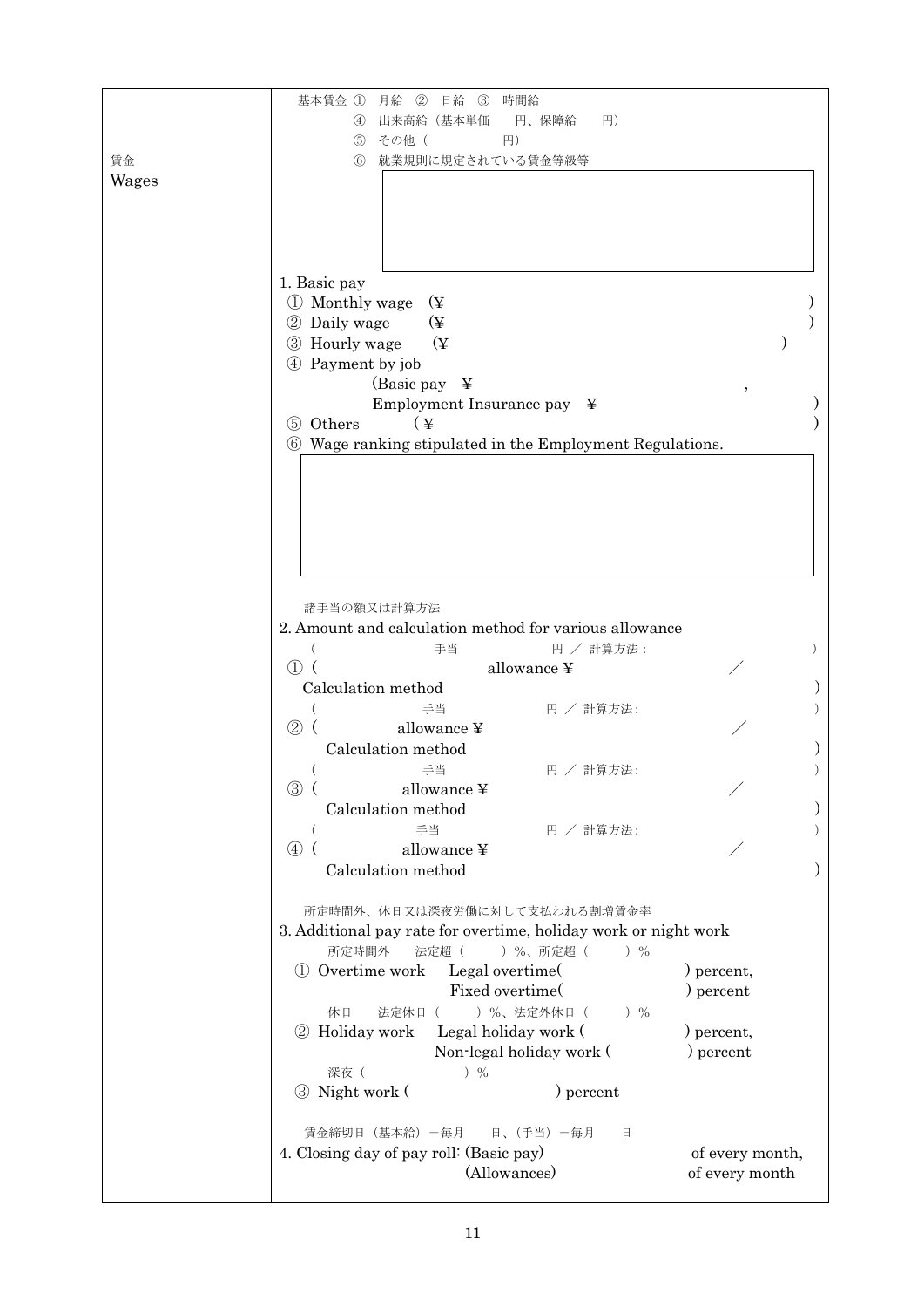| | |
|---|---|
| 賃金<br>Wages | 基本賃金 ① 月給 ② 日給 ③ 時間給<br>④ 出来高給（基本単価　　円、保障給　　円）<br>⑤ その他（　　　　　円）<br>⑥ 就業規則に規定されている賃金等級等<br>[ ]<br><br>1. Basic pay<br>① Monthly wage (¥ )<br>② Daily wage (¥ )<br>③ Hourly wage (¥ )<br>④ Payment by job<br>(Basic pay ¥ ,<br>Employment Insurance pay ¥ )<br>⑤ Others (¥ )<br>⑥ Wage ranking stipulated in the Employment Regulations.<br>[ ]<br><br>諸手当の額又は計算方法<br>2. Amount and calculation method for various allowance<br>（　　　手当　　　円 ／ 計算方法：　　　）<br>① (　　　allowance ¥　　　／<br>Calculation method　　　)<br>（　　　手当　　　円 ／ 計算方法：　　　）<br>② (　　　allowance ¥　　　／<br>Calculation method　　　)<br>（　　　手当　　　円 ／ 計算方法：　　　）<br>③ (　　　allowance ¥　　　／<br>Calculation method　　　)<br>（　　　手当　　　円 ／ 計算方法：　　　）<br>④ (　　　allowance ¥　　　／<br>Calculation method　　　)<br><br>所定時間外、休日又は深夜労働に対して支払われる割増賃金率<br>3. Additional pay rate for overtime, holiday work or night work<br>所定時間外　法定超（　　）%、所定超（　　）%<br>① Overtime work　Legal overtime(　　　) percent,<br>Fixed overtime(　　　) percent<br>休日　法定休日（　　）%、法定外休日（　　）%<br>② Holiday work　Legal holiday work (　　　) percent,<br>Non-legal holiday work (　　　) percent<br>深夜（　　　）%<br>③ Night work (　　　) percent<br><br>賃金締切日（基本給）－毎月　　日、（手当）－毎月　　日<br>4. Closing day of pay roll: (Basic pay)　　　of every month,<br>(Allowances)　　　of every month |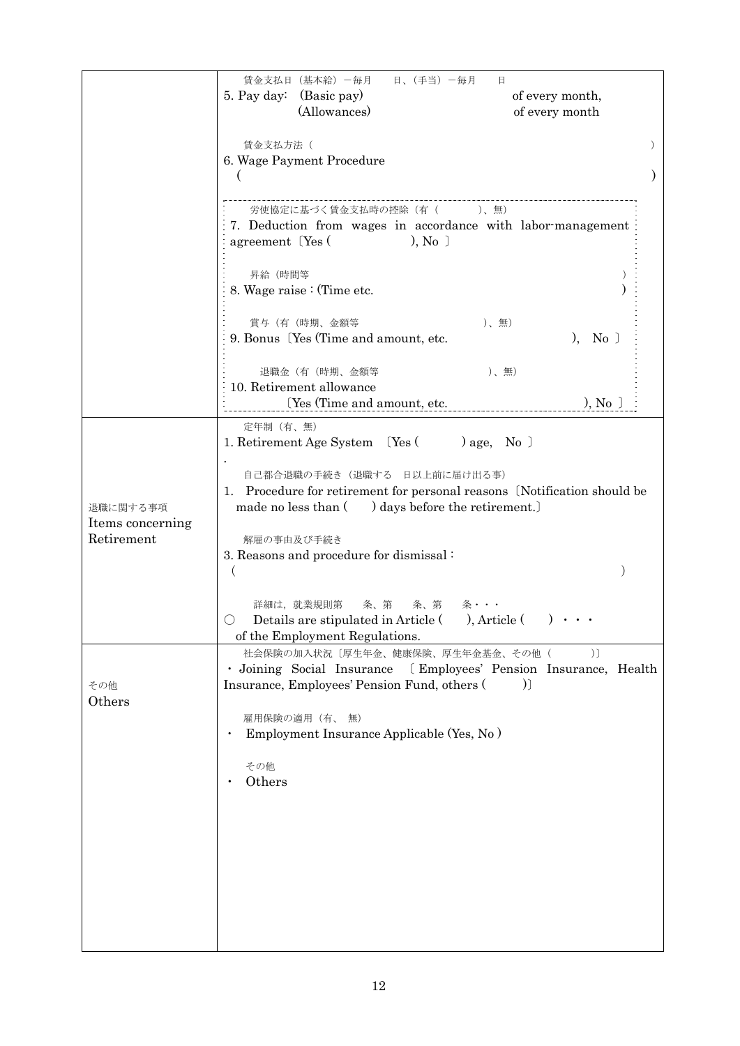| | |
|---|---|
| | 賃金支払日（基本給）－毎月　　日、（手当）－毎月　　日<br>5. Pay day:　(Basic pay)　　　　　　　　　　of every month,<br>(Allowances)　　　　　　　　　　of every month<br><br>賃金支払方法（　　　　　　　　　　　　　　　　　　　　　　）<br>6. Wage Payment Procedure<br>(　　　　　　　　　　　　　　　　　　　　　　　　　　　　　)<br><br>労使協定に基づく賃金支払時の控除（有（　　　）、無）<br>7. Deduction from wages in accordance with labor-management agreement〔Yes (　　　　　　), No 〕<br><br>昇給（時間等　　　　　　　　　　　　　　　　　　　　　）<br>8. Wage raise : (Time etc.　　　　　　　　　　　　　　　　　)<br><br>賞与（有（時期、金額等　　　　　　　　　）、無）<br>9. Bonus〔Yes (Time and amount, etc.　　　　　　　　　),　No 〕<br><br>退職金（有（時期、金額等　　　　　　　　　）、無）<br>10. Retirement allowance<br>〔Yes (Time and amount, etc.　　　　　　　　　　　), No 〕 |
| 退職に関する事項<br>Items concerning Retirement | 定年制（有、無）<br>1. Retirement Age System 〔Yes (　　　) age,　No 〕<br>.<br>自己都合退職の手続き（退職する　日以上前に届け出る事）<br>1. Procedure for retirement for personal reasons〔Notification should be made no less than (　　) days before the retirement.〕<br><br>解雇の事由及び手続き<br>3. Reasons and procedure for dismissal :<br>(　　　　　　　　　　　　　　　　　　　　　　　　　　　　　)<br><br>詳細は，就業規則第　　条、第　　条、第　　条・・・<br>○　Details are stipulated in Article (　　), Article (　　) ・・・ of the Employment Regulations. |
| その他<br>Others | 社会保険の加入状況〔厚生年金、健康保険、厚生年金基金、その他（　　　）〕<br>・Joining Social Insurance 〔Employees' Pension Insurance, Health Insurance, Employees' Pension Fund, others (　　　)〕<br><br>雇用保険の適用（有、 無）<br>・　Employment Insurance Applicable (Yes, No )<br><br>その他<br>・　Others |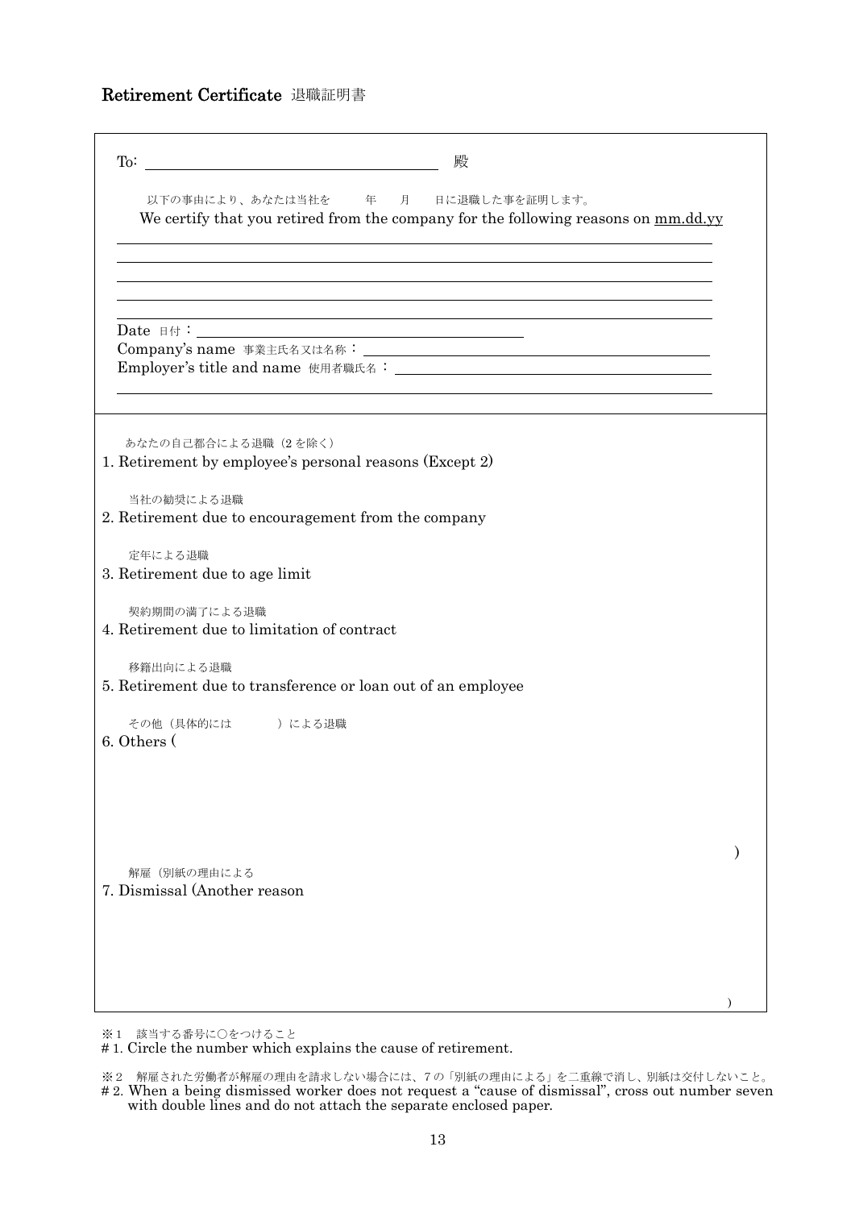## Retirement Certificate 退職証明書

To: ＿＿＿＿＿＿＿＿＿＿＿＿＿＿＿＿ 殿

以下の事由により、あなたは当社を　　年　　月　　日に退職した事を証明します。
We certify that you retired from the company for the following reasons on mm.dd.yy

Date 日付：＿＿＿＿＿＿＿＿＿＿＿＿＿＿＿＿

Company's name 事業主氏名又は名称：＿＿＿＿＿＿＿＿＿＿＿＿＿＿＿＿

Employer's title and name 使用者職氏名：＿＿＿＿＿＿＿＿＿＿＿＿＿＿＿＿

あなたの自己都合による退職（2を除く）
1. Retirement by employee's personal reasons (Except 2)

当社の勧奨による退職
2. Retirement due to encouragement from the company

定年による退職
3. Retirement due to age limit

契約期間の満了による退職
4. Retirement due to limitation of contract

移籍出向による退職
5. Retirement due to transference or loan out of an employee

その他（具体的には　　　）による退職
6. Others (　　　　)

解雇（別紙の理由による
7. Dismissal (Another reason　　　　)

※1　該当する番号に○をつけること
# 1. Circle the number which explains the cause of retirement.

※2　解雇された労働者が解雇の理由を請求しない場合には、7の「別紙の理由による」を二重線で消し、別紙は交付しないこと。
# 2. When a being dismissed worker does not request a "cause of dismissal", cross out number seven with double lines and do not attach the separate enclosed paper.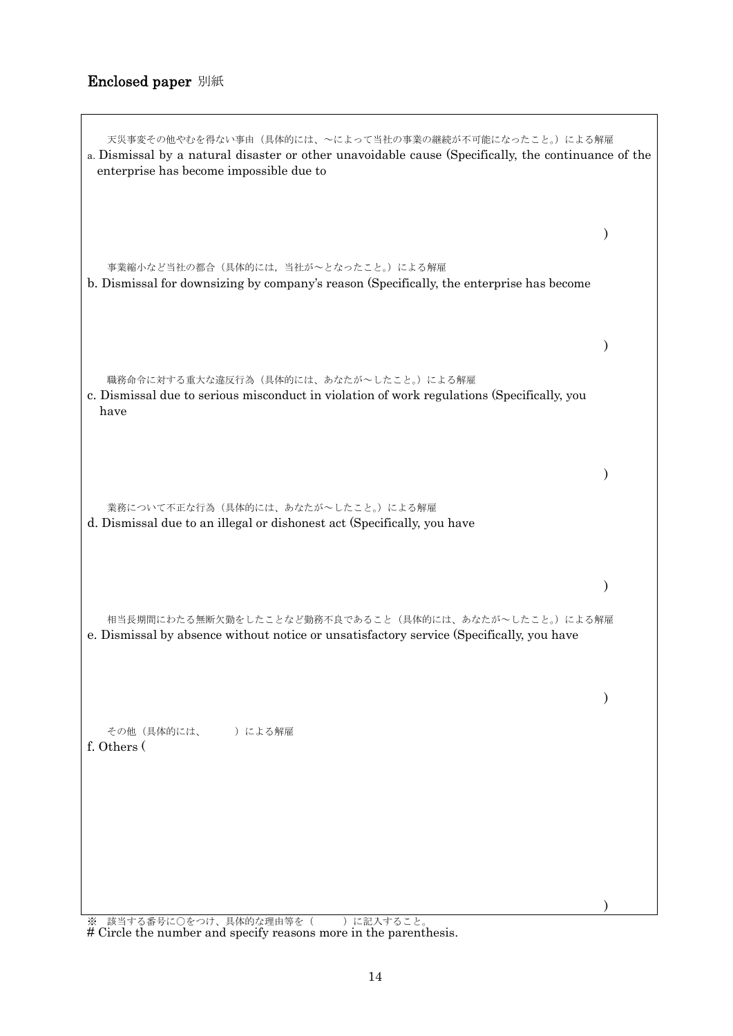## Enclosed paper 別紙

天災事変その他やむを得ない事由（具体的には、～によって当社の事業の継続が不可能になったこと。）による解雇
a. Dismissal by a natural disaster or other unavoidable cause (Specifically, the continuance of the enterprise has become impossible due to

)

事業縮小など当社の都合（具体的には，当社が～となったこと。）による解雇
b. Dismissal for downsizing by company's reason (Specifically, the enterprise has become

)

職務命令に対する重大な違反行為（具体的には、あなたが～したこと。）による解雇
c. Dismissal due to serious misconduct in violation of work regulations (Specifically, you have

)

業務について不正な行為（具体的には、あなたが～したこと。）による解雇
d. Dismissal due to an illegal or dishonest act (Specifically, you have

)

相当長期間にわたる無断欠勤をしたことなど勤務不良であること（具体的には、あなたが～したこと。）による解雇
e. Dismissal by absence without notice or unsatisfactory service (Specifically, you have

)

その他（具体的には、　　）による解雇
f. Others (

)

※　該当する番号に○をつけ、具体的な理由等を（　　）に記入すること。
# Circle the number and specify reasons more in the parenthesis.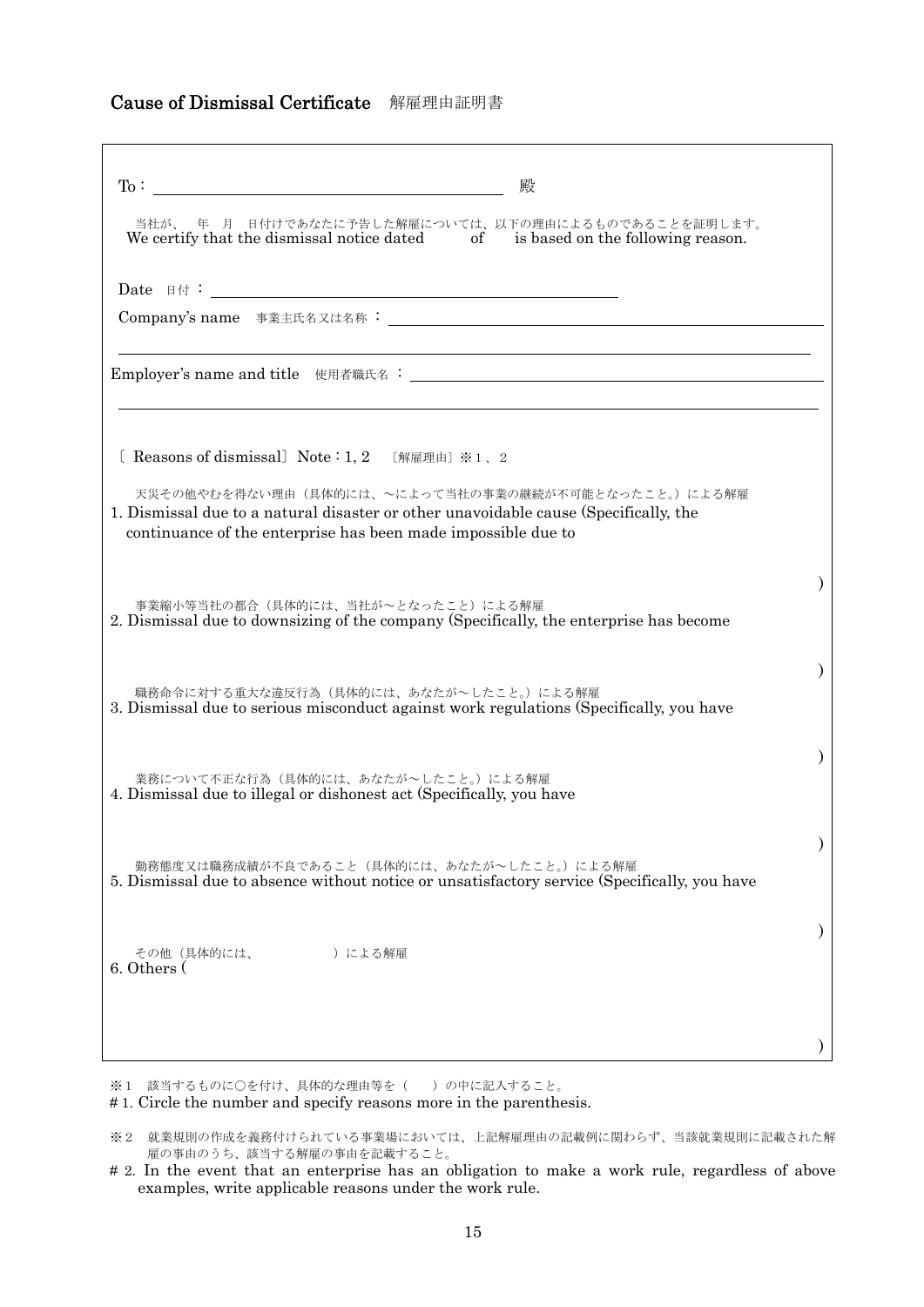## Cause of Dismissal Certificate　解雇理由証明書

To： ＿＿＿＿＿＿＿＿＿＿＿＿＿＿＿＿＿＿＿＿＿＿＿＿ 殿

当社が、　年　月　日付けであなたに予告した解雇については、以下の理由によるものであることを証明します。
We certify that the dismissal notice dated 　　of 　　is based on the following reason.

Date 日付 ： ＿＿＿＿＿＿＿＿＿＿＿＿＿＿＿＿＿＿＿＿＿＿＿＿

Company's name 事業主氏名又は名称 ： ＿＿＿＿＿＿＿＿＿＿＿＿＿＿＿＿＿＿＿＿＿＿＿＿

Employer's name and title 使用者職氏名 ： ＿＿＿＿＿＿＿＿＿＿＿＿＿＿＿＿＿＿＿＿＿＿＿＿

〔 Reasons of dismissal〕 Note：1, 2　〔解雇理由〕※1、2

天災その他やむを得ない理由（具体的には、～によって当社の事業の継続が不可能となったこと。）による解雇
1. Dismissal due to a natural disaster or other unavoidable cause (Specifically, the continuance of the enterprise has been made impossible due to

)

事業縮小等当社の都合（具体的には、当社が～となったこと）による解雇
2. Dismissal due to downsizing of the company (Specifically, the enterprise has become

)

職務命令に対する重大な違反行為（具体的には、あなたが～したこと。）による解雇
3. Dismissal due to serious misconduct against work regulations (Specifically, you have

)

業務について不正な行為（具体的には、あなたが～したこと。）による解雇
4. Dismissal due to illegal or dishonest act (Specifically, you have

)

勤務態度又は職務成績が不良であること（具体的には、あなたが～したこと。）による解雇
5. Dismissal due to absence without notice or unsatisfactory service (Specifically, you have

)

その他（具体的には、　　　　　）による解雇
6. Others (

)

※1　該当するものに○を付け、具体的な理由等を（　）の中に記入すること。
# 1. Circle the number and specify reasons more in the parenthesis.

※2　就業規則の作成を義務付けられている事業場においては、上記解雇理由の記載例に関わらず、当該就業規則に記載された解雇の事由のうち、該当する解雇の事由を記載すること。
# 2. In the event that an enterprise has an obligation to make a work rule, regardless of above examples, write applicable reasons under the work rule.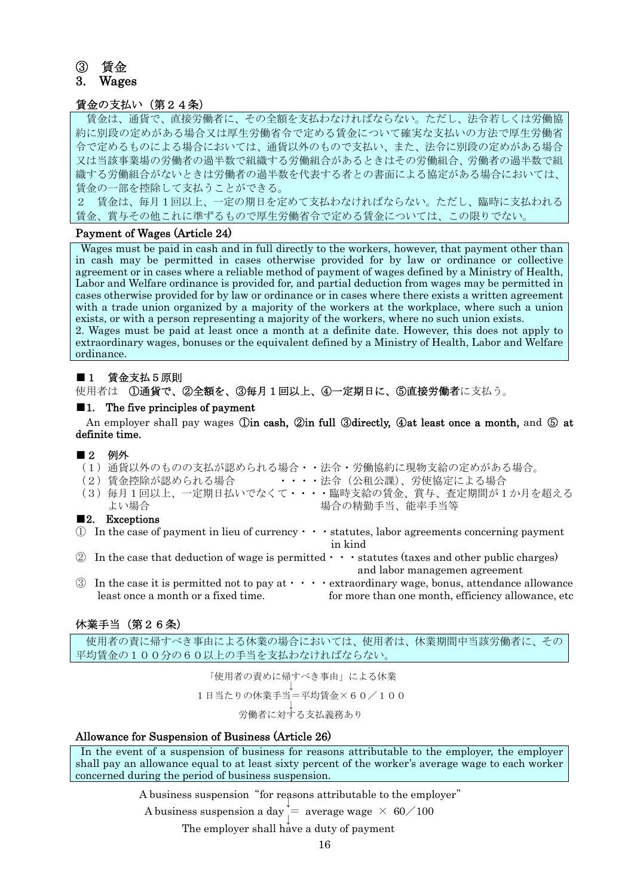## ③　賃金
## 3.　Wages

### 賃金の支払い（第２４条）

賃金は、通貨で、直接労働者に、その全額を支払わなければならない。ただし、法令若しくは労働協約に別段の定めがある場合又は厚生労働省令で定める賃金について確実な支払いの方法で厚生労働省令で定めるものによる場合においては、通貨以外のもので支払い、また、法令に別段の定めがある場合又は当該事業場の労働者の過半数で組織する労働組合があるときはその労働組合、労働者の過半数で組織する労働組合がないときは労働者の過半数を代表する者との書面による協定がある場合においては、賃金の一部を控除して支払うことができる。

２　賃金は、毎月１回以上、一定の期日を定めて支払わなければならない。ただし、臨時に支払われる賃金、賞与その他これに準ずるもので厚生労働省令で定める賃金については、この限りでない。

### Payment of Wages (Article 24)

Wages must be paid in cash and in full directly to the workers, however, that payment other than in cash may be permitted in cases otherwise provided for by law or ordinance or collective agreement or in cases where a reliable method of payment of wages defined by a Ministry of Health, Labor and Welfare ordinance is provided for, and partial deduction from wages may be permitted in cases otherwise provided for by law or ordinance or in cases where there exists a written agreement with a trade union organized by a majority of the workers at the workplace, where such a union exists, or with a person representing a majority of the workers, where no such union exists.

2. Wages must be paid at least once a month at a definite date. However, this does not apply to extraordinary wages, bonuses or the equivalent defined by a Ministry of Health, Labor and Welfare ordinance.

**■１　賃金支払５原則**

使用者は　**①通貨で、②全額を、③毎月１回以上、④一定期日に、⑤直接労働者**に支払う。

**■1.　The five principles of payment**

An employer shall pay wages **①in cash, ②in full ③directly, ④at least once a month,** and **⑤ at definite time.**

**■２　例外**

（１）通貨以外のものの支払が認められる場合・・法令・労働協約に現物支給の定めがある場合。
（２）賃金控除が認められる場合　　　　・・・・法令（公租公課）、労使協定による場合
（３）毎月１回以上、一定期日払いでなくて・・・・臨時支給の賃金、賞与、査定期間が１か月を超える場合の精勤手当、能率手当等
よい場合

**■2.　Exceptions**

① In the case of payment in lieu of currency・・・statutes, labor agreements concerning payment in kind
② In the case that deduction of wage is permitted・・・statutes (taxes and other public charges) and labor managemen agreement
③ In the case it is permitted not to pay at・・・・extraordinary wage, bonus, attendance allowance least once a month or a fixed time.　　　for more than one month, efficiency allowance, etc

### 休業手当（第２６条）

使用者の責に帰すべき事由による休業の場合においては、使用者は、休業期間中当該労働者に、その平均賃金の１００分の６０以上の手当を支払わなければならない。

「使用者の責めに帰すべき事由」による休業
↓
１日当たりの休業手当＝平均賃金×６０／１００
↓
労働者に対する支払義務あり

### Allowance for Suspension of Business (Article 26)

In the event of a suspension of business for reasons attributable to the employer, the employer shall pay an allowance equal to at least sixty percent of the worker's average wage to each worker concerned during the period of business suspension.

A business suspension "for reasons attributable to the employer"
↓
A business suspension a day = average wage × 60／100
↓
The employer shall have a duty of payment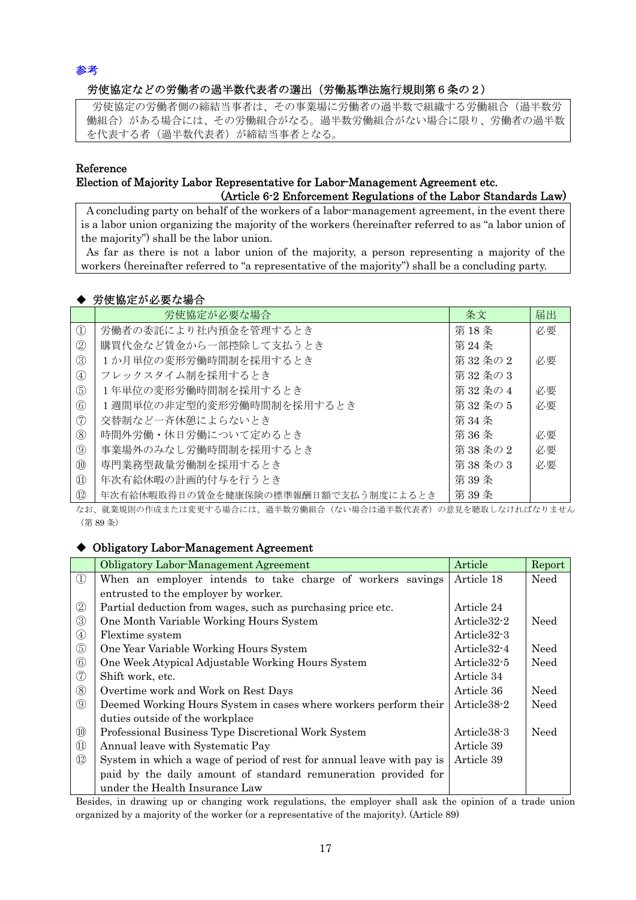参考

### 労使協定などの労働者の過半数代表者の選出（労働基準法施行規則第６条の２）

労使協定の労働者側の締結当事者は、その事業場に労働者の過半数で組織する労働組合（過半数労働組合）がある場合には、その労働組合がなる。過半数労働組合がない場合に限り、労働者の過半数を代表する者（過半数代表者）が締結当事者となる。

Reference

### Election of Majority Labor Representative for Labor-Management Agreement etc. (Article 6-2 Enforcement Regulations of the Labor Standards Law)

A concluding party on behalf of the workers of a labor-management agreement, in the event there is a labor union organizing the majority of the workers (hereinafter referred to as "a labor union of the majority") shall be the labor union.

As far as there is not a labor union of the majority, a person representing a majority of the workers (hereinafter referred to "a representative of the majority") shall be a concluding party.

### ◆ 労使協定が必要な場合

| | 労使協定が必要な場合 | 条文 | 届出 |
|---|---|---|---|
| ① | 労働者の委託により社内預金を管理するとき | 第 18 条 | 必要 |
| ② | 購買代金など賃金から一部控除して支払うとき | 第 24 条 | |
| ③ | １か月単位の変形労働時間制を採用するとき | 第 32 条の 2 | 必要 |
| ④ | フレックスタイム制を採用するとき | 第 32 条の 3 | |
| ⑤ | １年単位の変形労働時間制を採用するとき | 第 32 条の 4 | 必要 |
| ⑥ | １週間単位の非定型的変形労働時間制を採用するとき | 第 32 条の 5 | 必要 |
| ⑦ | 交替制など一斉休憩によらないとき | 第 34 条 | |
| ⑧ | 時間外労働・休日労働について定めるとき | 第 36 条 | 必要 |
| ⑨ | 事業場外のみなし労働時間制を採用するとき | 第 38 条の 2 | 必要 |
| ⑩ | 専門業務型裁量労働制を採用するとき | 第 38 条の 3 | 必要 |
| ⑪ | 年次有給休暇の計画的付与を行うとき | 第 39 条 | |
| ⑫ | 年次有給休暇取得日の賃金を健康保険の標準報酬日額で支払う制度によるとき | 第 39 条 | |

なお、就業規則の作成または変更する場合には、過半数労働組合（ない場合は過半数代表者）の意見を聴取しなければなりません（第 89 条）

### ◆ Obligatory Labor-Management Agreement

| | Obligatory Labor-Management Agreement | Article | Report |
|---|---|---|---|
| ① | When an employer intends to take charge of workers savings entrusted to the employer by worker. | Article 18 | Need |
| ② | Partial deduction from wages, such as purchasing price etc. | Article 24 | |
| ③ | One Month Variable Working Hours System | Article32-2 | Need |
| ④ | Flextime system | Article32-3 | |
| ⑤ | One Year Variable Working Hours System | Article32-4 | Need |
| ⑥ | One Week Atypical Adjustable Working Hours System | Article32-5 | Need |
| ⑦ | Shift work, etc. | Article 34 | |
| ⑧ | Overtime work and Work on Rest Days | Article 36 | Need |
| ⑨ | Deemed Working Hours System in cases where workers perform their duties outside of the workplace | Article38-2 | Need |
| ⑩ | Professional Business Type Discretional Work System | Article38-3 | Need |
| ⑪ | Annual leave with Systematic Pay | Article 39 | |
| ⑫ | System in which a wage of period of rest for annual leave with pay is paid by the daily amount of standard remuneration provided for under the Health Insurance Law | Article 39 | |

Besides, in drawing up or changing work regulations, the employer shall ask the opinion of a trade union organized by a majority of the worker (or a representative of the majority). (Article 89)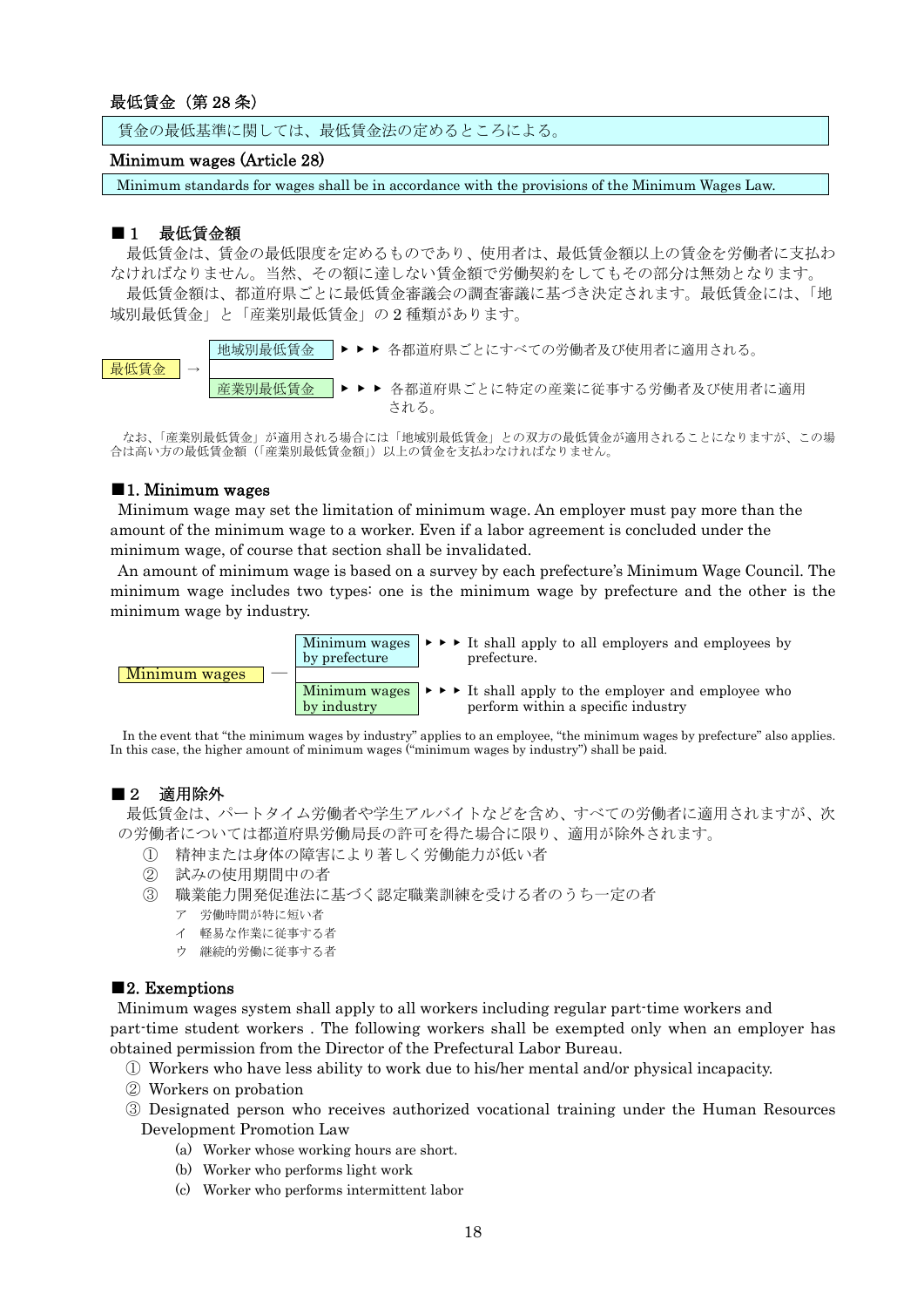### 最低賃金（第 28 条）

> 賃金の最低基準に関しては、最低賃金法の定めるところによる。

### Minimum wages (Article 28)

> Minimum standards for wages shall be in accordance with the provisions of the Minimum Wages Law.

## ■１　最低賃金額

最低賃金は、賃金の最低限度を定めるものであり、使用者は、最低賃金額以上の賃金を労働者に支払わなければなりません。当然、その額に達しない賃金額で労働契約をしてもその部分は無効となります。

最低賃金額は、都道府県ごとに最低賃金審議会の調査審議に基づき決定されます。最低賃金には、「地域別最低賃金」と「産業別最低賃金」の２種類があります。

最低賃金 →
- 地域別最低賃金 ▸▸▸ 各都道府県ごとにすべての労働者及び使用者に適用される。
- 産業別最低賃金 ▸▸▸ 各都道府県ごとに特定の産業に従事する労働者及び使用者に適用される。

なお、「産業別最低賃金」が適用される場合には「地域別最低賃金」との双方の最低賃金が適用されることになりますが、この場合は高い方の最低賃金額（「産業別最低賃金額」）以上の賃金を支払わなければなりません。

## ■1. Minimum wages

Minimum wage may set the limitation of minimum wage. An employer must pay more than the amount of the minimum wage to a worker. Even if a labor agreement is concluded under the minimum wage, of course that section shall be invalidated.

An amount of minimum wage is based on a survey by each prefecture's Minimum Wage Council. The minimum wage includes two types: one is the minimum wage by prefecture and the other is the minimum wage by industry.

Minimum wages —
- Minimum wages by prefecture ▸▸▸ It shall apply to all employers and employees by prefecture.
- Minimum wages by industry ▸▸▸ It shall apply to the employer and employee who perform within a specific industry

In the event that "the minimum wages by industry" applies to an employee, "the minimum wages by prefecture" also applies. In this case, the higher amount of minimum wages ("minimum wages by industry") shall be paid.

## ■２　適用除外

最低賃金は、パートタイム労働者や学生アルバイトなどを含め、すべての労働者に適用されますが、次の労働者については都道府県労働局長の許可を得た場合に限り、適用が除外されます。

① 精神または身体の障害により著しく労働能力が低い者

② 試みの使用期間中の者

③ 職業能力開発促進法に基づく認定職業訓練を受ける者のうち一定の者

　ア　労働時間が特に短い者

　イ　軽易な作業に従事する者

　ウ　継続的労働に従事する者

## ■2. Exemptions

Minimum wages system shall apply to all workers including regular part-time workers and part-time student workers . The following workers shall be exempted only when an employer has obtained permission from the Director of the Prefectural Labor Bureau.

① Workers who have less ability to work due to his/her mental and/or physical incapacity.

② Workers on probation

③ Designated person who receives authorized vocational training under the Human Resources Development Promotion Law

　(a) Worker whose working hours are short.

　(b) Worker who performs light work

　(c) Worker who performs intermittent labor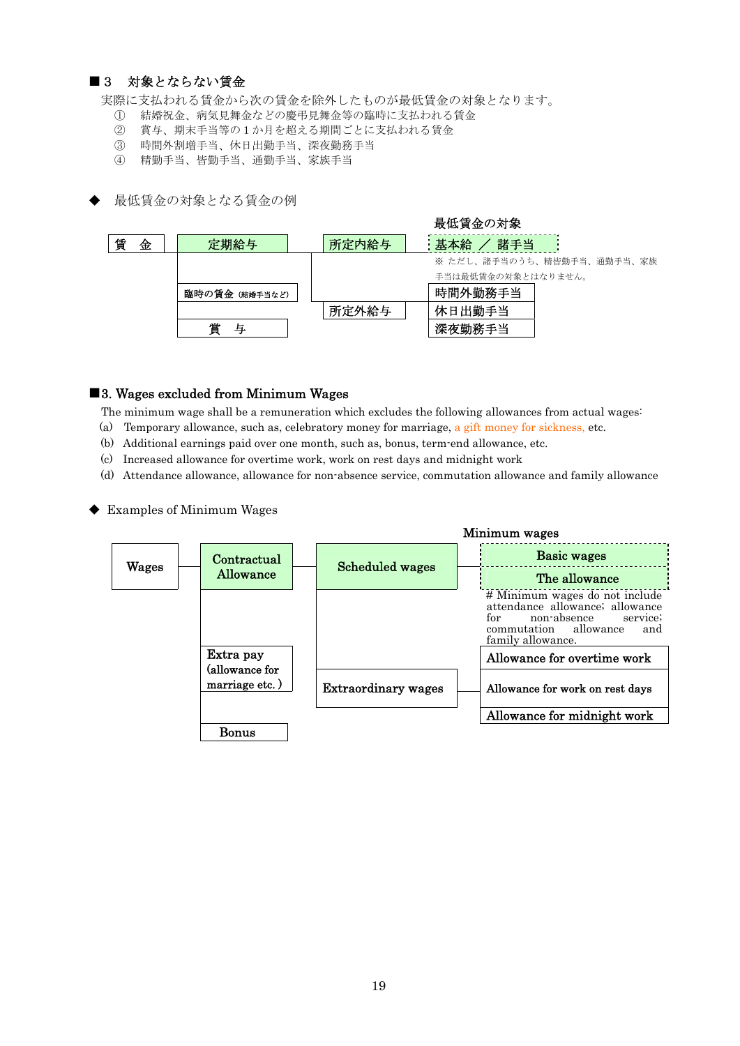■３　対象とならない賃金

実際に支払われる賃金から次の賃金を除外したものが最低賃金の対象となります。

① 結婚祝金、病気見舞金などの慶弔見舞金等の臨時に支払われる賃金
② 賞与、期末手当等の１か月を超える期間ごとに支払われる賃金
③ 時間外割増手当、休日出勤手当、深夜勤務手当
④ 精勤手当、皆勤手当、通勤手当、家族手当

◆　最低賃金の対象となる賃金の例

| 賃　金 | 定期給与 | 所定内給与 | 最低賃金の対象：基本給 ／ 諸手当 |
|---|---|---|---|
| | | | ※ ただし、諸手当のうち、精皆勤手当、通勤手当、家族手当は最低賃金の対象とはなりません。 |
| | | 所定外給与 | 時間外勤務手当 |
| | | | 休日出勤手当 |
| | | | 深夜勤務手当 |
| | 臨時の賃金（結婚手当など） | | |
| | 賞　与 | | |

■3. Wages excluded from Minimum Wages

The minimum wage shall be a remuneration which excludes the following allowances from actual wages:

(a) Temporary allowance, such as, celebratory money for marriage, a gift money for sickness, etc.
(b) Additional earnings paid over one month, such as, bonus, term-end allowance, etc.
(c) Increased allowance for overtime work, work on rest days and midnight work
(d) Attendance allowance, allowance for non-absence service, commutation allowance and family allowance

◆ Examples of Minimum Wages

| Wages | Contractual Allowance | Scheduled wages | Minimum wages: Basic wages |
|---|---|---|---|
| | | | Minimum wages: The allowance |
| | | | # Minimum wages do not include attendance allowance; allowance for non-absence service; commutation allowance and family allowance. |
| | | Extraordinary wages | Allowance for overtime work |
| | | | Allowance for work on rest days |
| | | | Allowance for midnight work |
| | Extra pay (allowance for marriage etc. ) | | |
| | Bonus | | |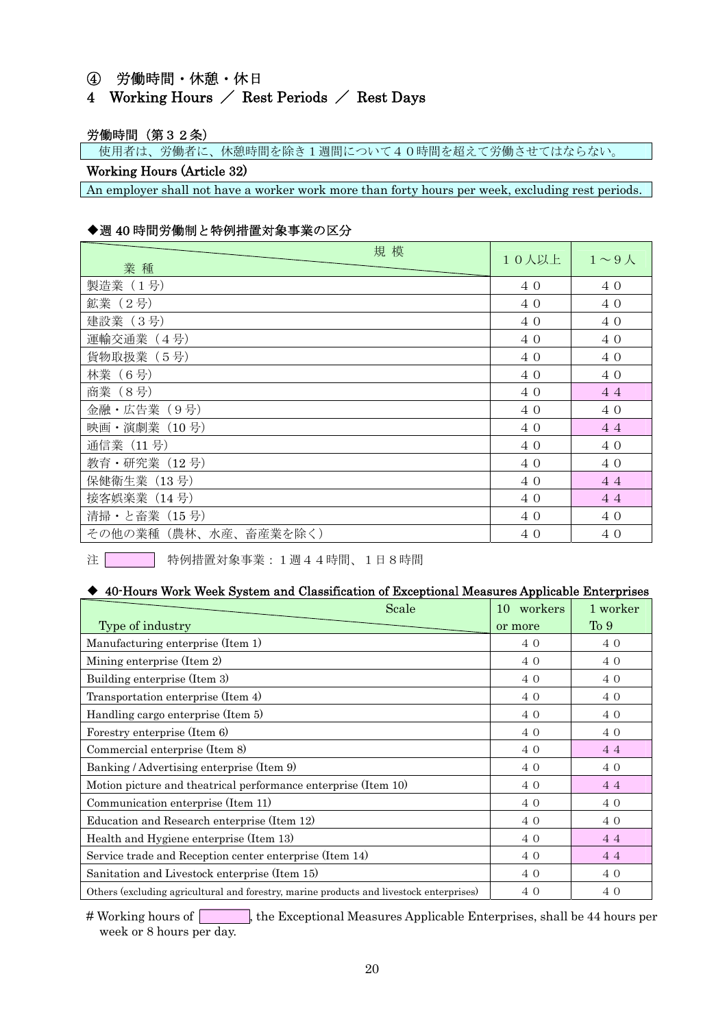## ④　労働時間・休憩・休日

## 4　Working Hours ／ Rest Periods ／ Rest Days

**労働時間（第３２条）**

使用者は、労働者に、休憩時間を除き１週間について４０時間を超えて労働させてはならない。

**Working Hours (Article 32)**

An employer shall not have a worker work more than forty hours per week, excluding rest periods.

**◆週 40 時間労働制と特例措置対象事業の区分**

| 業 種 ＼ 規 模 | １０人以上 | １～９人 |
|---|---|---|
| 製造業（１号） | ４０ | ４０ |
| 鉱業（２号） | ４０ | ４０ |
| 建設業（３号） | ４０ | ４０ |
| 運輸交通業（４号） | ４０ | ４０ |
| 貨物取扱業（５号） | ４０ | ４０ |
| 林業（６号） | ４０ | ４０ |
| 商業（８号） | ４０ | ４４ |
| 金融・広告業（９号） | ４０ | ４０ |
| 映画・演劇業（10 号） | ４０ | ４４ |
| 通信業（11 号） | ４０ | ４０ |
| 教育・研究業（12 号） | ４０ | ４０ |
| 保健衛生業（13 号） | ４０ | ４４ |
| 接客娯楽業（14 号） | ４０ | ４４ |
| 清掃・と畜業（15 号） | ４０ | ４０ |
| その他の業種（農林、水産、畜産業を除く） | ４０ | ４０ |

注　（着色欄）　特例措置対象事業：１週４４時間、１日８時間

**◆ 40-Hours Work Week System and Classification of Exceptional Measures Applicable Enterprises**

| Type of industry ＼ Scale | 10 workers or more | 1 worker To 9 |
|---|---|---|
| Manufacturing enterprise (Item 1) | ４０ | ４０ |
| Mining enterprise (Item 2) | ４０ | ４０ |
| Building enterprise (Item 3) | ４０ | ４０ |
| Transportation enterprise (Item 4) | ４０ | ４０ |
| Handling cargo enterprise (Item 5) | ４０ | ４０ |
| Forestry enterprise (Item 6) | ４０ | ４０ |
| Commercial enterprise (Item 8) | ４０ | ４４ |
| Banking / Advertising enterprise (Item 9) | ４０ | ４０ |
| Motion picture and theatrical performance enterprise (Item 10) | ４０ | ４４ |
| Communication enterprise (Item 11) | ４０ | ４０ |
| Education and Research enterprise (Item 12) | ４０ | ４０ |
| Health and Hygiene enterprise (Item 13) | ４０ | ４４ |
| Service trade and Reception center enterprise (Item 14) | ４０ | ４４ |
| Sanitation and Livestock enterprise (Item 15) | ４０ | ４０ |
| Others (excluding agricultural and forestry, marine products and livestock enterprises) | ４０ | ４０ |

# Working hours of (highlighted cells), the Exceptional Measures Applicable Enterprises, shall be 44 hours per week or 8 hours per day.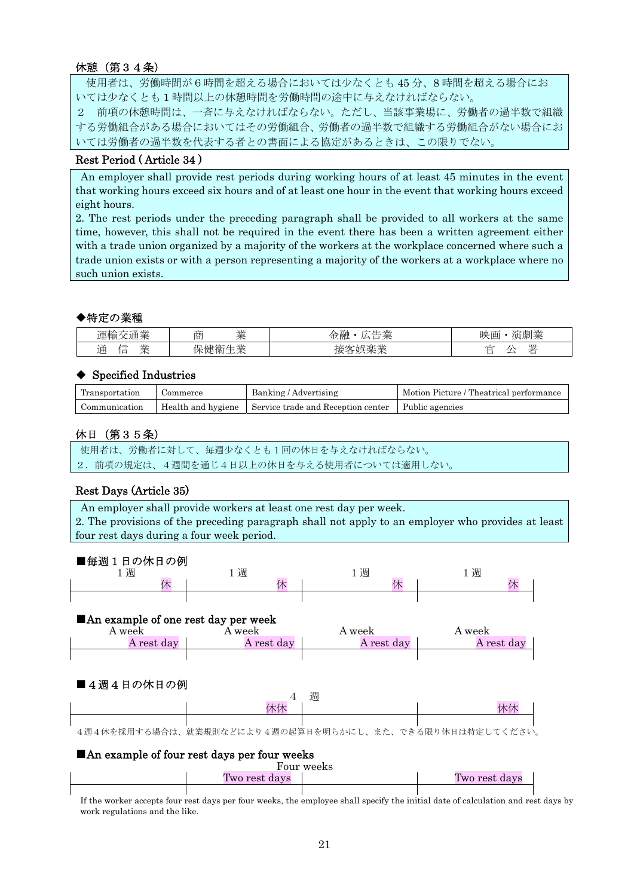### 休憩（第３４条）

使用者は、労働時間が６時間を超える場合においては少なくとも 45 分、８時間を超える場合においては少なくとも１時間以上の休憩時間を労働時間の途中に与えなければならない。
２　前項の休憩時間は、一斉に与えなければならない。ただし、当該事業場に、労働者の過半数で組織する労働組合がある場合においてはその労働組合、労働者の過半数で組織する労働組合がない場合においては労働者の過半数を代表する者との書面による協定があるときは、この限りでない。

### Rest Period ( Article 34 )

An employer shall provide rest periods during working hours of at least 45 minutes in the event that working hours exceed six hours and of at least one hour in the event that working hours exceed eight hours.
2. The rest periods under the preceding paragraph shall be provided to all workers at the same time, however, this shall not be required in the event there has been a written agreement either with a trade union organized by a majority of the workers at the workplace concerned where such a trade union exists or with a person representing a majority of the workers at a workplace where no such union exists.

### ◆特定の業種

| 運輸交通業 | 商　　業 | 金融・広告業 | 映画・演劇業 |
|---|---|---|---|
| 通　信　業 | 保健衛生業 | 接客娯楽業 | 官　公　署 |

### ◆ Specified Industries

| Transportation | Commerce | Banking / Advertising | Motion Picture / Theatrical performance |
|---|---|---|---|
| Communication | Health and hygiene | Service trade and Reception center | Public agencies |

### 休日（第３５条）

使用者は、労働者に対して、毎週少なくとも１回の休日を与えなければならない。
２．前項の規定は、４週間を通じ４日以上の休日を与える使用者については適用しない。

### Rest Days (Article 35)

An employer shall provide workers at least one rest day per week.
2. The provisions of the preceding paragraph shall not apply to an employer who provides at least four rest days during a four week period.

**■毎週１日の休日の例**

| １週 | １週 | １週 | １週 |
|---|---|---|---|
| 休 | 休 | 休 | 休 |

**■An example of one rest day per week**

| A week | A week | A week | A week |
|---|---|---|---|
| A rest day | A rest day | A rest day | A rest day |

**■４週４日の休日の例**

４　週

| | | | |
|---|---|---|---|
| | 休休 | | 休休 |

４週４休を採用する場合は、就業規則などにより４週の起算日を明らかにし、また、できる限り休日は特定してください。

**■An example of four rest days per four weeks**

Four weeks

| | | | |
|---|---|---|---|
| | Two rest days | | Two rest days |

If the worker accepts four rest days per four weeks, the employee shall specify the initial date of calculation and rest days by work regulations and the like.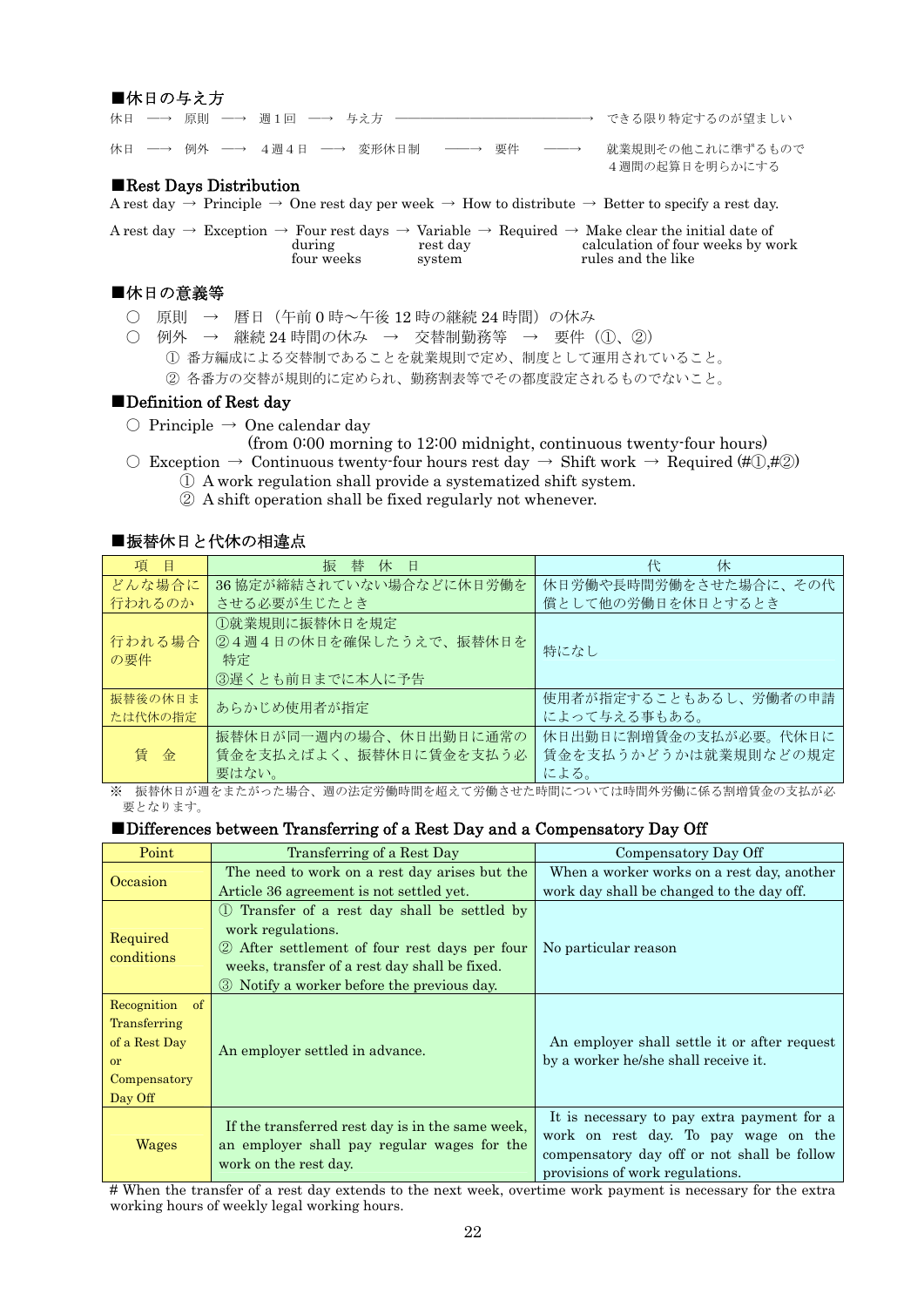■休日の与え方

休日 ──→ 原則 ──→ 週１回 ──→ 与え方 ──────────────→ できる限り特定するのが望ましい

休日 ──→ 例外 ──→ ４週４日 ──→ 変形休日制 ──→ 要件 ──→ 就業規則その他これに準ずるもので４週間の起算日を明らかにする

■Rest Days Distribution

A rest day → Principle → One rest day per week → How to distribute → Better to specify a rest day.

A rest day → Exception → Four rest days during four weeks → Variable rest day system → Required → Make clear the initial date of calculation of four weeks by work rules and the like

■休日の意義等

○ 原則 → 暦日（午前０時～午後 12 時の継続 24 時間）の休み

○ 例外 → 継続 24 時間の休み → 交替制勤務等 → 要件（①、②）

① 番方編成による交替制であることを就業規則で定め、制度として運用されていること。

② 各番方の交替が規則的に定められ、勤務割表等でその都度設定されるものでないこと。

■Definition of Rest day

○ Principle → One calendar day (from 0:00 morning to 12:00 midnight, continuous twenty-four hours)

○ Exception → Continuous twenty-four hours rest day → Shift work → Required (#①,#②)

① A work regulation shall provide a systematized shift system.

② A shift operation shall be fixed regularly not whenever.

■振替休日と代休の相違点

| 項　目 | 振　替　休　日 | 代　　　休 |
|---|---|---|
| どんな場合に行われるのか | 36 協定が締結されていない場合などに休日労働をさせる必要が生じたとき | 休日労働や長時間労働をさせた場合に、その代償として他の労働日を休日とするとき |
| 行われる場合の要件 | ①就業規則に振替休日を規定<br>②４週４日の休日を確保したうえで、振替休日を特定<br>③遅くとも前日までに本人に予告 | 特になし |
| 振替後の休日または代休の指定 | あらかじめ使用者が指定 | 使用者が指定することもあるし、労働者の申請によって与える事もある。 |
| 賃　金 | 振替休日が同一週内の場合、休日出勤日に通常の賃金を支払えばよく、振替休日に賃金を支払う必要はない。 | 休日出勤日に割増賃金の支払が必要。代休日に賃金を支払うかどうかは就業規則などの規定による。 |

※ 振替休日が週をまたがった場合、週の法定労働時間を超えて労働させた時間については時間外労働に係る割増賃金の支払が必要となります。

■Differences between Transferring of a Rest Day and a Compensatory Day Off

| Point | Transferring of a Rest Day | Compensatory Day Off |
|---|---|---|
| Occasion | The need to work on a rest day arises but the Article 36 agreement is not settled yet. | When a worker works on a rest day, another work day shall be changed to the day off. |
| Required conditions | ① Transfer of a rest day shall be settled by work regulations.<br>② After settlement of four rest days per four weeks, transfer of a rest day shall be fixed.<br>③ Notify a worker before the previous day. | No particular reason |
| Recognition of Transferring of a Rest Day or Compensatory Day Off | An employer settled in advance. | An employer shall settle it or after request by a worker he/she shall receive it. |
| Wages | If the transferred rest day is in the same week, an employer shall pay regular wages for the work on the rest day. | It is necessary to pay extra payment for a work on rest day. To pay wage on the compensatory day off or not shall be follow provisions of work regulations. |

# When the transfer of a rest day extends to the next week, overtime work payment is necessary for the extra working hours of weekly legal working hours.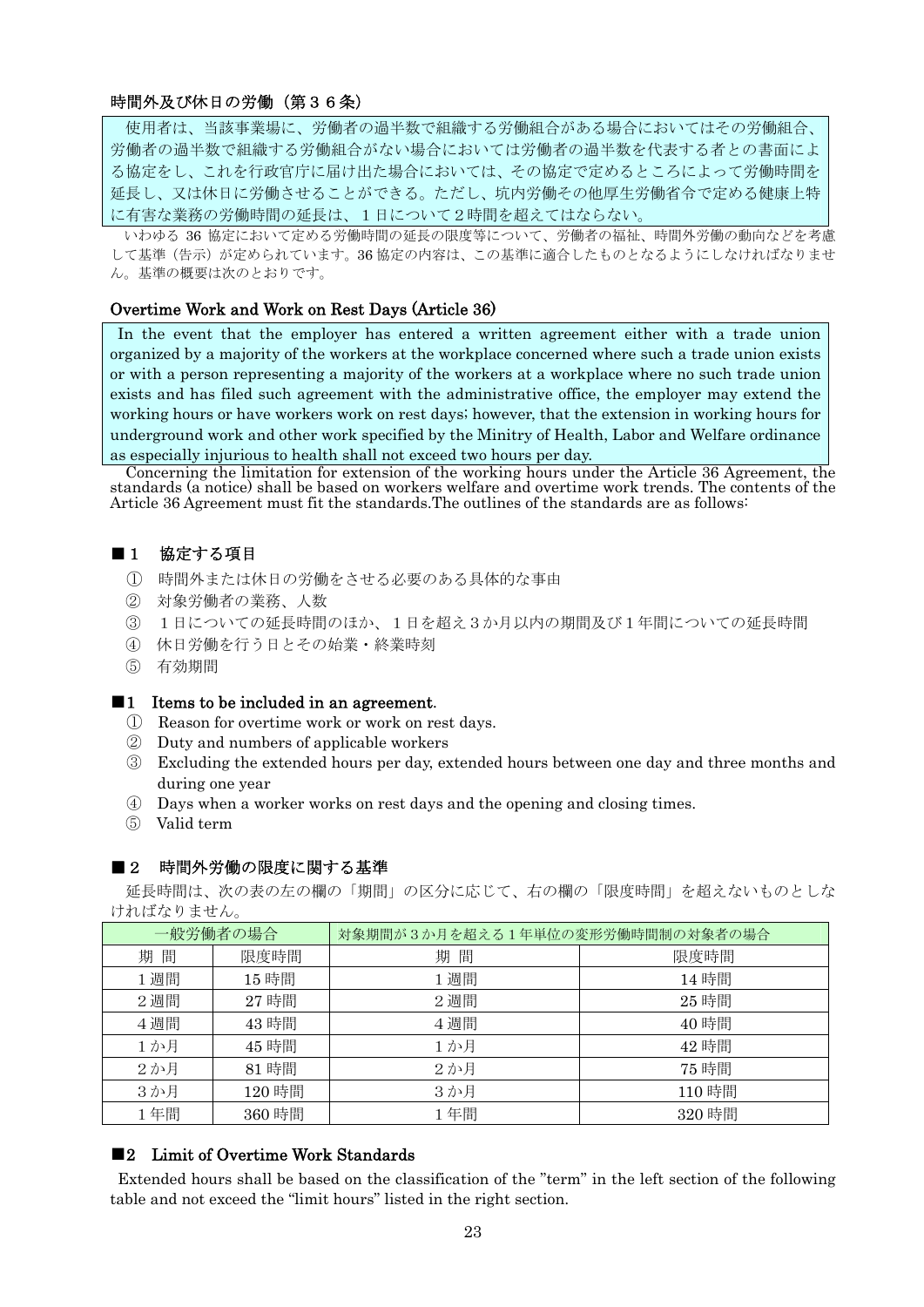### 時間外及び休日の労働（第３６条）

> 使用者は、当該事業場に、労働者の過半数で組織する労働組合がある場合においてはその労働組合、労働者の過半数で組織する労働組合がない場合においては労働者の過半数を代表する者との書面による協定をし、これを行政官庁に届け出た場合においては、その協定で定めるところによって労働時間を延長し、又は休日に労働させることができる。ただし、坑内労働その他厚生労働省令で定める健康上特に有害な業務の労働時間の延長は、１日について２時間を超えてはならない。

いわゆる 36 協定において定める労働時間の延長の限度等について、労働者の福祉、時間外労働の動向などを考慮して基準（告示）が定められています。36 協定の内容は、この基準に適合したものとなるようにしなければなりません。基準の概要は次のとおりです。

### Overtime Work and Work on Rest Days (Article 36)

> In the event that the employer has entered a written agreement either with a trade union organized by a majority of the workers at the workplace concerned where such a trade union exists or with a person representing a majority of the workers at a workplace where no such trade union exists and has filed such agreement with the administrative office, the employer may extend the working hours or have workers work on rest days; however, that the extension in working hours for underground work and other work specified by the Minitry of Health, Labor and Welfare ordinance as especially injurious to health shall not exceed two hours per day.

Concerning the limitation for extension of the working hours under the Article 36 Agreement, the standards (a notice) shall be based on workers welfare and overtime work trends. The contents of the Article 36 Agreement must fit the standards.The outlines of the standards are as follows:

### ■１　協定する項目

① 時間外または休日の労働をさせる必要のある具体的な事由
② 対象労働者の業務、人数
③ １日についての延長時間のほか、１日を超え３か月以内の期間及び１年間についての延長時間
④ 休日労働を行う日とその始業・終業時刻
⑤ 有効期間

### ■1　Items to be included in an agreement.

① Reason for overtime work or work on rest days.
② Duty and numbers of applicable workers
③ Excluding the extended hours per day, extended hours between one day and three months and during one year
④ Days when a worker works on rest days and the opening and closing times.
⑤ Valid term

### ■２　時間外労働の限度に関する基準

延長時間は、次の表の左の欄の「期間」の区分に応じて、右の欄の「限度時間」を超えないものとしなければなりません。

| 一般労働者の場合 | | 対象期間が３か月を超える１年単位の変形労働時間制の対象者の場合 | |
|---|---|---|---|
| 期 間 | 限度時間 | 期 間 | 限度時間 |
| 1 週間 | 15 時間 | 1 週間 | 14 時間 |
| 2 週間 | 27 時間 | 2 週間 | 25 時間 |
| 4 週間 | 43 時間 | 4 週間 | 40 時間 |
| 1 か月 | 45 時間 | 1 か月 | 42 時間 |
| 2 か月 | 81 時間 | 2 か月 | 75 時間 |
| 3 か月 | 120 時間 | 3 か月 | 110 時間 |
| 1 年間 | 360 時間 | 1 年間 | 320 時間 |

### ■2　Limit of Overtime Work Standards

Extended hours shall be based on the classification of the ”term” in the left section of the following table and not exceed the “limit hours” listed in the right section.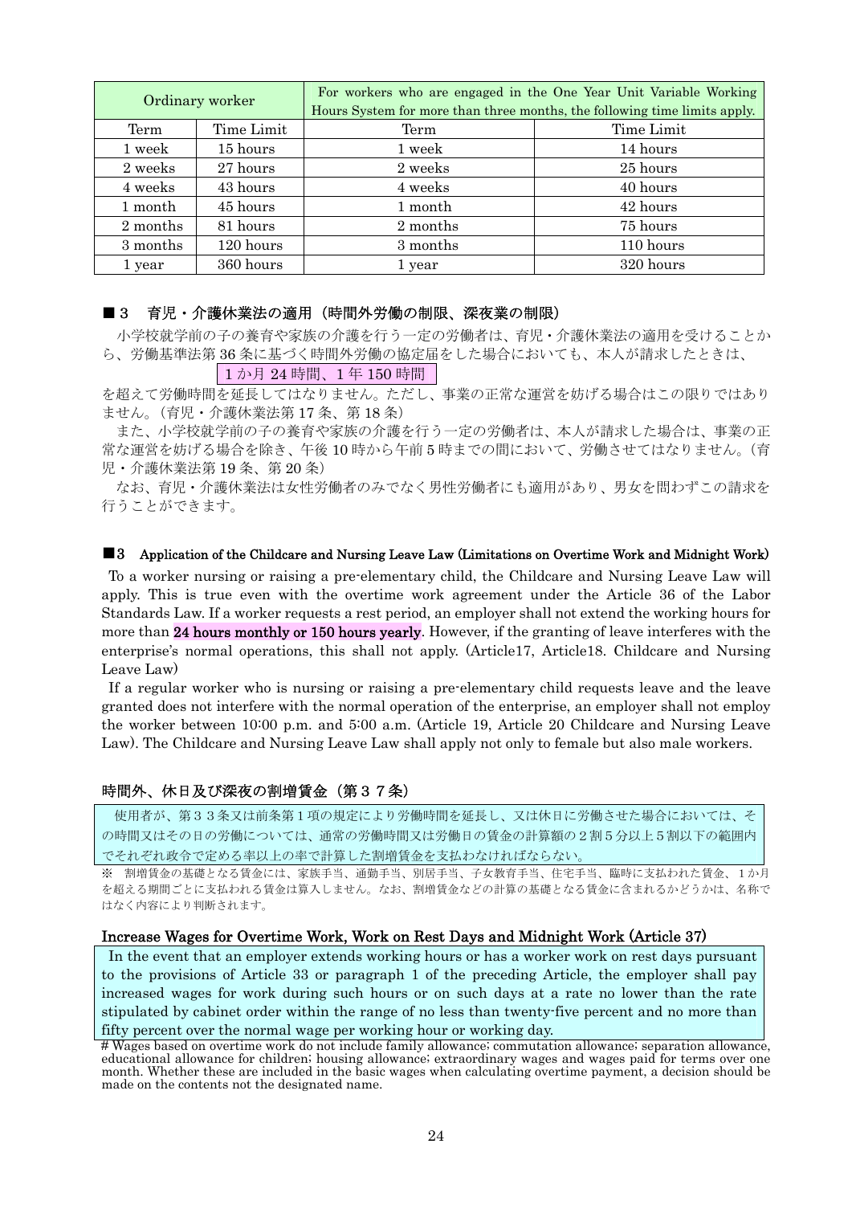| Ordinary worker | | For workers who are engaged in the One Year Unit Variable Working Hours System for more than three months, the following time limits apply. | |
|---|---|---|---|
| Term | Time Limit | Term | Time Limit |
| 1 week | 15 hours | 1 week | 14 hours |
| 2 weeks | 27 hours | 2 weeks | 25 hours |
| 4 weeks | 43 hours | 4 weeks | 40 hours |
| 1 month | 45 hours | 1 month | 42 hours |
| 2 months | 81 hours | 2 months | 75 hours |
| 3 months | 120 hours | 3 months | 110 hours |
| 1 year | 360 hours | 1 year | 320 hours |

### ■３　育児・介護休業法の適用（時間外労働の制限、深夜業の制限）

小学校就学前の子の養育や家族の介護を行う一定の労働者は、育児・介護休業法の適用を受けることから、労働基準法第 36 条に基づく時間外労働の協定届をした場合においても、本人が請求したときは、

**1 か月 24 時間、1 年 150 時間**

を超えて労働時間を延長してはなりません。ただし、事業の正常な運営を妨げる場合はこの限りではありません。（育児・介護休業法第 17 条、第 18 条）

また、小学校就学前の子の養育や家族の介護を行う一定の労働者は、本人が請求した場合は、事業の正常な運営を妨げる場合を除き、午後 10 時から午前 5 時までの間において、労働させてはなりません。（育児・介護休業法第 19 条、第 20 条）

なお、育児・介護休業法は女性労働者のみでなく男性労働者にも適用があり、男女を問わずこの請求を行うことができます。

### ■3　Application of the Childcare and Nursing Leave Law (Limitations on Overtime Work and Midnight Work)

To a worker nursing or raising a pre-elementary child, the Childcare and Nursing Leave Law will apply. This is true even with the overtime work agreement under the Article 36 of the Labor Standards Law. If a worker requests a rest period, an employer shall not extend the working hours for more than **24 hours monthly or 150 hours yearly**. However, if the granting of leave interferes with the enterprise's normal operations, this shall not apply. (Article17, Article18. Childcare and Nursing Leave Law)

If a regular worker who is nursing or raising a pre-elementary child requests leave and the leave granted does not interfere with the normal operation of the enterprise, an employer shall not employ the worker between 10:00 p.m. and 5:00 a.m. (Article 19, Article 20 Childcare and Nursing Leave Law). The Childcare and Nursing Leave Law shall apply not only to female but also male workers.

### 時間外、休日及び深夜の割増賃金（第３７条）

使用者が、第３３条又は前条第１項の規定により労働時間を延長し、又は休日に労働させた場合においては、その時間又はその日の労働については、通常の労働時間又は労働日の賃金の計算額の２割５分以上５割以下の範囲内でそれぞれ政令で定める率以上の率で計算した割増賃金を支払わなければならない。

※　割増賃金の基礎となる賃金には、家族手当、通勤手当、別居手当、子女教育手当、住宅手当、臨時に支払われた賃金、１か月を超える期間ごとに支払われる賃金は算入しません。なお、割増賃金などの計算の基礎となる賃金に含まれるかどうかは、名称ではなく内容により判断されます。

### Increase Wages for Overtime Work, Work on Rest Days and Midnight Work (Article 37)

In the event that an employer extends working hours or has a worker work on rest days pursuant to the provisions of Article 33 or paragraph 1 of the preceding Article, the employer shall pay increased wages for work during such hours or on such days at a rate no lower than the rate stipulated by cabinet order within the range of no less than twenty-five percent and no more than fifty percent over the normal wage per working hour or working day.

# Wages based on overtime work do not include family allowance; commutation allowance; separation allowance, educational allowance for children; housing allowance; extraordinary wages and wages paid for terms over one month. Whether these are included in the basic wages when calculating overtime payment, a decision should be made on the contents not the designated name.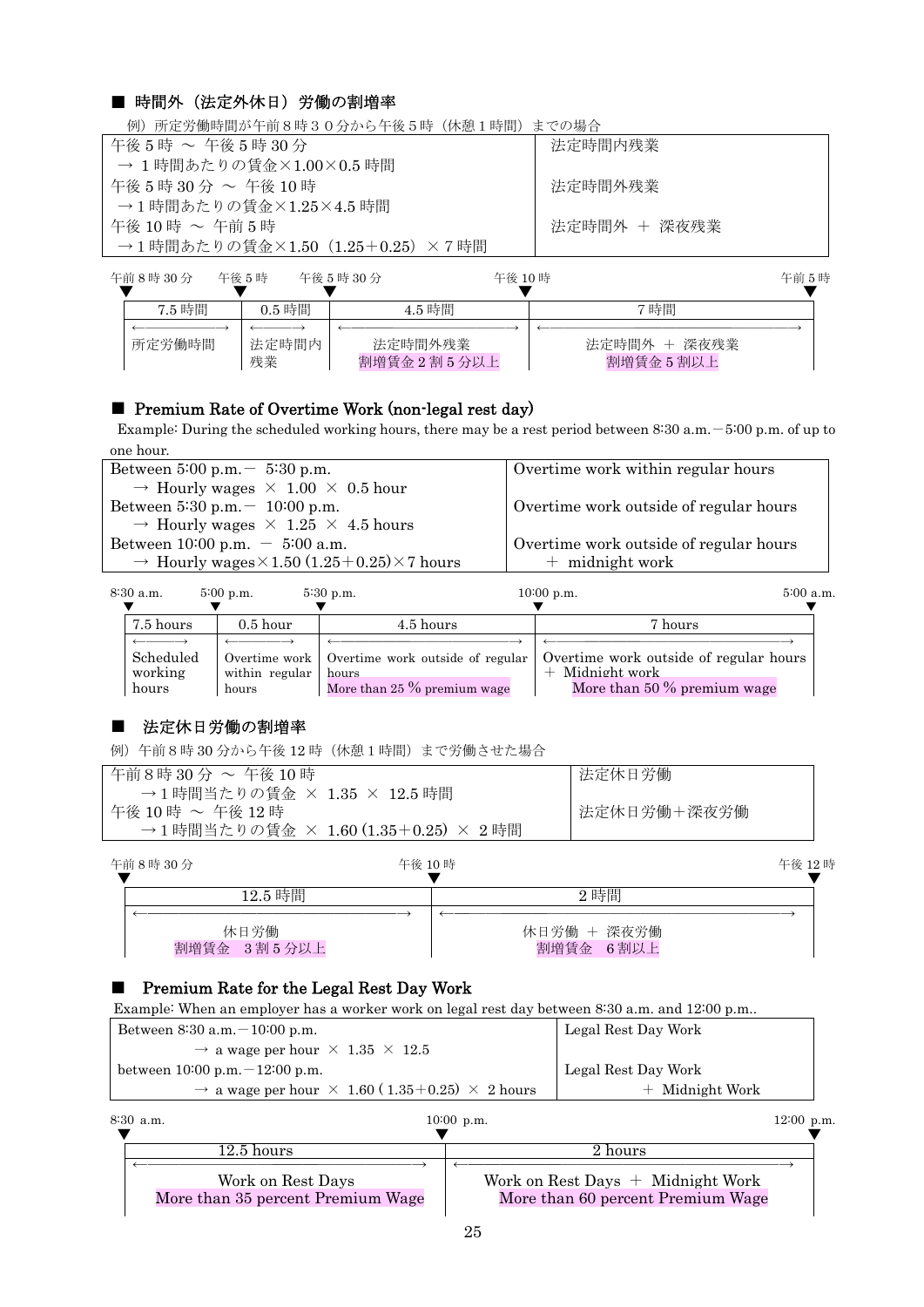### ■ 時間外（法定外休日）労働の割増率

例）所定労働時間が午前８時３０分から午後５時（休憩１時間）までの場合

| | |
|---|---|
| 午後５時 ～ 午後５時 30 分<br>→ １時間あたりの賃金×1.00×0.5 時間 | 法定時間内残業 |
| 午後５時 30 分 ～ 午後 10 時<br>→１時間あたりの賃金×1.25×4.5 時間 | 法定時間外残業 |
| 午後 10 時 ～ 午前５時<br>→１時間あたりの賃金×1.50（1.25＋0.25）×７時間 | 法定時間外 ＋ 深夜残業 |

| 午前８時 30 分 ～ 午後５時 | 午後５時 ～ 午後５時 30 分 | 午後５時 30 分 ～ 午後 10 時 | 午後 10 時 ～ 午前５時 |
|---|---|---|---|
| 7.5 時間 | 0.5 時間 | 4.5 時間 | 7 時間 |
| 所定労働時間 | 法定時間内残業 | 法定時間外残業<br>割増賃金２割５分以上 | 法定時間外 ＋ 深夜残業<br>割増賃金５割以上 |

### ■ Premium Rate of Overtime Work (non-legal rest day)

Example: During the scheduled working hours, there may be a rest period between 8:30 a.m.－5:00 p.m. of up to one hour.

| | |
|---|---|
| Between 5:00 p.m.－ 5:30 p.m.<br>→ Hourly wages × 1.00 × 0.5 hour | Overtime work within regular hours |
| Between 5:30 p.m.－ 10:00 p.m.<br>→ Hourly wages × 1.25 × 4.5 hours | Overtime work outside of regular hours |
| Between 10:00 p.m. － 5:00 a.m.<br>→ Hourly wages×1.50 (1.25＋0.25)×7 hours | Overtime work outside of regular hours ＋ midnight work |

| 8:30 a.m. – 5:00 p.m. | 5:00 p.m. – 5:30 p.m. | 5:30 p.m. – 10:00 p.m. | 10:00 p.m. – 5:00 a.m. |
|---|---|---|---|
| 7.5 hours | 0.5 hour | 4.5 hours | 7 hours |
| Scheduled working hours | Overtime work within regular hours | Overtime work outside of regular hours<br>More than 25 % premium wage | Overtime work outside of regular hours ＋ Midnight work<br>More than 50 % premium wage |

### ■ 法定休日労働の割増率

例）午前８時 30 分から午後 12 時（休憩１時間）まで労働させた場合

| | |
|---|---|
| 午前８時 30 分 ～ 午後 10 時<br>→１時間当たりの賃金 × 1.35 × 12.5 時間 | 法定休日労働 |
| 午後 10 時 ～ 午後 12 時<br>→１時間当たりの賃金 × 1.60 (1.35＋0.25) × ２時間 | 法定休日労働＋深夜労働 |

| 午前８時 30 分 ～ 午後 10 時 | 午後 10 時 ～ 午後 12 時 |
|---|---|
| 12.5 時間 | 2 時間 |
| 休日労働<br>割増賃金 ３割５分以上 | 休日労働 ＋ 深夜労働<br>割増賃金 ６割以上 |

### ■ Premium Rate for the Legal Rest Day Work

Example: When an employer has a worker work on legal rest day between 8:30 a.m. and 12:00 p.m..

| | |
|---|---|
| Between 8:30 a.m.－10:00 p.m.<br>→ a wage per hour × 1.35 × 12.5 | Legal Rest Day Work |
| between 10:00 p.m.－12:00 p.m.<br>→ a wage per hour × 1.60 ( 1.35＋0.25) × 2 hours | Legal Rest Day Work ＋ Midnight Work |

| 8:30 a.m. – 10:00 p.m. | 10:00 p.m. – 12:00 p.m. |
|---|---|
| 12.5 hours | 2 hours |
| Work on Rest Days<br>More than 35 percent Premium Wage | Work on Rest Days ＋ Midnight Work<br>More than 60 percent Premium Wage |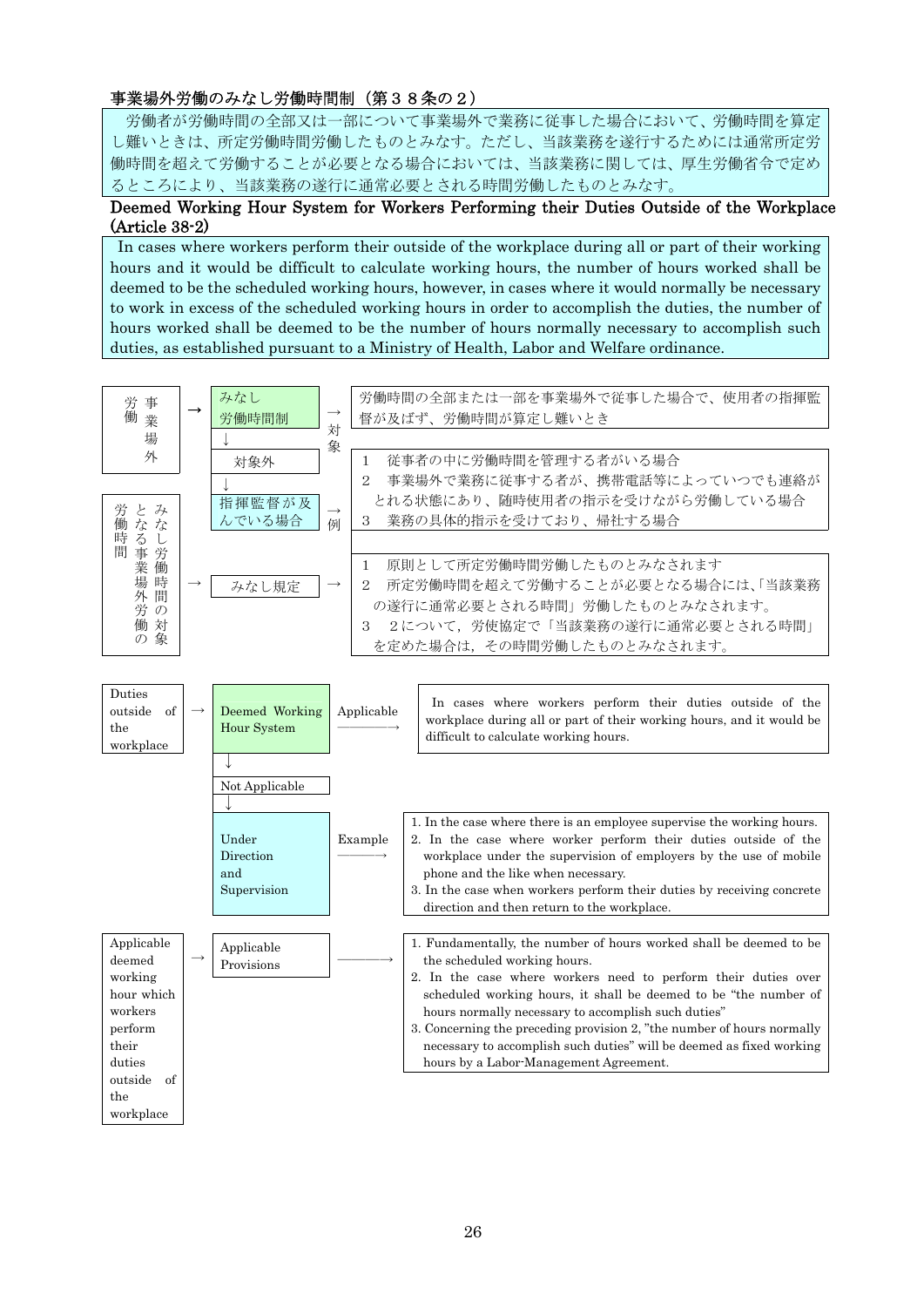### 事業場外労働のみなし労働時間制（第３８条の２）

労働者が労働時間の全部又は一部について事業場外で業務に従事した場合において、労働時間を算定し難いときは、所定労働時間労働したものとみなす。ただし、当該業務を遂行するためには通常所定労働時間を超えて労働することが必要となる場合においては、当該業務に関しては、厚生労働省令で定めるところにより、当該業務の遂行に通常必要とされる時間労働したものとみなす。

### Deemed Working Hour System for Workers Performing their Duties Outside of the Workplace (Article 38-2)

In cases where workers perform their outside of the workplace during all or part of their working hours and it would be difficult to calculate working hours, the number of hours worked shall be deemed to be the scheduled working hours, however, in cases where it would normally be necessary to work in excess of the scheduled working hours in order to accomplish the duties, the number of hours worked shall be deemed to be the number of hours normally necessary to accomplish such duties, as established pursuant to a Ministry of Health, Labor and Welfare ordinance.

| | | | |
|---|---|---|---|
| 事業場外労働 | みなし労働時間制 | 対象 → | 労働時間の全部または一部を事業場外で従事した場合で、使用者の指揮監督が及ばず、労働時間が算定し難いとき |
| | ↓ 対象外 ↓ 指揮監督が及んでいる場合 | 例 → | 1　従事者の中に労働時間を管理する者がいる場合<br>2　事業場外で業務に従事する者が、携帯電話等によっていつでも連絡がとれる状態にあり、随時使用者の指示を受けながら労働している場合<br>3　業務の具体的指示を受けており、帰社する場合 |
| みなし労働時間の対象となる事業場外労働 | みなし規定 | → | 1　原則として所定労働時間労働したものとみなされます<br>2　所定労働時間を超えて労働することが必要となる場合には、「当該業務の遂行に通常必要とされる時間」労働したものとみなされます。<br>3　2について，労使協定で「当該業務の遂行に通常必要とされる時間」を定めた場合は，その時間労働したものとみなされます。 |

| | | | |
|---|---|---|---|
| Duties outside of the workplace | Deemed Working Hour System | Applicable → | In cases where workers perform their duties outside of the workplace during all or part of their working hours, and it would be difficult to calculate working hours. |
| | ↓ Not Applicable ↓ Under Direction and Supervision | Example → | 1. In the case where there is an employee supervise the working hours.<br>2. In the case where worker perform their duties outside of the workplace under the supervision of employers by the use of mobile phone and the like when necessary.<br>3. In the case when workers perform their duties by receiving concrete direction and then return to the workplace. |
| Applicable deemed working hour which workers perform their duties outside of the workplace | Applicable Provisions | → | 1. Fundamentally, the number of hours worked shall be deemed to be the scheduled working hours.<br>2. In the case where workers need to perform their duties over scheduled working hours, it shall be deemed to be "the number of hours normally necessary to accomplish such duties"<br>3. Concerning the preceding provision 2, "the number of hours normally necessary to accomplish such duties" will be deemed as fixed working hours by a Labor-Management Agreement. |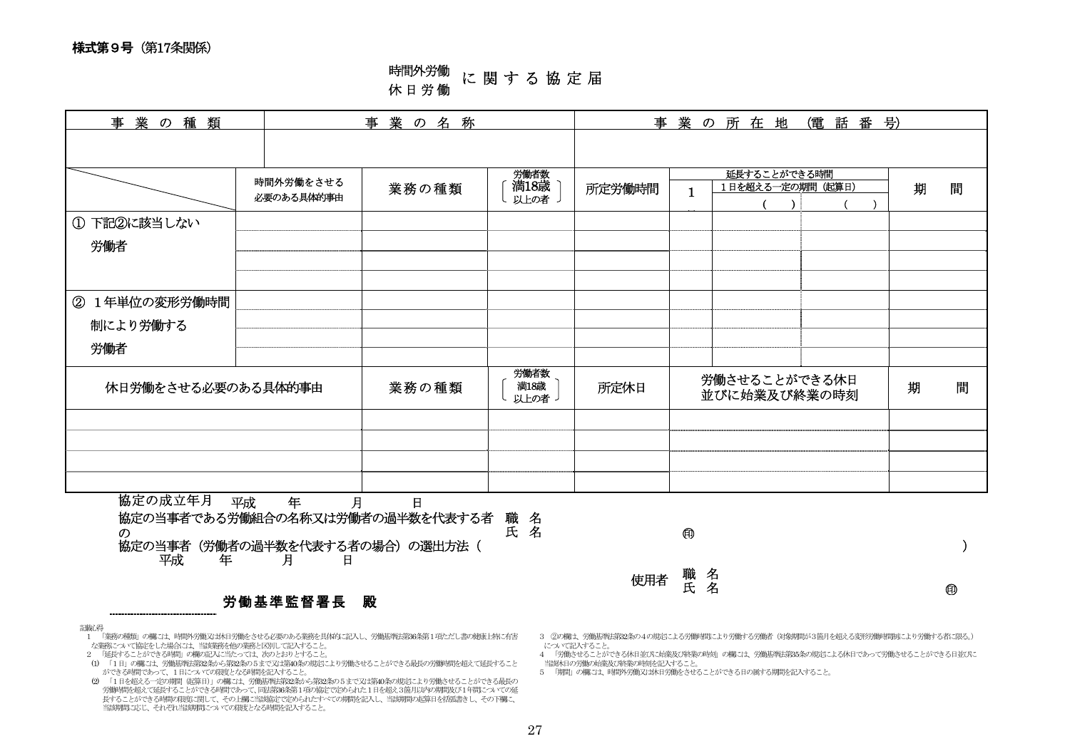**様式第９号**（第17条関係）

# 時間外労働 休日労働 に関する協定届

| 事業の種類 | 事業の名称 | 事業の所在地（電話番号） |
|---|---|---|
| | | |

| | 時間外労働をさせる必要のある具体的事由 | 業務の種類 | 労働者数〔満18歳以上の者〕 | 所定労働時間 | 延長することができる時間 1日 | 1日を超える一定の期間（起算日）（　） | （　） | 期間 |
|---|---|---|---|---|---|---|---|---|
| ① 下記②に該当しない労働者 | | | | | | | | |
| | | | | | | | | |
| | | | | | | | | |
| | | | | | | | | |
| ② 1年単位の変形労働時間制により労働する労働者 | | | | | | | | |
| | | | | | | | | |
| | | | | | | | | |
| | | | | | | | | |

| 休日労働をさせる必要のある具体的事由 | 業務の種類 | 労働者数〔満18歳以上の者〕 | 所定休日 | 労働させることができる休日並びに始業及び終業の時刻 | 期間 |
|---|---|---|---|---|---|
| | | | | | |
| | | | | | |
| | | | | | |
| | | | | | |

協定の成立年月　平成　　年　　月　　日

協定の当事者である労働組合の名称又は労働者の過半数を代表する者の　職名
　　　　　　　　　　　　　　　　　　　　　　　　　　　　　　　　　氏名　　　　　　　㊞

協定の当事者（労働者の過半数を代表する者の場合）の選出方法（　　　　　　　　　　　　　　　　　）

平成　　年　　月　　日

使用者　職名
　　　　氏名　　　　　　　　　　㊞

　　　　　　労働基準監督署長　殿

記載心得

1　「業務の種類」の欄には、時間外労働又は休日労働をさせる必要のある業務を具体的に記入し、労働基準法第36条第１項ただし書の健康上特に有害な業務について協定をした場合には、当該業務を他の業務と区別して記入すること。

2　「延長することができる時間」の欄の記入に当たっては、次のとおりとすること。

(1)　「1日」の欄には、労働基準法第32条から第32条の５まで又は第40条の規定により労働させることができる最長の労働時間を超えて延長することができる時間であって、１日についての限度となる時間を記入すること。

(2)　「1日を超える一定の期間（起算日）」の欄には、労働基準法第32条から第32条の５まで又は第40条の規定により労働させることができる最長の労働時間を超えて延長することができる時間であって、同法第36条第１項の協定で定められた１日を超え３箇月以内の期間及び１年間についての延長することができる時間の限度に関して、その上欄に当該協定で定められたすべての期間を記入し、当該期間の起算日を括弧書きし、その下欄に、当該期間に応じ、それぞれ当該期間についての限度となる時間を記入すること。

3　②の欄は、労働基準法第32条の４の規定による労働時間により労働する労働者（対象期間が３箇月を超える変形労働時間制により労働する者に限る。）について記入すること。

4　「労働させることができる休日並びに始業及び終業の時刻」の欄には、労働基準法第35条の規定による休日であって労働させることができる日並びに当該休日の労働の始業及び終業の時刻を記入すること。

5　「期間」の欄には、時間外労働又は休日労働をさせることができる日の属する期間を記入すること。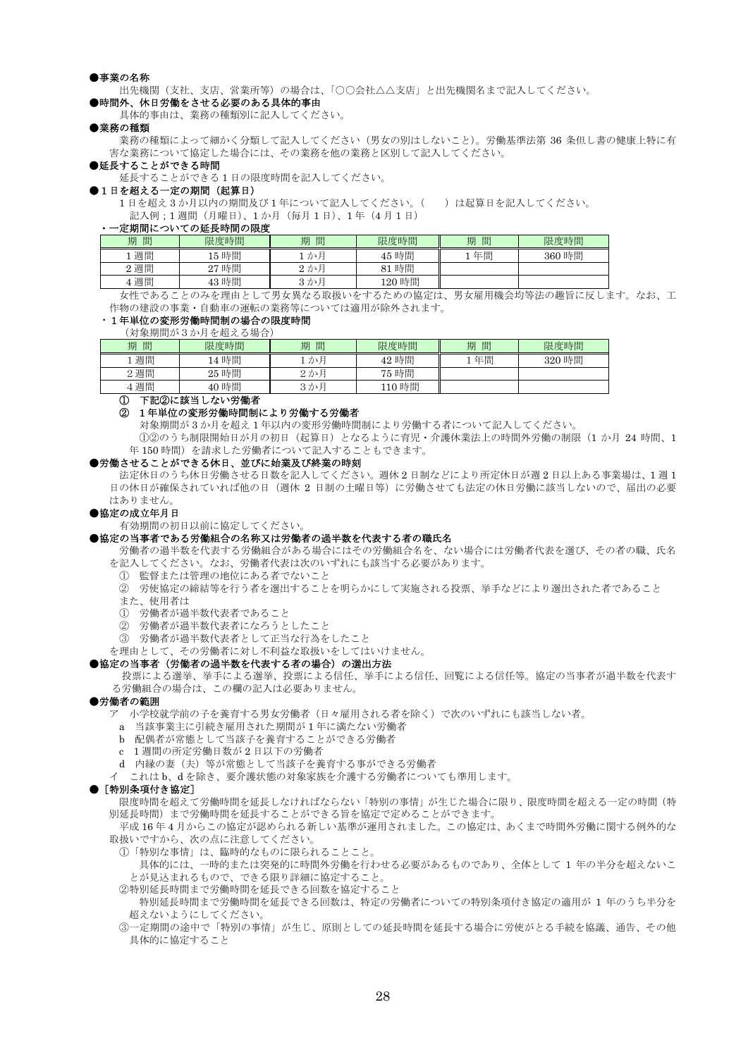**●事業の名称**

出先機関（支社、支店、営業所等）の場合は、「○○会社△△支店」と出先機関名まで記入してください。

**●時間外、休日労働をさせる必要のある具体的事由**

具体的事由は、業務の種類別に記入してください。

**●業務の種類**

業務の種類によって細かく分類して記入してください（男女の別はしないこと）。労働基準法第 36 条但し書の健康上特に有害な業務について協定した場合には、その業務を他の業務と区別して記入してください。

**●延長することができる時間**

延長することができる 1 日の限度時間を記入してください。

**●１日を超える一定の期間（起算日）**

1 日を超え 3 か月以内の期間及び 1 年について記入してください。(　　) は起算日を記入してください。

記入例；1 週間（月曜日)、1 か月（毎月 1 日)、1 年（4 月 1 日）

**・一定期間についての延長時間の限度**

| 期 間 | 限度時間 | 期 間 | 限度時間 | 期 間 | 限度時間 |
|---|---|---|---|---|---|
| 1 週間 | 15 時間 | 1 か月 | 45 時間 | 1 年間 | 360 時間 |
| 2 週間 | 27 時間 | 2 か月 | 81 時間 | | |
| 4 週間 | 43 時間 | 3 か月 | 120 時間 | | |

女性であることのみを理由として男女異なる取扱いをするための協定は、男女雇用機会均等法の趣旨に反します。なお、工作物の建設の事業・自動車の運転の業務等については適用が除外されます。

**・１年単位の変形労働時間制の場合の限度時間**

（対象期間が 3 か月を超える場合）

| 期 間 | 限度時間 | 期 間 | 限度時間 | 期 間 | 限度時間 |
|---|---|---|---|---|---|
| 1 週間 | 14 時間 | 1 か月 | 42 時間 | 1 年間 | 320 時間 |
| 2 週間 | 25 時間 | 2 か月 | 75 時間 | | |
| 4 週間 | 40 時間 | 3 か月 | 110 時間 | | |

**①　下記②に該当しない労働者**

**②　１年単位の変形労働時間制により労働する労働者**

対象期間が 3 か月を超え 1 年以内の変形労働時間制により労働する者について記入してください。

①②のうち制限開始日が月の初日（起算日）となるように育児・介護休業法上の時間外労働の制限（1 か月 24 時間、1 年 150 時間）を請求した労働者について記入することもできます。

**●労働させることができる休日、並びに始業及び終業の時刻**

法定休日のうち休日労働させる日数を記入してください。週休 2 日制などにより所定休日が週 2 日以上ある事業場は、1 週 1 日の休日が確保されていれば他の日（週休 2 日制の土曜日等）に労働させても法定の休日労働に該当しないので、届出の必要はありません。

**●協定の成立年月日**

有効期間の初日以前に協定してください。

**●協定の当事者である労働組合の名称又は労働者の過半数を代表する者の職氏名**

労働者の過半数を代表する労働組合がある場合にはその労働組合名を、ない場合には労働者代表を選び、その者の職、氏名を記入してください。なお、労働者代表は次のいずれにも該当する必要があります。

① 監督または管理の地位にある者でないこと

② 労使協定の締結等を行う者を選出することを明らかにして実施される投票、挙手などにより選出された者であること

また、使用者は

① 労働者が過半数代表者であること

② 労働者が過半数代表者になろうとしたこと

③ 労働者が過半数代表者として正当な行為をしたこと

を理由として、その労働者に対し不利益な取扱いをしてはいけません。

**●協定の当事者（労働者の過半数を代表する者の場合）の選出方法**

投票による選挙、挙手による選挙、投票による信任、挙手による信任、回覧による信任等。協定の当事者が過半数を代表する労働組合の場合は、この欄の記入は必要ありません。

**●労働者の範囲**

ア　小学校就学前の子を養育する男女労働者（日々雇用される者を除く）で次のいずれにも該当しない者。

a　当該事業主に引続き雇用された期間が 1 年に満たない労働者

b　配偶者が常態として当該子を養育することができる労働者

c　1 週間の所定労働日数が 2 日以下の労働者

d　内縁の妻（夫）等が常態として当該子を養育する事ができる労働者

イ　これは b、d を除き、要介護状態の対象家族を介護する労働者についても準用します。

**●［特別条項付き協定］**

限度時間を超えて労働時間を延長しなければならない「特別の事情」が生じた場合に限り、限度時間を超える一定の時間（特別延長時間）まで労働時間を延長することができる旨を協定で定めることができます。

平成 16 年 4 月からこの協定が認められる新しい基準が運用されました。この協定は、あくまで時間外労働に関する例外的な取扱いですから、次の点に注意してください。

①「特別な事情」は、臨時的なものに限られることこと。

具体的には、一時的または突発的に時間外労働を行わせる必要があるものであり、全体として 1 年の半分を超えないことが見込まれるもので、できる限り詳細に協定すること。

②特別延長時間まで労働時間を延長できる回数を協定すること

特別延長時間まで労働時間を延長できる回数は、特定の労働者についての特別条項付き協定の適用が 1 年のうち半分を超えないようにしてください。

③一定期間の途中で「特別の事情」が生じ、原則としての延長時間を延長する場合に労使がとる手続を協議、通告、その他具体的に協定すること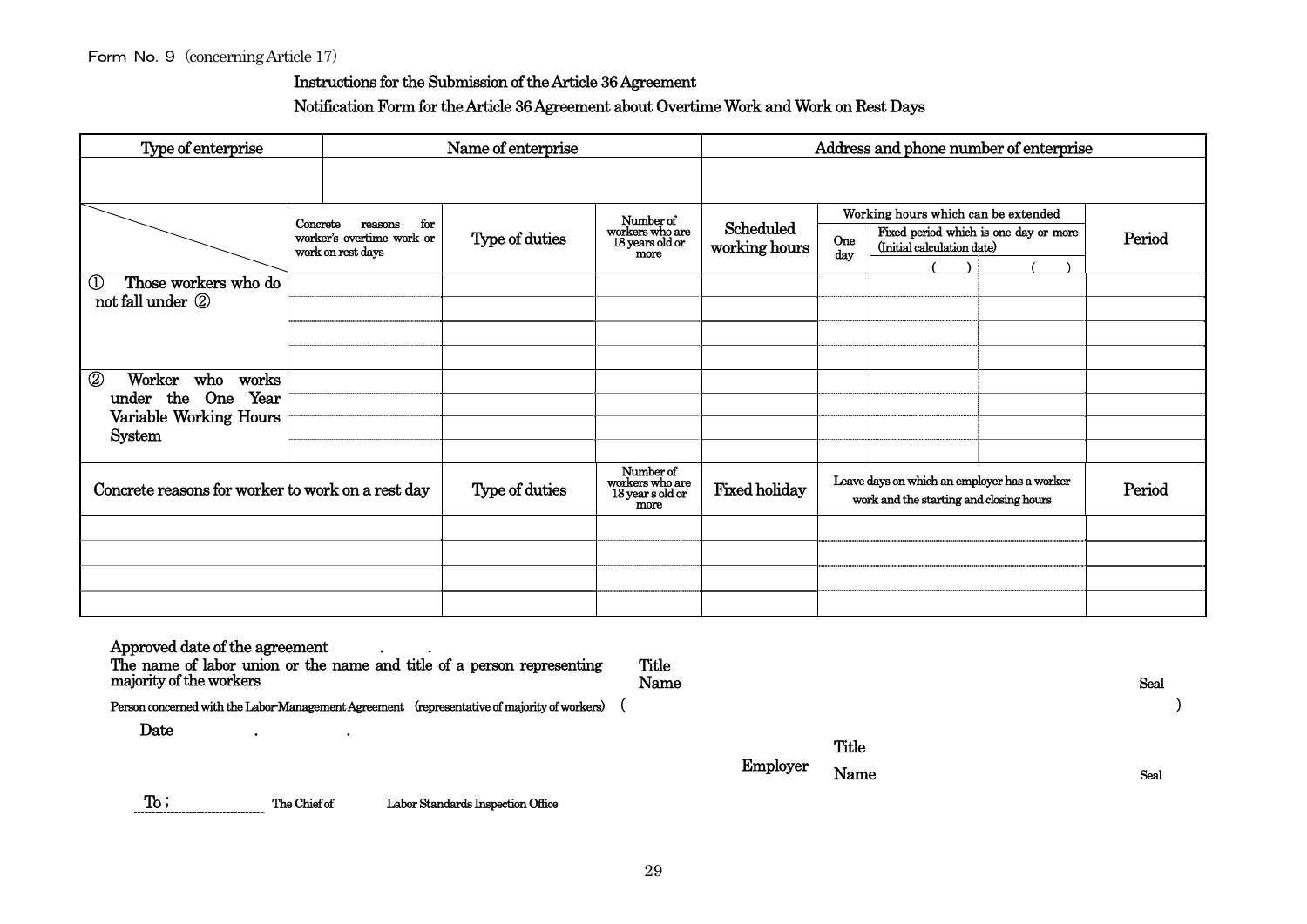Form No. 9 (concerning Article 17)

**Instructions for the Submission of the Article 36 Agreement**

**Notification Form for the Article 36 Agreement about Overtime Work and Work on Rest Days**

| Type of enterprise | Name of enterprise | Address and phone number of enterprise |
|---|---|---|
| | | |

| | Concrete reasons for worker's overtime work or work on rest days | Type of duties | Number of workers who are 18 years old or more | Scheduled working hours | Working hours which can be extended | | | Period |
|---|---|---|---|---|---|---|---|---|
| | | | | | One day | Fixed period which is one day or more (Initial calculation date) | | |
| | | | | | | ( ) | ( ) | |
| ① Those workers who do not fall under ② | | | | | | | | |
| | | | | | | | | |
| | | | | | | | | |
| | | | | | | | | |
| ② Worker who works under the One Year Variable Working Hours System | | | | | | | | |
| | | | | | | | | |
| | | | | | | | | |
| | | | | | | | | |

| Concrete reasons for worker to work on a rest day | Type of duties | Number of workers who are 18 year s old or more | Fixed holiday | Leave days on which an employer has a worker work and the starting and closing hours | Period |
|---|---|---|---|---|---|
| | | | | | |
| | | | | | |
| | | | | | |
| | | | | | |

Approved date of the agreement . .

The name of labor union or the name and title of a person representing majority of the workers Title Name Seal

Person concerned with the Labor-Management Agreement (representative of majority of workers) ( )

Date . .

Employer Title Name Seal

To ; The Chief of Labor Standards Inspection Office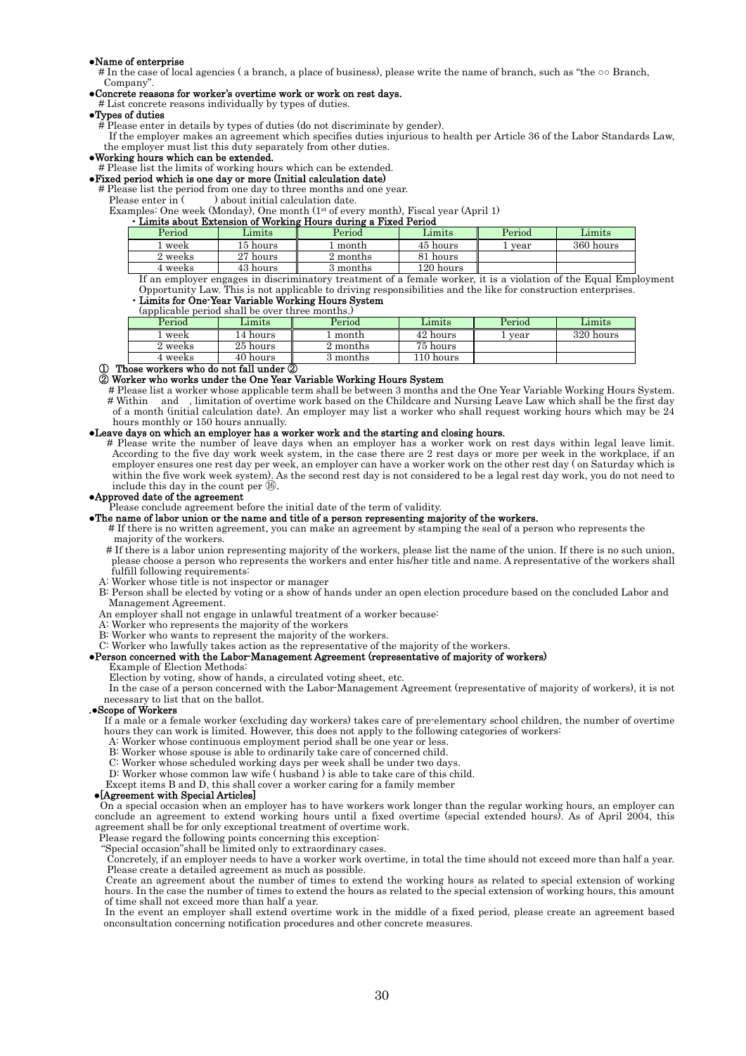**●Name of enterprise**

# In the case of local agencies ( a branch, a place of business), please write the name of branch, such as "the ○○ Branch, Company".

**●Concrete reasons for worker's overtime work or work on rest days.**

# List concrete reasons individually by types of duties.

**●Types of duties**

# Please enter in details by types of duties (do not discriminate by gender).

If the employer makes an agreement which specifies duties injurious to health per Article 36 of the Labor Standards Law, the employer must list this duty separately from other duties.

**●Working hours which can be extended.**

# Please list the limits of working hours which can be extended.

**●Fixed period which is one day or more (Initial calculation date)**

# Please list the period from one day to three months and one year.

Please enter in (        ) about initial calculation date.

Examples: One week (Monday), One month (1st of every month), Fiscal year (April 1)

**・Limits about Extension of Working Hours during a Fixed Period**

| Period | Limits | Period | Limits | Period | Limits |
|---|---|---|---|---|---|
| 1 week | 15 hours | 1 month | 45 hours | 1 year | 360 hours |
| 2 weeks | 27 hours | 2 months | 81 hours | | |
| 4 weeks | 43 hours | 3 months | 120 hours | | |

If an employer engages in discriminatory treatment of a female worker, it is a violation of the Equal Employment Opportunity Law. This is not applicable to driving responsibilities and the like for construction enterprises.

**・Limits for One-Year Variable Working Hours System**

(applicable period shall be over three months.)

| Period | Limits | Period | Limits | Period | Limits |
|---|---|---|---|---|---|
| 1 week | 14 hours | 1 month | 42 hours | 1 year | 320 hours |
| 2 weeks | 25 hours | 2 months | 75 hours | | |
| 4 weeks | 40 hours | 3 months | 110 hours | | |

**① Those workers who do not fall under ②**

**② Worker who works under the One Year Variable Working Hours System**

# Please list a worker whose applicable term shall be between 3 months and the One Year Variable Working Hours System.

# Within and , limitation of overtime work based on the Childcare and Nursing Leave Law which shall be the first day of a month (initial calculation date). An employer may list a worker who shall request working hours which may be 24 hours monthly or 150 hours annually.

**●Leave days on which an employer has a worker work and the starting and closing hours.**

# Please write the number of leave days when an employer has a worker work on rest days within legal leave limit. According to the five day work week system, in the case there are 2 rest days or more per week in the workplace, if an employer ensures one rest day per week, an employer can have a worker work on the other rest day ( on Saturday which is within the five work week system). As the second rest day is not considered to be a legal rest day work, you do not need to include this day in the count per ⑯.

**●Approved date of the agreement**

Please conclude agreement before the initial date of the term of validity.

**●The name of labor union or the name and title of a person representing majority of the workers.**

# If there is no written agreement, you can make an agreement by stamping the seal of a person who represents the majority of the workers.

# If there is a labor union representing majority of the workers, please list the name of the union. If there is no such union, please choose a person who represents the workers and enter his/her title and name. A representative of the workers shall fulfill following requirements:

A: Worker whose title is not inspector or manager

B: Person shall be elected by voting or a show of hands under an open election procedure based on the concluded Labor and Management Agreement.

An employer shall not engage in unlawful treatment of a worker because:

A: Worker who represents the majority of the workers

B: Worker who wants to represent the majority of the workers.

C: Worker who lawfully takes action as the representative of the majority of the workers.

**●Person concerned with the Labor-Management Agreement (representative of majority of workers)**

Example of Election Methods:

Election by voting, show of hands, a circulated voting sheet, etc.

In the case of a person concerned with the Labor-Management Agreement (representative of majority of workers), it is not necessary to list that on the ballot.

**.●Scope of Workers**

If a male or a female worker (excluding day workers) takes care of pre-elementary school children, the number of overtime hours they can work is limited. However, this does not apply to the following categories of workers:

A: Worker whose continuous employment period shall be one year or less.

B: Worker whose spouse is able to ordinarily take care of concerned child.

C: Worker whose scheduled working days per week shall be under two days.

D: Worker whose common law wife ( husband ) is able to take care of this child.

Except items B and D, this shall cover a worker caring for a family member

**●[Agreement with Special Articles]**

On a special occasion when an employer has to have workers work longer than the regular working hours, an employer can conclude an agreement to extend working hours until a fixed overtime (special extended hours). As of April 2004, this agreement shall be for only exceptional treatment of overtime work.

Please regard the following points concerning this exception:

"Special occasion"shall be limited only to extraordinary cases.

Concretely, if an employer needs to have a worker work overtime, in total the time should not exceed more than half a year. Please create a detailed agreement as much as possible.

Create an agreement about the number of times to extend the working hours as related to special extension of working hours. In the case the number of times to extend the hours as related to the special extension of working hours, this amount of time shall not exceed more than half a year.

In the event an employer shall extend overtime work in the middle of a fixed period, please create an agreement based onconsultation concerning notification procedures and other concrete measures.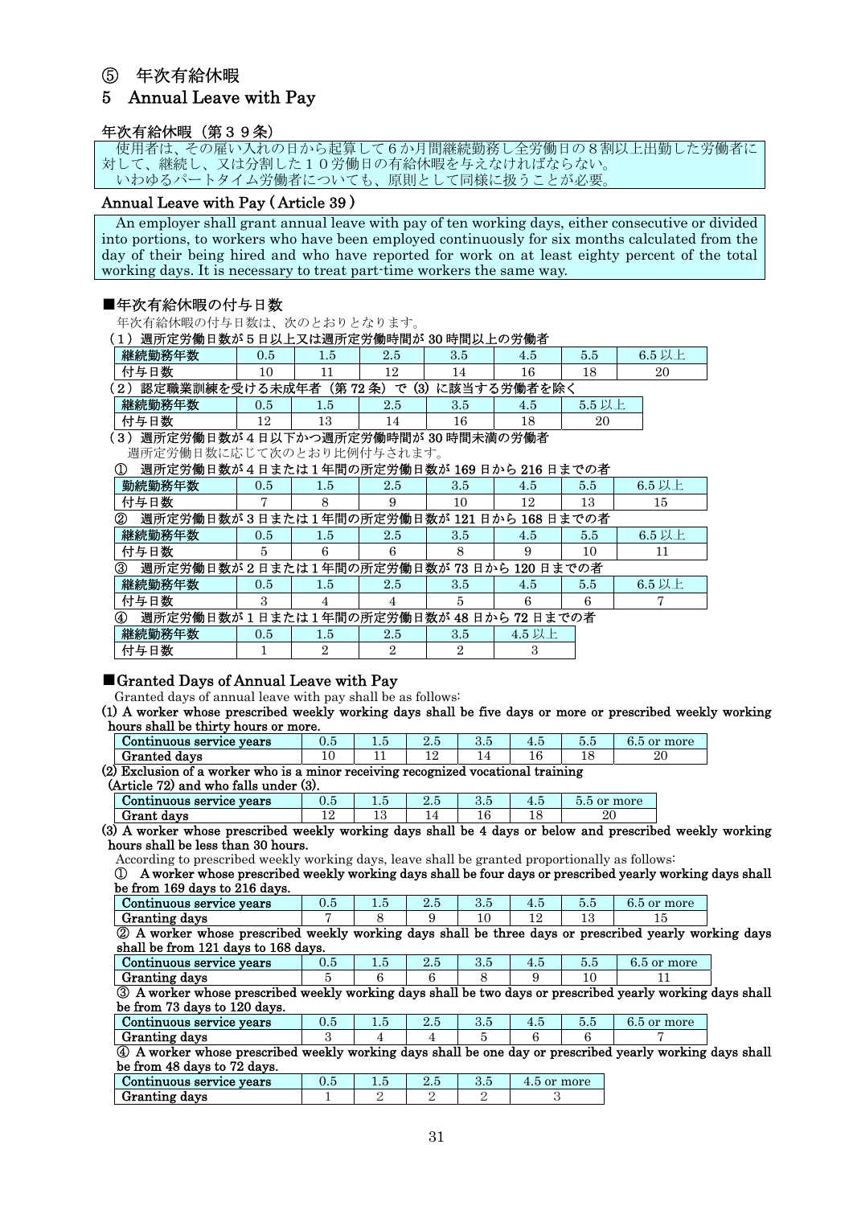## ⑤ 年次有給休暇

## 5 Annual Leave with Pay

### 年次有給休暇（第３９条）

使用者は、その雇い入れの日から起算して６か月間継続勤務し全労働日の８割以上出勤した労働者に対して、継続し、又は分割した１０労働日の有給休暇を与えなければならない。
いわゆるパートタイム労働者についても、原則として同様に扱うことが必要。

### Annual Leave with Pay ( Article 39 )

An employer shall grant annual leave with pay of ten working days, either consecutive or divided into portions, to workers who have been employed continuously for six months calculated from the day of their being hired and who have reported for work on at least eighty percent of the total working days. It is necessary to treat part-time workers the same way.

### ■年次有給休暇の付与日数

年次有給休暇の付与日数は、次のとおりとなります。

**（1）週所定労働日数が５日以上又は週所定労働時間が 30 時間以上の労働者**

| 継続勤務年数 | 0.5 | 1.5 | 2.5 | 3.5 | 4.5 | 5.5 | 6.5 以上 |
|---|---|---|---|---|---|---|---|
| 付与日数 | 10 | 11 | 12 | 14 | 16 | 18 | 20 |

**（2）認定職業訓練を受ける未成年者（第 72 条）で (3) に該当する労働者を除く**

| 継続勤務年数 | 0.5 | 1.5 | 2.5 | 3.5 | 4.5 | 5.5 以上 |
|---|---|---|---|---|---|---|
| 付与日数 | 12 | 13 | 14 | 16 | 18 | 20 |

**（3）週所定労働日数が４日以下かつ週所定労働時間が 30 時間未満の労働者**

週所定労働日数に応じて次のとおり比例付与されます。

**① 週所定労働日数が４日または１年間の所定労働日数が 169 日から 216 日までの者**

| 勤続勤務年数 | 0.5 | 1.5 | 2.5 | 3.5 | 4.5 | 5.5 | 6.5 以上 |
|---|---|---|---|---|---|---|---|
| 付与日数 | 7 | 8 | 9 | 10 | 12 | 13 | 15 |

**② 週所定労働日数が３日または１年間の所定労働日数が 121 日から 168 日までの者**

| 継続勤務年数 | 0.5 | 1.5 | 2.5 | 3.5 | 4.5 | 5.5 | 6.5 以上 |
|---|---|---|---|---|---|---|---|
| 付与日数 | 5 | 6 | 6 | 8 | 9 | 10 | 11 |

**③ 週所定労働日数が２日または１年間の所定労働日数が 73 日から 120 日までの者**

| 継続勤務年数 | 0.5 | 1.5 | 2.5 | 3.5 | 4.5 | 5.5 | 6.5 以上 |
|---|---|---|---|---|---|---|---|
| 付与日数 | 3 | 4 | 4 | 5 | 6 | 6 | 7 |

**④ 週所定労働日数が１日または１年間の所定労働日数が 48 日から 72 日までの者**

| 継続勤務年数 | 0.5 | 1.5 | 2.5 | 3.5 | 4.5 以上 |
|---|---|---|---|---|---|
| 付与日数 | 1 | 2 | 2 | 2 | 3 |

### ■Granted Days of Annual Leave with Pay

Granted days of annual leave with pay shall be as follows:

**(1) A worker whose prescribed weekly working days shall be five days or more or prescribed weekly working hours shall be thirty hours or more.**

| Continuous service years | 0.5 | 1.5 | 2.5 | 3.5 | 4.5 | 5.5 | 6.5 or more |
|---|---|---|---|---|---|---|---|
| Granted days | 10 | 11 | 12 | 14 | 16 | 18 | 20 |

**(2) Exclusion of a worker who is a minor receiving recognized vocational training (Article 72) and who falls under (3).**

| Continuous service years | 0.5 | 1.5 | 2.5 | 3.5 | 4.5 | 5.5 or more |
|---|---|---|---|---|---|---|
| Grant days | 12 | 13 | 14 | 16 | 18 | 20 |

**(3) A worker whose prescribed weekly working days shall be 4 days or below and prescribed weekly working hours shall be less than 30 hours.**

According to prescribed weekly working days, leave shall be granted proportionally as follows:

**① A worker whose prescribed weekly working days shall be four days or prescribed yearly working days shall be from 169 days to 216 days.**

| Continuous service years | 0.5 | 1.5 | 2.5 | 3.5 | 4.5 | 5.5 | 6.5 or more |
|---|---|---|---|---|---|---|---|
| Granting days | 7 | 8 | 9 | 10 | 12 | 13 | 15 |

**② A worker whose prescribed weekly working days shall be three days or prescribed yearly working days shall be from 121 days to 168 days.**

| Continuous service years | 0.5 | 1.5 | 2.5 | 3.5 | 4.5 | 5.5 | 6.5 or more |
|---|---|---|---|---|---|---|---|
| Granting days | 5 | 6 | 6 | 8 | 9 | 10 | 11 |

**③ A worker whose prescribed weekly working days shall be two days or prescribed yearly working days shall be from 73 days to 120 days.**

| Continuous service years | 0.5 | 1.5 | 2.5 | 3.5 | 4.5 | 5.5 | 6.5 or more |
|---|---|---|---|---|---|---|---|
| Granting days | 3 | 4 | 4 | 5 | 6 | 6 | 7 |

**④ A worker whose prescribed weekly working days shall be one day or prescribed yearly working days shall be from 48 days to 72 days.**

| Continuous service years | 0.5 | 1.5 | 2.5 | 3.5 | 4.5 or more |
|---|---|---|---|---|---|
| Granting days | 1 | 2 | 2 | 2 | 3 |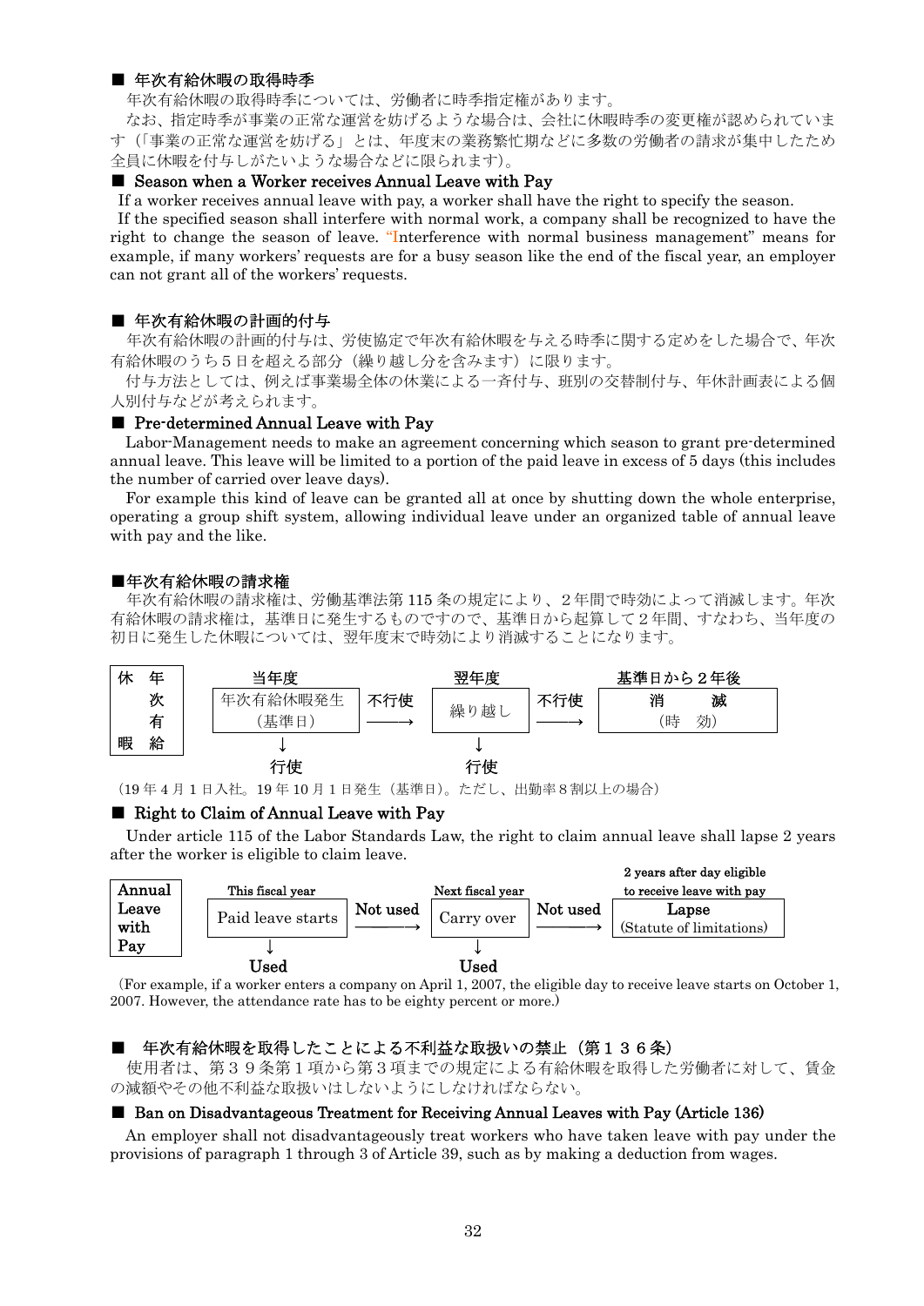## ■ 年次有給休暇の取得時季

年次有給休暇の取得時季については、労働者に時季指定権があります。

なお、指定時季が事業の正常な運営を妨げるような場合は、会社に休暇時季の変更権が認められています（「事業の正常な運営を妨げる」とは、年度末の業務繁忙期などに多数の労働者の請求が集中したため全員に休暇を付与しがたいような場合などに限られます）。

## ■ Season when a Worker receives Annual Leave with Pay

If a worker receives annual leave with pay, a worker shall have the right to specify the season.

If the specified season shall interfere with normal work, a company shall be recognized to have the right to change the season of leave. "Interference with normal business management" means for example, if many workers' requests are for a busy season like the end of the fiscal year, an employer can not grant all of the workers' requests.

## ■ 年次有給休暇の計画的付与

年次有給休暇の計画的付与は、労使協定で年次有給休暇を与える時季に関する定めをした場合で、年次有給休暇のうち５日を超える部分（繰り越し分を含みます）に限ります。

付与方法としては、例えば事業場全体の休業による一斉付与、班別の交替制付与、年休計画表による個人別付与などが考えられます。

## ■ Pre-determined Annual Leave with Pay

Labor-Management needs to make an agreement concerning which season to grant pre-determined annual leave. This leave will be limited to a portion of the paid leave in excess of 5 days (this includes the number of carried over leave days).

For example this kind of leave can be granted all at once by shutting down the whole enterprise, operating a group shift system, allowing individual leave under an organized table of annual leave with pay and the like.

## ■年次有給休暇の請求権

年次有給休暇の請求権は、労働基準法第 115 条の規定により、２年間で時効によって消滅します。年次有給休暇の請求権は，基準日に発生するものですので、基準日から起算して２年間、すなわち、当年度の初日に発生した休暇については、翌年度末で時効により消滅することになります。

| 年次有給休暇 | 当年度 | | 翌年度 | | 基準日から２年後 |
|---|---|---|---|---|---|
| | 年次有給休暇発生（基準日） | 不行使 ⟶ | 繰り越し | 不行使 ⟶ | 消　滅（時　効） |
| | ↓ 行使 | | ↓ 行使 | | |

（19 年 4 月 1 日入社。19 年 10 月 1 日発生（基準日）。ただし、出勤率８割以上の場合）

## ■ Right to Claim of Annual Leave with Pay

Under article 115 of the Labor Standards Law, the right to claim annual leave shall lapse 2 years after the worker is eligible to claim leave.

| Annual Leave with Pay | This fiscal year | | Next fiscal year | | 2 years after day eligible to receive leave with pay |
|---|---|---|---|---|---|
| | Paid leave starts | Not used ⟶ | Carry over | Not used ⟶ | Lapse (Statute of limitations) |
| | ↓ Used | | ↓ Used | | |

（For example, if a worker enters a company on April 1, 2007, the eligible day to receive leave starts on October 1, 2007. However, the attendance rate has to be eighty percent or more.）

## ■ 年次有給休暇を取得したことによる不利益な取扱いの禁止（第１３６条）

使用者は、第３９条第１項から第３項までの規定による有給休暇を取得した労働者に対して、賃金の減額やその他不利益な取扱いはしないようにしなければならない。

## ■ Ban on Disadvantageous Treatment for Receiving Annual Leaves with Pay (Article 136)

An employer shall not disadvantageously treat workers who have taken leave with pay under the provisions of paragraph 1 through 3 of Article 39, such as by making a deduction from wages.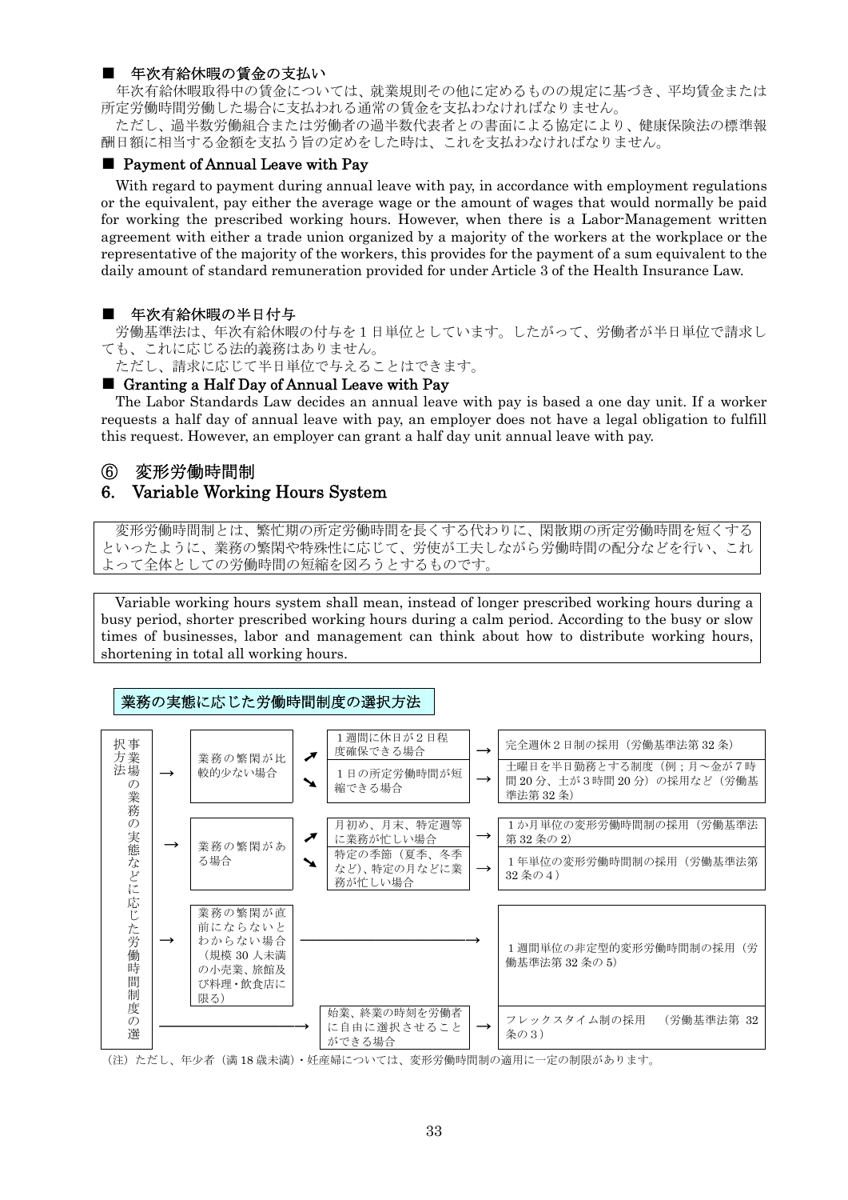### ■ 年次有給休暇の賃金の支払い

年次有給休暇取得中の賃金については、就業規則その他に定めるものの規定に基づき、平均賃金または所定労働時間労働した場合に支払われる通常の賃金を支払わなければなりません。

ただし、過半数労働組合または労働者の過半数代表者との書面による協定により、健康保険法の標準報酬日額に相当する金額を支払う旨の定めをした時は、これを支払わなければなりません。

### ■ Payment of Annual Leave with Pay

With regard to payment during annual leave with pay, in accordance with employment regulations or the equivalent, pay either the average wage or the amount of wages that would normally be paid for working the prescribed working hours. However, when there is a Labor-Management written agreement with either a trade union organized by a majority of the workers at the workplace or the representative of the majority of the workers, this provides for the payment of a sum equivalent to the daily amount of standard remuneration provided for under Article 3 of the Health Insurance Law.

### ■ 年次有給休暇の半日付与

労働基準法は、年次有給休暇の付与を１日単位としています。したがって、労働者が半日単位で請求しても、これに応じる法的義務はありません。

ただし、請求に応じて半日単位で与えることはできます。

### ■ Granting a Half Day of Annual Leave with Pay

The Labor Standards Law decides an annual leave with pay is based a one day unit. If a worker requests a half day of annual leave with pay, an employer does not have a legal obligation to fulfill this request. However, an employer can grant a half day unit annual leave with pay.

## ⑥ 変形労働時間制
## 6. Variable Working Hours System

変形労働時間制とは、繁忙期の所定労働時間を長くする代わりに、閑散期の所定労働時間を短くするといったように、業務の繁閑や特殊性に応じて、労使が工夫しながら労働時間の配分などを行い、これよって全体としての労働時間の短縮を図ろうとするものです。

Variable working hours system shall mean, instead of longer prescribed working hours during a busy period, shorter prescribed working hours during a calm period. According to the busy or slow times of businesses, labor and management can think about how to distribute working hours, shortening in total all working hours.

**業務の実態に応じた労働時間制度の選択方法**

| 事業場の業務の実態などに応じた労働時間制度の選択方法 | | | |
|---|---|---|---|
| → | 業務の繁閑が比較的少ない場合 | ↗ １週間に休日が２日程度確保できる場合 | → 完全週休２日制の採用（労働基準法第 32 条） |
| | | ↘ １日の所定労働時間が短縮できる場合 | → 土曜日を半日勤務とする制度（例；月～金が７時間 20 分、土が３時間 20 分）の採用など（労働基準法第 32 条） |
| → | 業務の繁閑がある場合 | ↗ 月初め、月末、特定週等に業務が忙しい場合 | → １か月単位の変形労働時間制の採用（労働基準法第 32 条の 2） |
| | | ↘ 特定の季節（夏季、冬季など）、特定の月などに業務が忙しい場合 | → １年単位の変形労働時間制の採用（労働基準法第 32 条の 4） |
| → | 業務の繁閑が直前にならないとわからない場合（規模 30 人未満の小売業、旅館及び料理・飲食店に限る） | → | １週間単位の非定型的変形労働時間制の採用（労働基準法第 32 条の 5） |
| → | → | 始業、終業の時刻を労働者に自由に選択させることができる場合 | → フレックスタイム制の採用　（労働基準法第 32 条の 3） |

（注）ただし、年少者（満 18 歳未満）・妊産婦については、変形労働時間制の適用に一定の制限があります。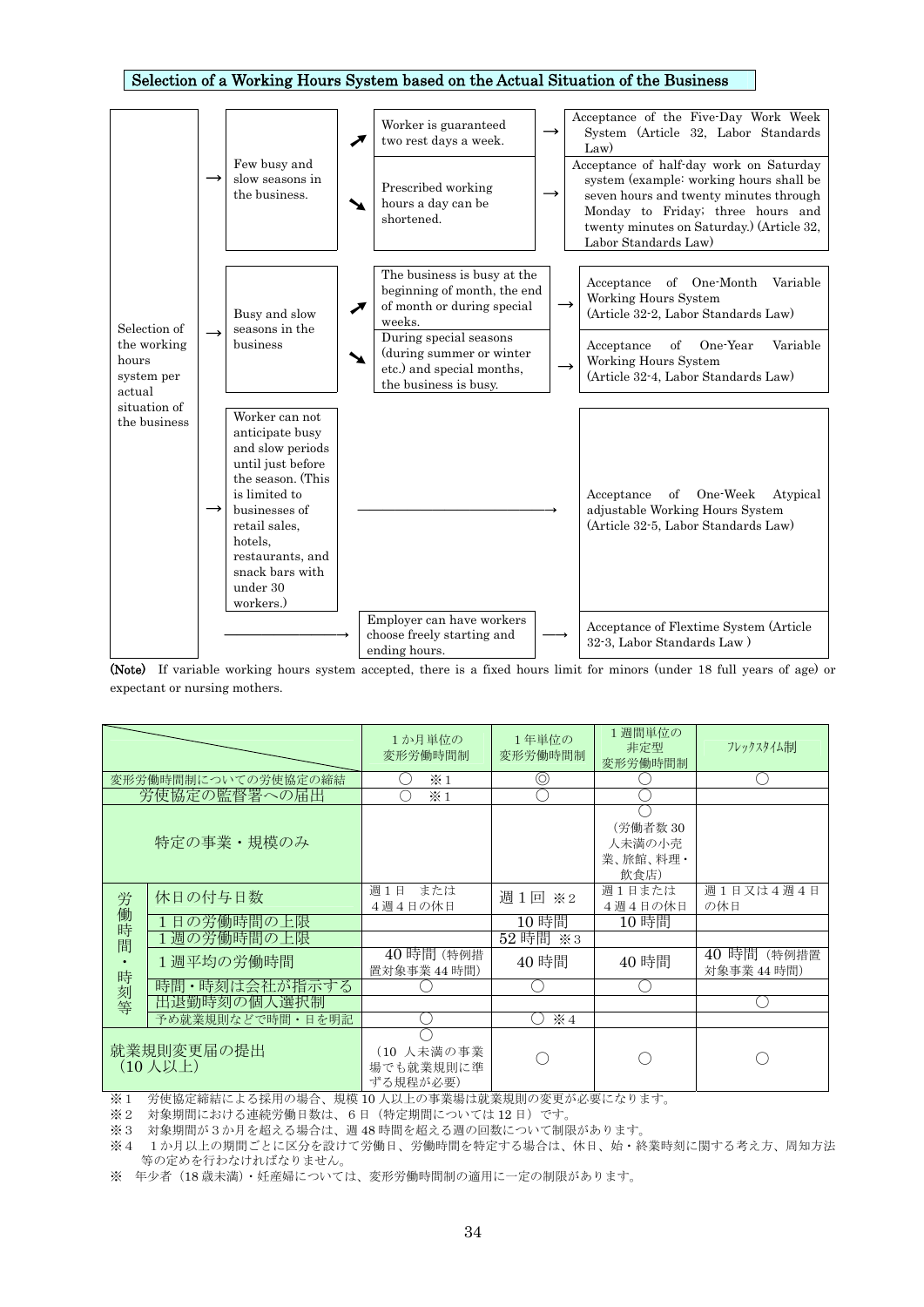## Selection of a Working Hours System based on the Actual Situation of the Business

**Selection of the working hours system per actual situation of the business**

- → **Few busy and slow seasons in the business.**
  - ↗ Worker is guaranteed two rest days a week. → Acceptance of the Five-Day Work Week System (Article 32, Labor Standards Law)
  - ↘ Prescribed working hours a day can be shortened. → Acceptance of half-day work on Saturday system (example: working hours shall be seven hours and twenty minutes through Monday to Friday; three hours and twenty minutes on Saturday.) (Article 32, Labor Standards Law)
- → **Busy and slow seasons in the business**
  - ↗ The business is busy at the beginning of month, the end of month or during special weeks. → Acceptance of One-Month Variable Working Hours System (Article 32-2, Labor Standards Law)
  - ↘ During special seasons (during summer or winter etc.) and special months, the business is busy. → Acceptance of One-Year Variable Working Hours System (Article 32-4, Labor Standards Law)
- → **Worker can not anticipate busy and slow periods until just before the season. (This is limited to businesses of retail sales, hotels, restaurants, and snack bars with under 30 workers.)** → Acceptance of One-Week Atypical adjustable Working Hours System (Article 32-5, Labor Standards Law)
- → Employer can have workers choose freely starting and ending hours. → Acceptance of Flextime System (Article 32-3, Labor Standards Law )

**(Note)** If variable working hours system accepted, there is a fixed hours limit for minors (under 18 full years of age) or expectant or nursing mothers.

| | | 1か月単位の変形労働時間制 | 1年単位の変形労働時間制 | 1週間単位の非定型変形労働時間制 | ﾌﾚｯｸｽﾀｲﾑ制 |
|---|---|---|---|---|---|
| 変形労働時間制についての労使協定の締結 | | ○ ※1 | ◎ | ○ | ○ |
| 労使協定の監督署への届出 | | ○ ※1 | ○ | ○ | |
| 特定の事業・規模のみ | | | | ○（労働者数30人未満の小売業、旅館、料理・飲食店） | |
| 労働時間・時刻等 | 休日の付与日数 | 週1日　または４週４日の休日 | 週1回 ※2 | 週１日または４週４日の休日 | 週１日又は４週４日の休日 |
| | 1日の労働時間の上限 | | 10時間 | 10時間 | |
| | 1週の労働時間の上限 | | 52時間 ※3 | | |
| | 1週平均の労働時間 | 40時間（特例措置対象事業44時間） | 40時間 | 40時間 | 40時間（特例措置対象事業44時間） |
| | 時間・時刻は会社が指示する | ○ | ○ | ○ | |
| | 出退勤時刻の個人選択制 | | | | ○ |
| | 予め就業規則などで時間・日を明記 | ○ | ○ ※4 | | |
| 就業規則変更届の提出（10人以上） | | ○（10人未満の事業場でも就業規則に準ずる規程が必要） | ○ | ○ | ○ |

※1　労使協定締結による採用の場合、規模10人以上の事業場は就業規則の変更が必要になります。

※2　対象期間における連続労働日数は、6日（特定期間については12日）です。

※3　対象期間が３か月を超える場合は、週48時間を超える週の回数について制限があります。

※4　1か月以上の期間ごとに区分を設けて労働日、労働時間を特定する場合は、休日、始・終業時刻に関する考え方、周知方法等の定めを行わなければなりません。

※　年少者（18歳未満）・妊産婦については、変形労働時間制の適用に一定の制限があります。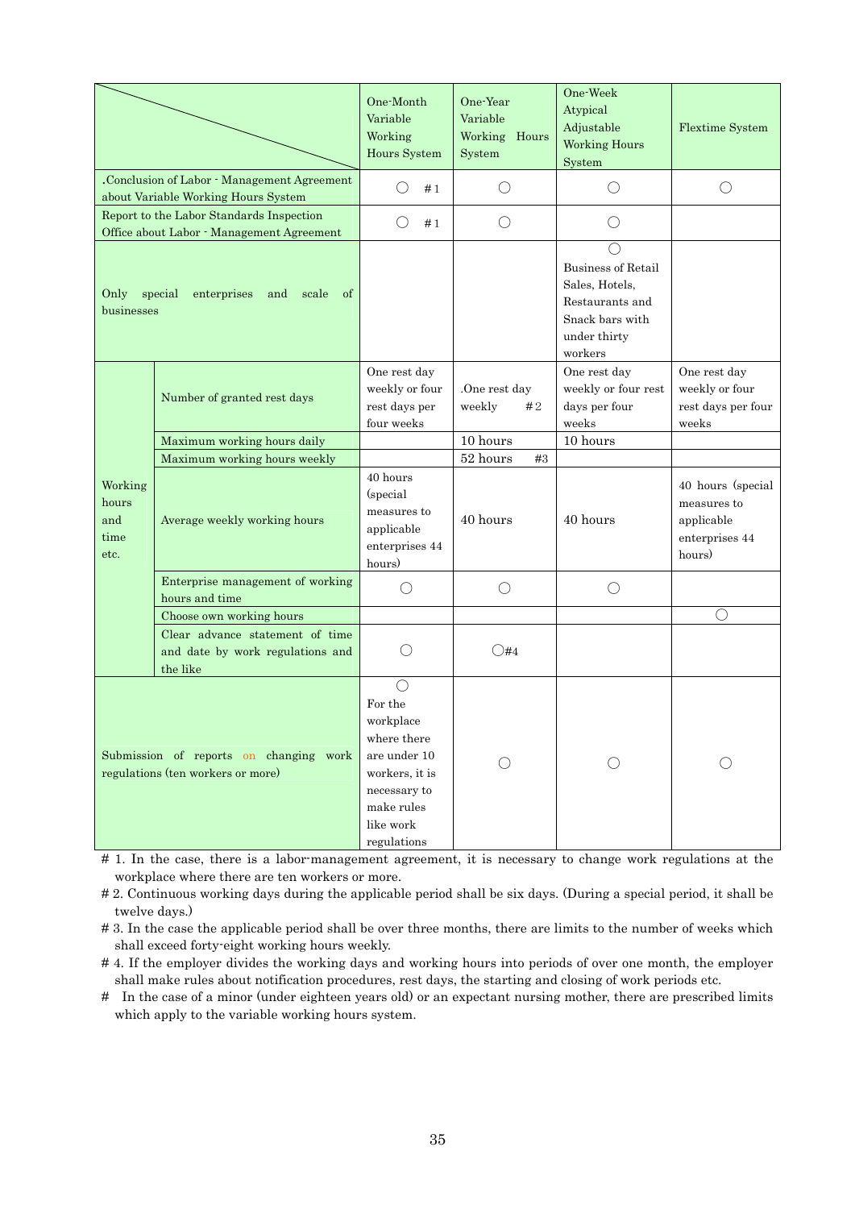| | | One-Month Variable Working Hours System | One-Year Variable Working Hours System | One-Week Atypical Adjustable Working Hours System | Flextime System |
|---|---|---|---|---|---|
| .Conclusion of Labor - Management Agreement about Variable Working Hours System | | ○ #1 | ○ | ○ | ○ |
| Report to the Labor Standards Inspection Office about Labor - Management Agreement | | ○ #1 | ○ | ○ | |
| Only special enterprises and scale of businesses | | | | ○ Business of Retail Sales, Hotels, Restaurants and Snack bars with under thirty workers | |
| Working hours and time etc. | Number of granted rest days | One rest day weekly or four rest days per four weeks | .One rest day weekly #2 | One rest day weekly or four rest days per four weeks | One rest day weekly or four rest days per four weeks |
| | Maximum working hours daily | | 10 hours | 10 hours | |
| | Maximum working hours weekly | | 52 hours #3 | | |
| | Average weekly working hours | 40 hours (special measures to applicable enterprises 44 hours) | 40 hours | 40 hours | 40 hours (special measures to applicable enterprises 44 hours) |
| | Enterprise management of working hours and time | ○ | ○ | ○ | |
| | Choose own working hours | | | | ○ |
| | Clear advance statement of time and date by work regulations and the like | ○ | ○#4 | | |
| Submission of reports on changing work regulations (ten workers or more) | | ○ For the workplace where there are under 10 workers, it is necessary to make rules like work regulations | ○ | ○ | ○ |

# 1. In the case, there is a labor-management agreement, it is necessary to change work regulations at the workplace where there are ten workers or more.

# 2. Continuous working days during the applicable period shall be six days. (During a special period, it shall be twelve days.)

# 3. In the case the applicable period shall be over three months, there are limits to the number of weeks which shall exceed forty-eight working hours weekly.

# 4. If the employer divides the working days and working hours into periods of over one month, the employer shall make rules about notification procedures, rest days, the starting and closing of work periods etc.

# In the case of a minor (under eighteen years old) or an expectant nursing mother, there are prescribed limits which apply to the variable working hours system.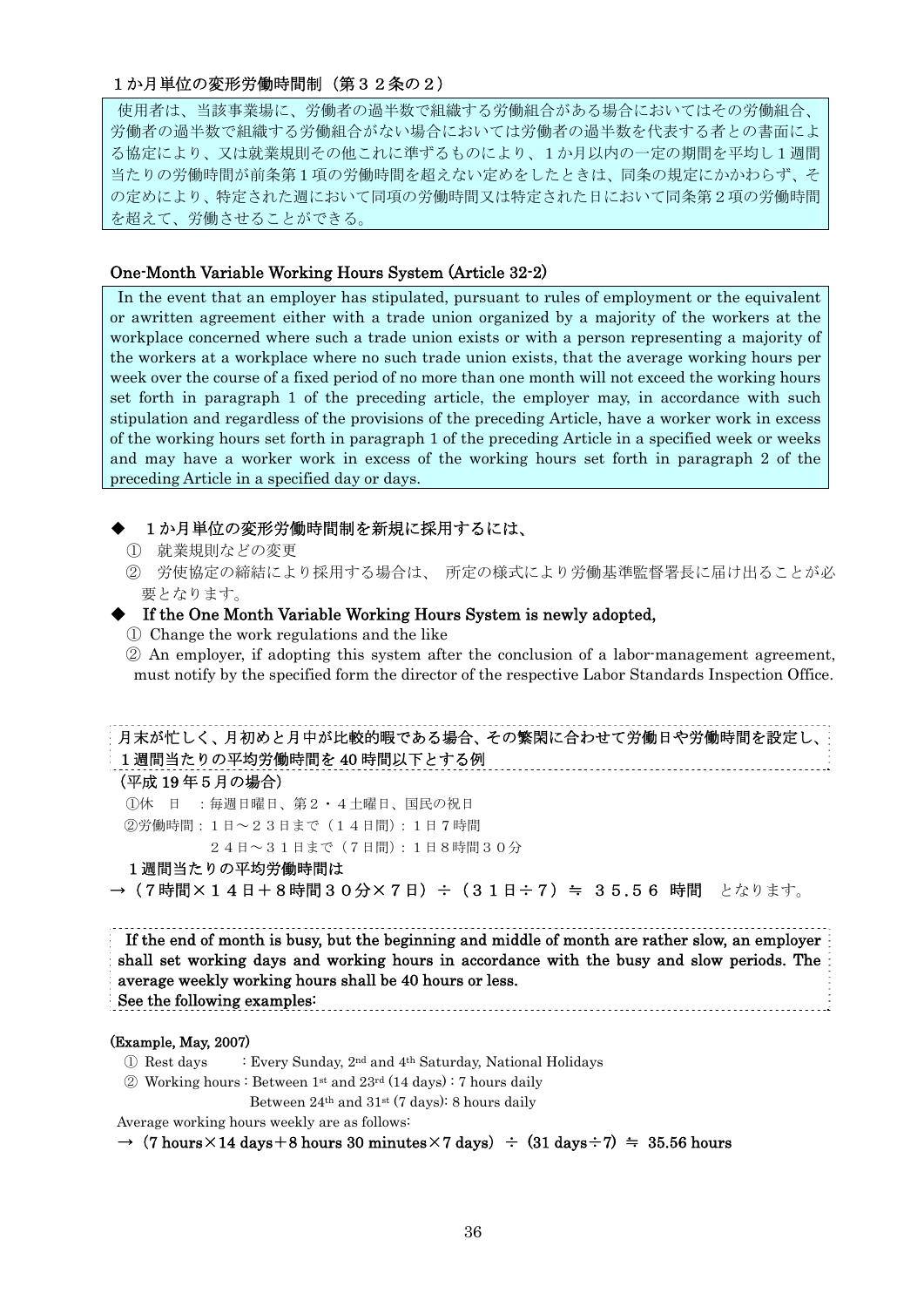### １か月単位の変形労働時間制（第３２条の２）

使用者は、当該事業場に、労働者の過半数で組織する労働組合がある場合においてはその労働組合、労働者の過半数で組織する労働組合がない場合においては労働者の過半数を代表する者との書面による協定により、又は就業規則その他これに準ずるものにより、１か月以内の一定の期間を平均し１週間当たりの労働時間が前条第１項の労働時間を超えない定めをしたときは、同条の規定にかかわらず、その定めにより、特定された週において同項の労働時間又は特定された日において同条第２項の労働時間を超えて、労働させることができる。

### One-Month Variable Working Hours System (Article 32-2)

In the event that an employer has stipulated, pursuant to rules of employment or the equivalent or awritten agreement either with a trade union organized by a majority of the workers at the workplace concerned where such a trade union exists or with a person representing a majority of the workers at a workplace where no such trade union exists, that the average working hours per week over the course of a fixed period of no more than one month will not exceed the working hours set forth in paragraph 1 of the preceding article, the employer may, in accordance with such stipulation and regardless of the provisions of the preceding Article, have a worker work in excess of the working hours set forth in paragraph 1 of the preceding Article in a specified week or weeks and may have a worker work in excess of the working hours set forth in paragraph 2 of the preceding Article in a specified day or days.

◆ １か月単位の変形労働時間制を新規に採用するには、

① 就業規則などの変更

② 労使協定の締結により採用する場合は、 所定の様式により労働基準監督署長に届け出ることが必要となります。

◆ **If the One Month Variable Working Hours System is newly adopted,**

① Change the work regulations and the like

② An employer, if adopting this system after the conclusion of a labor-management agreement, must notify by the specified form the director of the respective Labor Standards Inspection Office.

月末が忙しく、月初めと月中が比較的暇である場合、その繁閑に合わせて労働日や労働時間を設定し、１週間当たりの平均労働時間を 40 時間以下とする例

（平成 19 年５月の場合）

①休　日　：毎週日曜日、第２・４土曜日、国民の祝日

②労働時間：１日～２３日まで（１４日間）：１日７時間

２４日～３１日まで（７日間）：１日８時間３０分

１週間当たりの平均労働時間は

→（７時間×１４日＋８時間３０分×７日）÷（３１日÷７）≒ ３５.５６ 時間 となります。

**If the end of month is busy, but the beginning and middle of month are rather slow, an employer shall set working days and working hours in accordance with the busy and slow periods. The average weekly working hours shall be 40 hours or less. See the following examples:**

**(Example, May, 2007)**

① Rest days　: Every Sunday, 2nd and 4th Saturday, National Holidays

② Working hours : Between 1st and 23rd (14 days) : 7 hours daily

Between 24th and 31st (7 days): 8 hours daily

Average working hours weekly are as follows:

**→ (7 hours×14 days＋8 hours 30 minutes×7 days) ÷ (31 days÷7) ≒ 35.56 hours**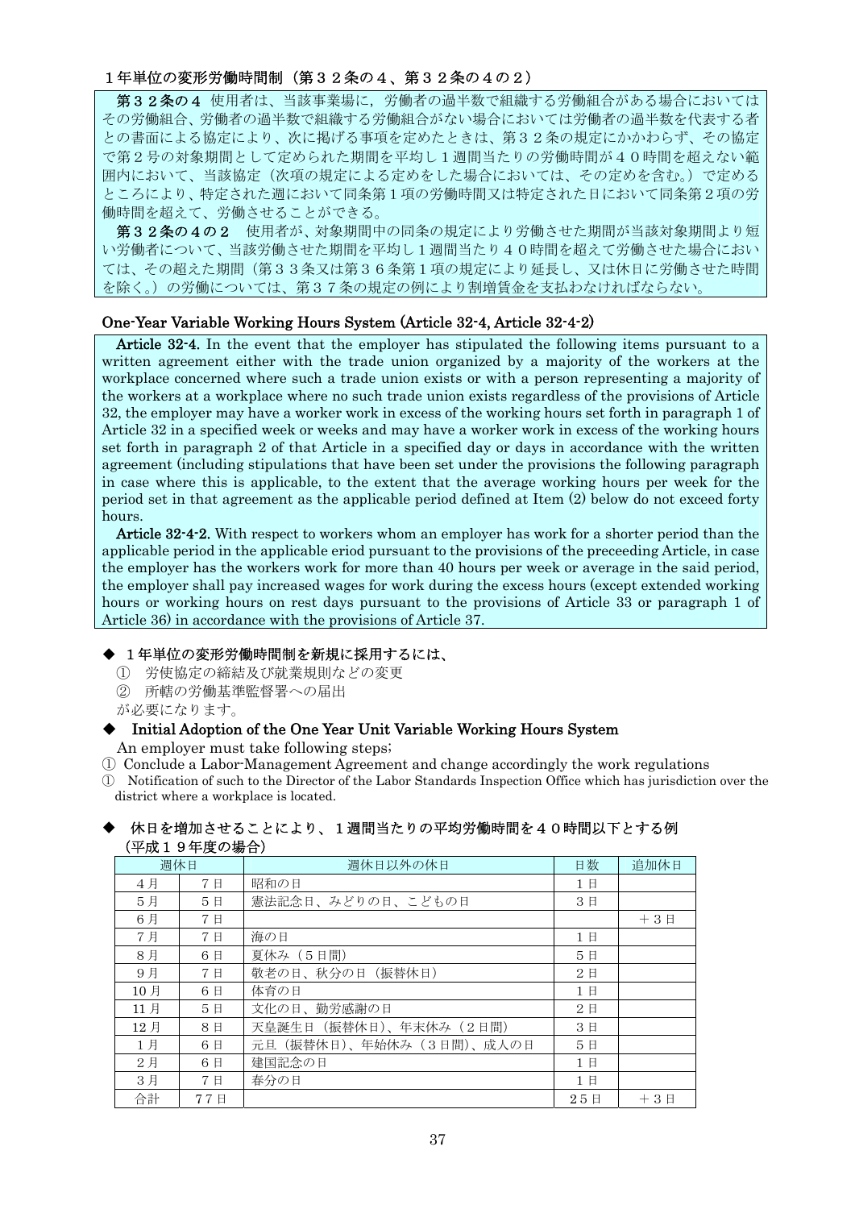### １年単位の変形労働時間制（第３２条の４、第３２条の４の２）

**第３２条の４**　使用者は、当該事業場に，労働者の過半数で組織する労働組合がある場合においてはその労働組合、労働者の過半数で組織する労働組合がない場合においては労働者の過半数を代表する者との書面による協定により、次に掲げる事項を定めたときは、第３２条の規定にかかわらず、その協定で第２号の対象期間として定められた期間を平均し１週間当たりの労働時間が４０時間を超えない範囲内において、当該協定（次項の規定による定めをした場合においては、その定めを含む。）で定めるところにより、特定された週において同条第１項の労働時間又は特定された日において同条第２項の労働時間を超えて、労働させることができる。

**第３２条の４の２**　使用者が、対象期間中の同条の規定により労働させた期間が当該対象期間より短い労働者について、当該労働させた期間を平均し１週間当たり４０時間を超えて労働させた場合においては、その超えた期間（第３３条又は第３６条第１項の規定により延長し、又は休日に労働させた時間を除く。）の労働については、第３７条の規定の例により割増賃金を支払わなければならない。

### One-Year Variable Working Hours System (Article 32-4, Article 32-4-2)

**Article 32-4.** In the event that the employer has stipulated the following items pursuant to a written agreement either with the trade union organized by a majority of the workers at the workplace concerned where such a trade union exists or with a person representing a majority of the workers at a workplace where no such trade union exists regardless of the provisions of Article 32, the employer may have a worker work in excess of the working hours set forth in paragraph 1 of Article 32 in a specified week or weeks and may have a worker work in excess of the working hours set forth in paragraph 2 of that Article in a specified day or days in accordance with the written agreement (including stipulations that have been set under the provisions the following paragraph in case where this is applicable, to the extent that the average working hours per week for the period set in that agreement as the applicable period defined at Item (2) below do not exceed forty hours.

**Article 32-4-2.** With respect to workers whom an employer has work for a shorter period than the applicable period in the applicable eriod pursuant to the provisions of the preceeding Article, in case the employer has the workers work for more than 40 hours per week or average in the said period, the employer shall pay increased wages for work during the excess hours (except extended working hours or working hours on rest days pursuant to the provisions of Article 33 or paragraph 1 of Article 36) in accordance with the provisions of Article 37.

◆ １年単位の変形労働時間制を新規に採用するには、

① 労使協定の締結及び就業規則などの変更
② 所轄の労働基準監督署への届出

が必要になります。

◆ **Initial Adoption of the One Year Unit Variable Working Hours System**

An employer must take following steps;

① Conclude a Labor-Management Agreement and change accordingly the work regulations
① Notification of such to the Director of the Labor Standards Inspection Office which has jurisdiction over the district where a workplace is located.

◆ **休日を増加させることにより、１週間当たりの平均労働時間を４０時間以下とする例（平成１９年度の場合）**

| 週休日 | | 週休日以外の休日 | 日数 | 追加休日 |
|---|---|---|---|---|
| ４月 | ７日 | 昭和の日 | １日 | |
| ５月 | ５日 | 憲法記念日、みどりの日、こどもの日 | ３日 | |
| ６月 | ７日 | | | ＋３日 |
| ７月 | ７日 | 海の日 | １日 | |
| ８月 | ６日 | 夏休み（５日間） | ５日 | |
| ９月 | ７日 | 敬老の日、秋分の日（振替休日） | ２日 | |
| 10月 | ６日 | 体育の日 | １日 | |
| 11月 | ５日 | 文化の日、勤労感謝の日 | ２日 | |
| 12月 | ８日 | 天皇誕生日（振替休日）、年末休み（２日間） | ３日 | |
| １月 | ６日 | 元旦（振替休日）、年始休み（３日間）、成人の日 | ５日 | |
| ２月 | ６日 | 建国記念の日 | １日 | |
| ３月 | ７日 | 春分の日 | １日 | |
| 合計 | ７７日 | | ２５日 | ＋３日 |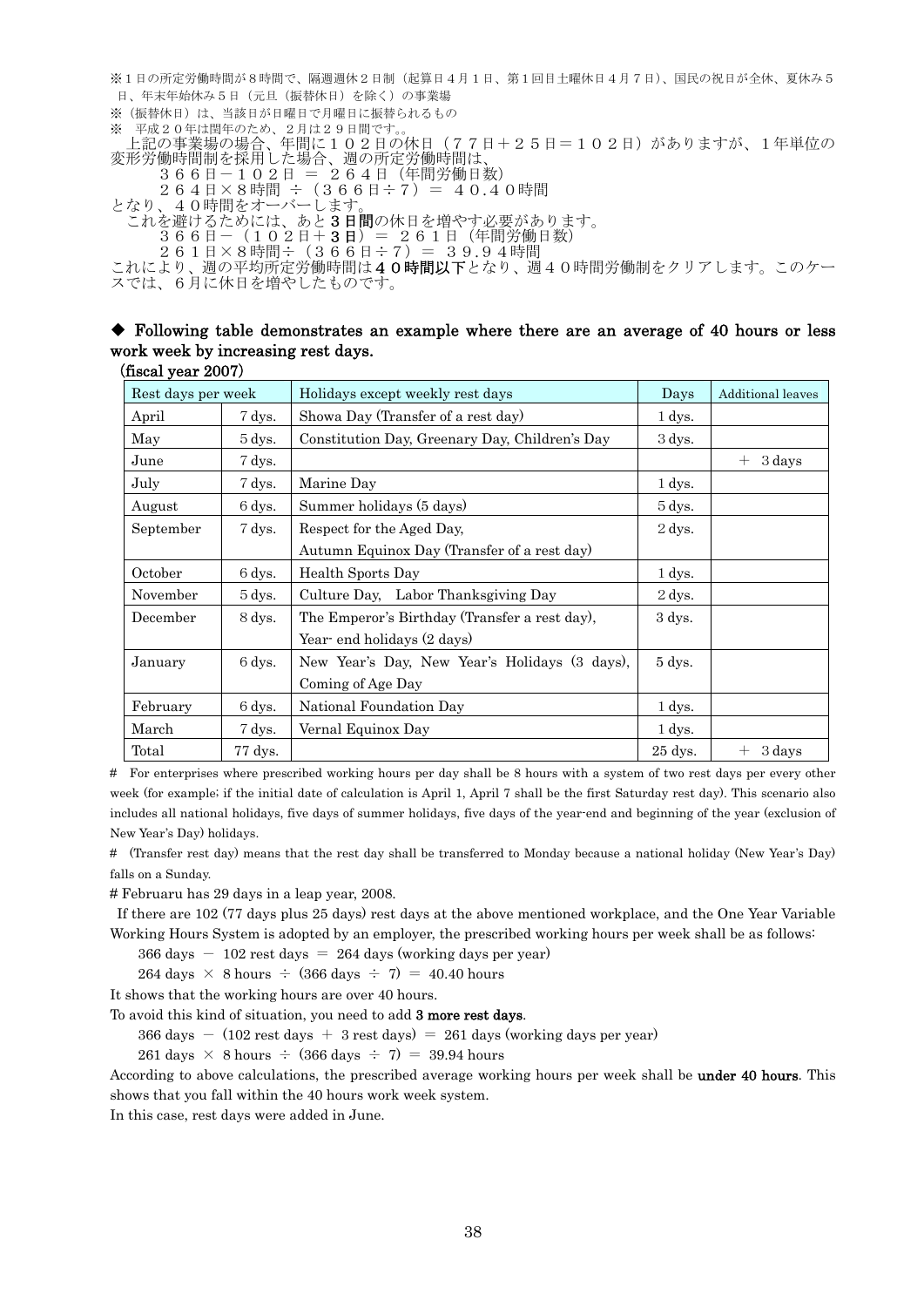※１日の所定労働時間が８時間で、隔週週休２日制（起算日４月１日、第１回目土曜休日４月７日）、国民の祝日が全休、夏休み５日、年末年始休み５日（元旦（振替休日）を除く）の事業場

※（振替休日）は、当該日が日曜日で月曜日に振替られるもの

※　平成２０年は閏年のため、２月は２９日間です。。

上記の事業場の場合、年間に１０２日の休日（７７日＋２５日＝１０２日）がありますが、１年単位の変形労働時間制を採用した場合、週の所定労働時間は、

３６６日－１０２日 ＝ ２６４日（年間労働日数）

２６４日×８時間 ÷（３６６日÷７）＝ ４０.４０時間

となり、４０時間をオーバーします。

これを避けるためには、あと**３日間**の休日を増やす必要があります。

３６６日－（１０２日＋**３日**）＝ ２６１日（年間労働日数）

２６１日×８時間÷（３６６日÷７）＝ ３９.９４時間

これにより、週の平均所定労働時間は**４０時間以下**となり、週４０時間労働制をクリアします。このケースでは、６月に休日を増やしたものです。

### ◆ Following table demonstrates an example where there are an average of 40 hours or less work week by increasing rest days.

**(fiscal year 2007)**

| Rest days per week | | Holidays except weekly rest days | Days | Additional leaves |
|---|---|---|---|---|
| April | 7 dys. | Showa Day (Transfer of a rest day) | 1 dys. | |
| May | 5 dys. | Constitution Day, Greenary Day, Children's Day | 3 dys. | |
| June | 7 dys. | | | ＋ 3 days |
| July | 7 dys. | Marine Day | 1 dys. | |
| August | 6 dys. | Summer holidays (5 days) | 5 dys. | |
| September | 7 dys. | Respect for the Aged Day, Autumn Equinox Day (Transfer of a rest day) | 2 dys. | |
| October | 6 dys. | Health Sports Day | 1 dys. | |
| November | 5 dys. | Culture Day, Labor Thanksgiving Day | 2 dys. | |
| December | 8 dys. | The Emperor's Birthday (Transfer a rest day), Year- end holidays (2 days) | 3 dys. | |
| January | 6 dys. | New Year's Day, New Year's Holidays (3 days), Coming of Age Day | 5 dys. | |
| February | 6 dys. | National Foundation Day | 1 dys. | |
| March | 7 dys. | Vernal Equinox Day | 1 dys. | |
| Total | 77 dys. | | 25 dys. | ＋ 3 days |

# For enterprises where prescribed working hours per day shall be 8 hours with a system of two rest days per every other week (for example; if the initial date of calculation is April 1, April 7 shall be the first Saturday rest day). This scenario also includes all national holidays, five days of summer holidays, five days of the year-end and beginning of the year (exclusion of New Year's Day) holidays.

# (Transfer rest day) means that the rest day shall be transferred to Monday because a national holiday (New Year's Day) falls on a Sunday.

# Februaru has 29 days in a leap year, 2008.

If there are 102 (77 days plus 25 days) rest days at the above mentioned workplace, and the One Year Variable Working Hours System is adopted by an employer, the prescribed working hours per week shall be as follows:

366 days － 102 rest days ＝ 264 days (working days per year)

264 days × 8 hours ÷ (366 days ÷ 7) ＝ 40.40 hours

It shows that the working hours are over 40 hours.

To avoid this kind of situation, you need to add **3 more rest days**.

366 days － (102 rest days ＋ 3 rest days) ＝ 261 days (working days per year)

261 days × 8 hours ÷ (366 days ÷ 7) ＝ 39.94 hours

According to above calculations, the prescribed average working hours per week shall be **under 40 hours**. This shows that you fall within the 40 hours work week system.

In this case, rest days were added in June.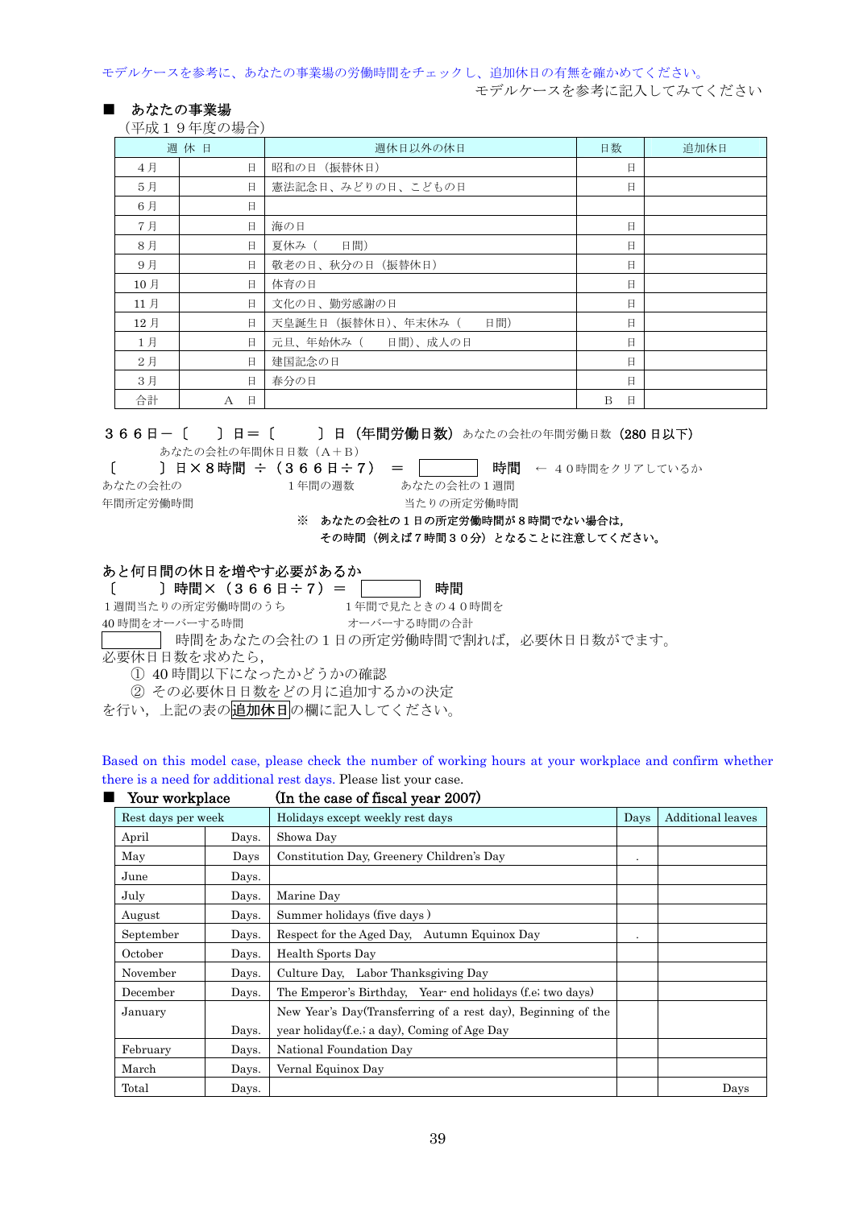モデルケースを参考に、あなたの事業場の労働時間をチェックし、追加休日の有無を確かめてください。

モデルケースを参考に記入してみてください

■　あなたの事業場

（平成１９年度の場合）

| 週 休 日 | | 週休日以外の休日 | 日数 | 追加休日 |
|---|---|---|---|---|
| ４月 | 日 | 昭和の日（振替休日） | 日 | |
| ５月 | 日 | 憲法記念日、みどりの日、こどもの日 | 日 | |
| ６月 | 日 | | | |
| ７月 | 日 | 海の日 | 日 | |
| ８月 | 日 | 夏休み（　　日間） | 日 | |
| ９月 | 日 | 敬老の日、秋分の日（振替休日） | 日 | |
| 10月 | 日 | 体育の日 | 日 | |
| 11月 | 日 | 文化の日、勤労感謝の日 | 日 | |
| 12月 | 日 | 天皇誕生日（振替休日）、年末休み（　　日間） | 日 | |
| １月 | 日 | 元旦、年始休み（　　日間）、成人の日 | 日 | |
| ２月 | 日 | 建国記念の日 | 日 | |
| ３月 | 日 | 春分の日 | 日 | |
| 合計 | A　日 | | B　日 | |

**３６６日－〔　　〕日＝〔　　　〕日（年間労働日数）** あなたの会社の年間労働日数（**280日以下**）

あなたの会社の年間休日日数（A＋B）

**〔　　　〕日×８時間 ÷（３６６日÷７）＝ ［　　　］ 時間** ← ４０時間をクリアしているか

あなたの会社の年間所定労働時間　　１年間の週数　　あなたの会社の１週間当たりの所定労働時間

**※ あなたの会社の１日の所定労働時間が８時間でない場合は，その時間（例えば７時間３０分）となることに注意してください。**

**あと何日間の休日を増やす必要があるか**

**〔　　　〕時間×（３６６日÷７）＝ ［　　　］ 時間**

１週間当たりの所定労働時間のうち40時間をオーバーする時間　　１年間で見たときの４０時間をオーバーする時間の合計

［　　　］ 時間をあなたの会社の１日の所定労働時間で割れば，必要休日日数がでます。

必要休日日数を求めたら，

① 40時間以下になったかどうかの確認

② その必要休日日数をどの月に追加するかの決定

を行い，上記の表の**追加休日**の欄に記入してください。

Based on this model case, please check the number of working hours at your workplace and confirm whether there is a need for additional rest days. Please list your case.

■　**Your workplace**　　　**(In the case of fiscal year 2007)**

| Rest days per week | | Holidays except weekly rest days | Days | Additional leaves |
|---|---|---|---|---|
| April | Days. | Showa Day | | |
| May | Days | Constitution Day, Greenery Children's Day | . | |
| June | Days. | | | |
| July | Days. | Marine Day | | |
| August | Days. | Summer holidays (five days ) | | |
| September | Days. | Respect for the Aged Day, Autumn Equinox Day | . | |
| October | Days. | Health Sports Day | | |
| November | Days. | Culture Day, Labor Thanksgiving Day | | |
| December | Days. | The Emperor's Birthday, Year- end holidays (f.e; two days) | | |
| January | Days. | New Year's Day(Transferring of a rest day), Beginning of the year holiday(f.e.; a day), Coming of Age Day | | |
| February | Days. | National Foundation Day | | |
| March | Days. | Vernal Equinox Day | | |
| Total | Days. | | | Days |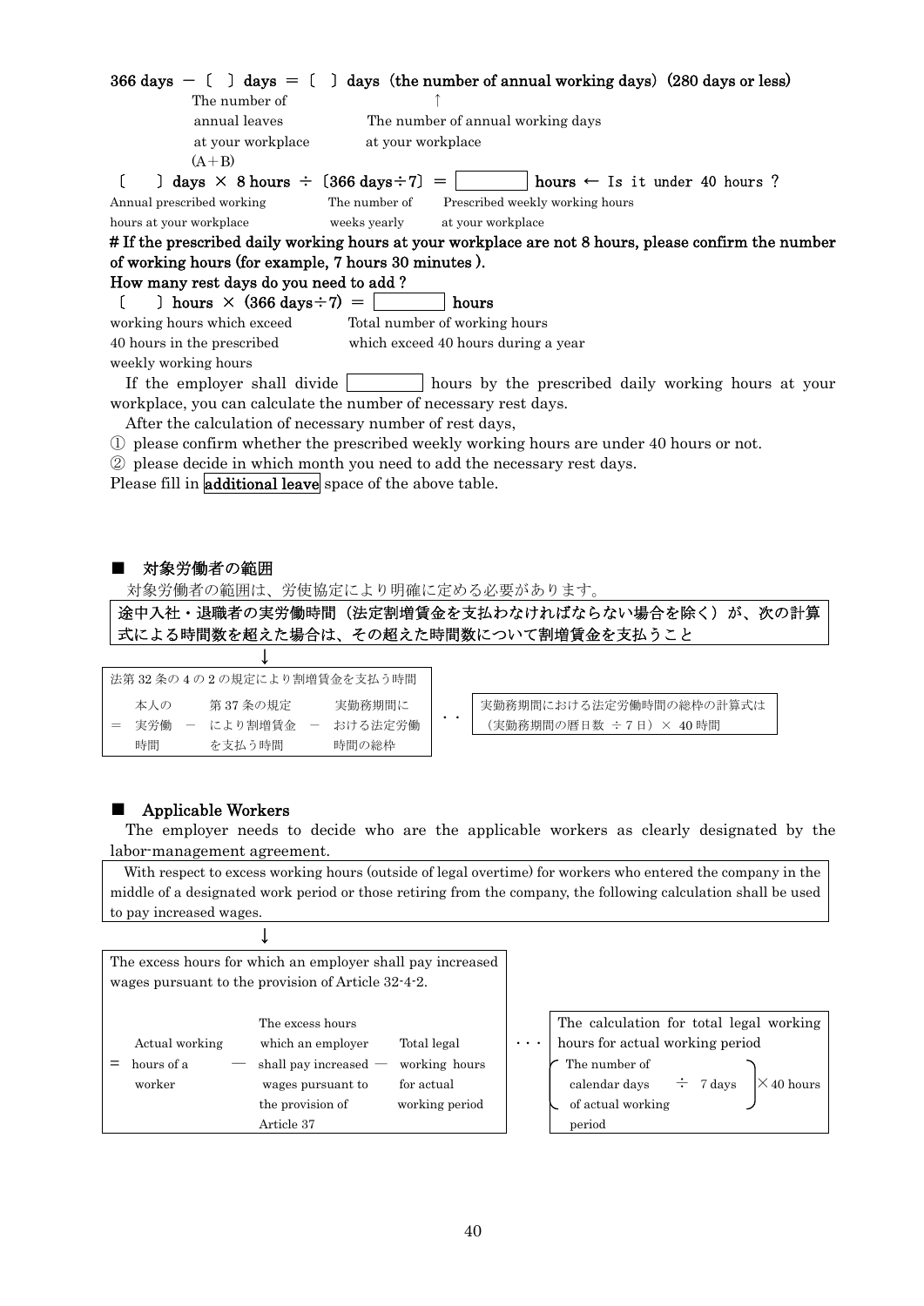**366 days − 〔　〕days = 〔　〕days（the number of annual working days）(280 days or less)**

The number of annual leaves at your workplace (A＋B) ↑ The number of annual working days at your workplace

〔　〕**days × 8 hours ÷〔366 days÷7〕=** [　　　] **hours** ← Is it under 40 hours ?

Annual prescribed working hours at your workplace / The number of weeks yearly / Prescribed weekly working hours at your workplace

**# If the prescribed daily working hours at your workplace are not 8 hours, please confirm the number of working hours (for example, 7 hours 30 minutes ).**

**How many rest days do you need to add ?**

〔　〕**hours × (366 days÷7) =** [　　　] **hours**

working hours which exceed 40 hours in the prescribed weekly working hours / Total number of working hours which exceed 40 hours during a year

If the employer shall divide [　　　] hours by the prescribed daily working hours at your workplace, you can calculate the number of necessary rest days.

After the calculation of necessary number of rest days,

① please confirm whether the prescribed weekly working hours are under 40 hours or not.

② please decide in which month you need to add the necessary rest days.

Please fill in **additional leave** space of the above table.

## ■ 対象労働者の範囲

対象労働者の範囲は、労使協定により明確に定める必要があります。

**途中入社・退職者の実労働時間（法定割増賃金を支払わなければならない場合を除く）が、次の計算式による時間数を超えた場合は、その超えた時間数について割増賃金を支払うこと**

↓

法第 32 条の 4 の 2 の規定により割増賃金を支払う時間

＝ 本人の実労働時間 − 第 37 条の規定により割増賃金を支払う時間 − 実勤務期間における法定労働時間の総枠

・・ 実勤務期間における法定労働時間の総枠の計算式は（実勤務期間の暦日数 ÷７日）× 40 時間

## ■ Applicable Workers

The employer needs to decide who are the applicable workers as clearly designated by the labor-management agreement.

With respect to excess working hours (outside of legal overtime) for workers who entered the company in the middle of a designated work period or those retiring from the company, the following calculation shall be used to pay increased wages.

↓

The excess hours for which an employer shall pay increased wages pursuant to the provision of Article 32-4-2.

= Actual working hours of a worker — The excess hours which an employer shall pay increased wages pursuant to the provision of Article 37 — Total legal working hours for actual working period

・・・ The calculation for total legal working hours for actual working period

(The number of calendar days of actual working period ÷ 7 days) × 40 hours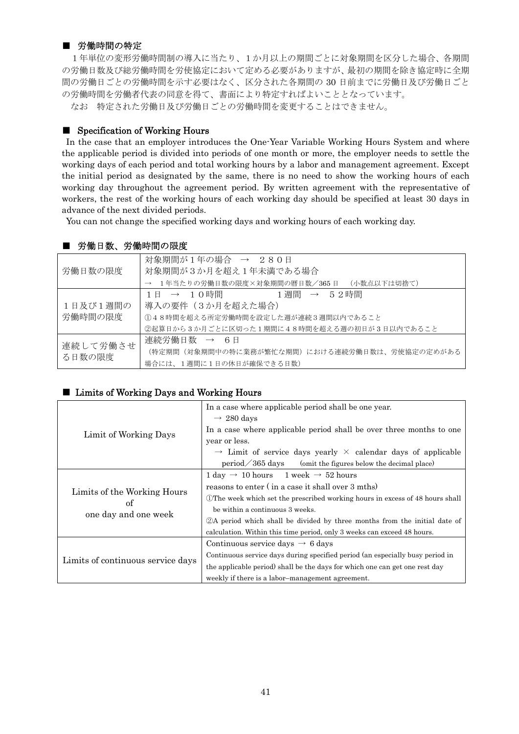## ■ 労働時間の特定

１年単位の変形労働時間制の導入に当たり、１か月以上の期間ごとに対象期間を区分した場合、各期間の労働日数及び総労働時間を労使協定において定める必要がありますが、最初の期間を除き協定時に全期間の労働日ごとの労働時間を示す必要はなく、区分された各期間の 30 日前までに労働日及び労働日ごとの労働時間を労働者代表の同意を得て、書面により特定すればよいこととなっています。

なお　特定された労働日及び労働日ごとの労働時間を変更することはできません。

## ■ Specification of Working Hours

In the case that an employer introduces the One-Year Variable Working Hours System and where the applicable period is divided into periods of one month or more, the employer needs to settle the working days of each period and total working hours by a labor and management agreement. Except the initial period as designated by the same, there is no need to show the working hours of each working day throughout the agreement period. By written agreement with the representative of workers, the rest of the working hours of each working day should be specified at least 30 days in advance of the next divided periods.

You can not change the specified working days and working hours of each working day.

## ■ 労働日数、労働時間の限度

| | |
|---|---|
| 労働日数の限度 | 対象期間が１年の場合　→　２８０日<br>対象期間が３か月を超え１年未満である場合<br>→　１年当たりの労働日数の限度×対象期間の暦日数／365 日　（小数点以下は切捨て） |
| １日及び１週間の労働時間の限度 | １日　→　１０時間　　　　　１週間　→　５２時間<br>導入の要件（３か月を超えた場合）<br>①４８時間を超える所定労働時間を設定した週が連続３週間以内であること<br>②起算日から３か月ごとに区切った１期間に４８時間を超える週の初日が３日以内であること |
| 連続して労働させる日数の限度 | 連続労働日数　→　６日<br>（特定期間（対象期間中の特に業務が繁忙な期間）における連続労働日数は、労使協定の定めがある場合には、１週間に１日の休日が確保できる日数） |

## ■ Limits of Working Days and Working Hours

| | |
|---|---|
| Limit of Working Days | In a case where applicable period shall be one year.<br>→ 280 days<br>In a case where applicable period shall be over three months to one year or less.<br>→ Limit of service days yearly × calendar days of applicable period／365 days　(omit the figures below the decimal place) |
| Limits of the Working Hours of one day and one week | 1 day → 10 hours　1 week → 52 hours<br>reasons to enter ( in a case it shall over 3 mths)<br>①The week which set the prescribed working hours in excess of 48 hours shall be within a continuous 3 weeks.<br>②A period which shall be divided by three months from the initial date of calculation. Within this time period, only 3 weeks can exceed 48 hours. |
| Limits of continuous service days | Continuous service days → 6 days<br>Continuous service days during specified period (an especially busy period in the applicable period) shall be the days for which one can get one rest day weekly if there is a labor–management agreement. |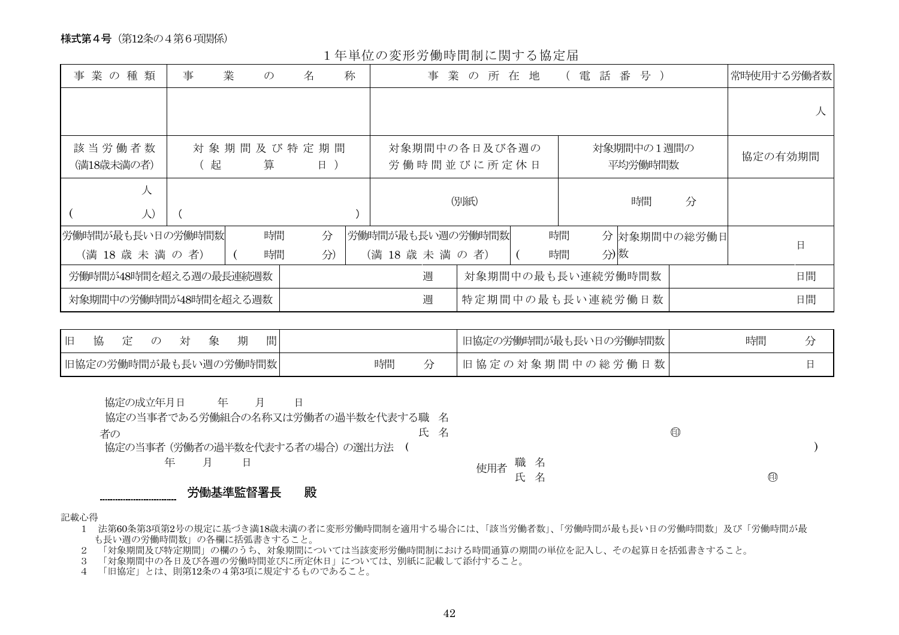様式第４号（第12条の４第６項関係）

# １年単位の変形労働時間制に関する協定届

| 事業の種類 | 事業の名称 | 事業の所在地（電話番号） | 常時使用する労働者数 |
|---|---|---|---|
| | | | 人 |

| 該当労働者数（満18歳未満の者） | 対象期間及び特定期間（起算日） | 対象期間中の各日及び各週の労働時間並びに所定休日 | 対象期間中の１週間の平均労働時間数 | 協定の有効期間 |
|---|---|---|---|---|
| 人（　人） | （　） | （別紙） | 時間　分 | |

| 労働時間が最も長い日の労働時間数（満18歳未満の者） | 時間　分（　時間　分） | 労働時間が最も長い週の労働時間数（満18歳未満の者） | 時間　分（　時間　分） | 対象期間中の総労働日数 | 日 |
|---|---|---|---|---|---|

| 労働時間が48時間を超える週の最長連続週数 | 週 | 対象期間中の最も長い連続労働日数 | 日間 |
|---|---|---|---|
| 対象期間中の労働時間が48時間を超える週数 | 週 | 特定期間中の最も長い連続労働日数 | 日間 |

| 旧協定の対象期間 | | 旧協定の労働時間が最も長い日の労働時間数 | 時間　分 |
|---|---|---|---|
| 旧協定の労働時間が最も長い週の労働時間数 | 時間　分 | 旧協定の対象期間中の総労働日数 | 日 |

協定の成立年月日　　年　　月　　日

協定の当事者である労働組合の名称又は労働者の過半数を代表する者の　職名

氏名　　㊞

協定の当事者（労働者の過半数を代表する者の場合）の選出方法（　　）

年　　月　　日

使用者　職名

氏名　　㊞

**　　　　労働基準監督署長　殿**

記載心得

1. 法第60条第3項第2号の規定に基づき満18歳未満の者に変形労働時間制を適用する場合には、「該当労働者数」、「労働時間が最も長い日の労働時間数」及び「労働時間が最も長い週の労働時間数」の各欄に括弧書きすること。
2. 「対象期間及び特定期間」の欄のうち、対象期間については当該変形労働時間制における時間通算の期間の単位を記入し、その起算日を括弧書きすること。
3. 「対象期間中の各日及び各週の労働時間並びに所定休日」については、別紙に記載して添付すること。
4. 「旧協定」とは、則第12条の４第3項に規定するものであること。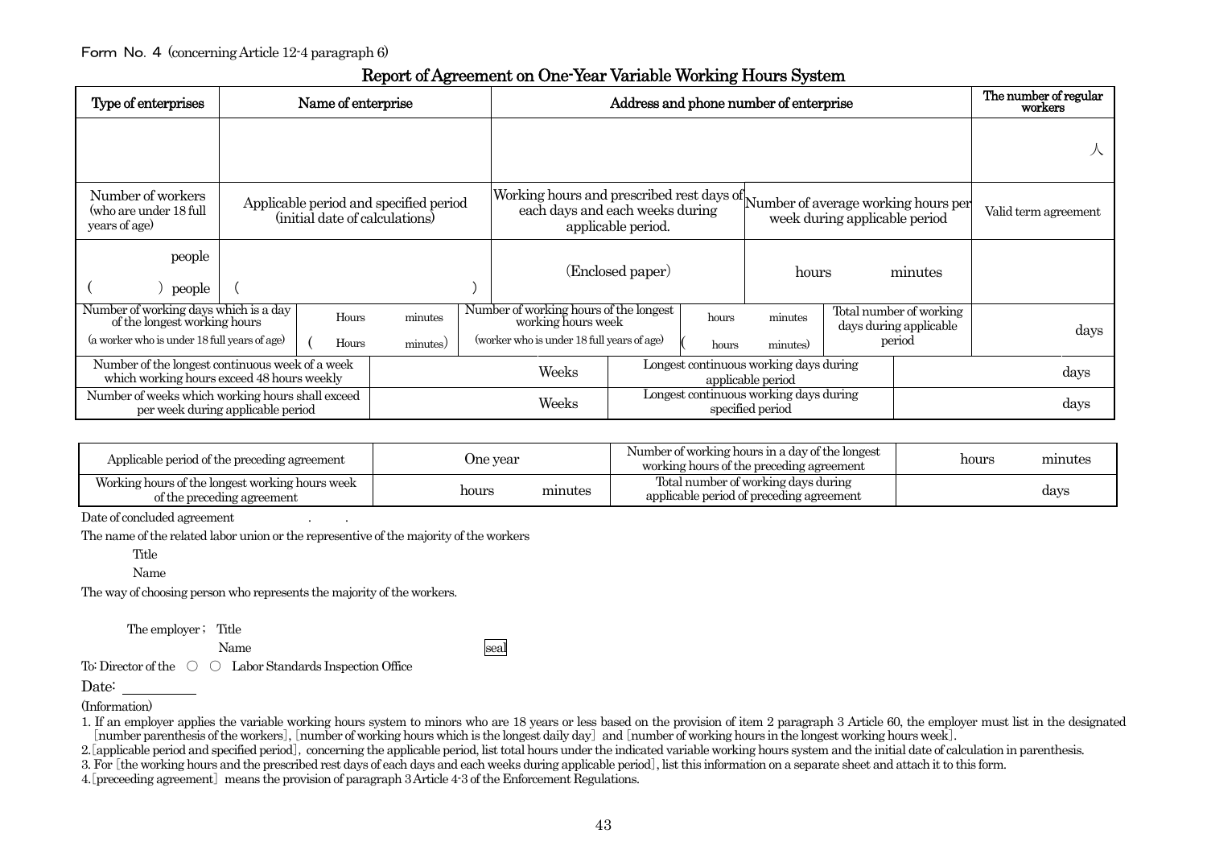Form No. 4 (concerning Article 12-4 paragraph 6)

# Report of Agreement on One-Year Variable Working Hours System

| Type of enterprises | Name of enterprise | Address and phone number of enterprise | | The number of regular workers |
|---|---|---|---|---|
| | | | | 人 |
| Number of workers (who are under 18 full years of age) | Applicable period and specified period (initial date of calculations) | Working hours and prescribed rest days of each days and each weeks during applicable period. | Number of average working hours per week during applicable period | Valid term agreement |
| people ( ) people | ( ) | (Enclosed paper) | hours minutes | |

| Number of working days which is a day of the longest working hours (a worker who is under 18 full years of age) | Hours minutes ( Hours minutes) | Number of working hours of the longest working hours week (worker who is under 18 full years of age) | hours minutes ( hours minutes) | Total number of working days during applicable period | days |
|---|---|---|---|---|---|
| Number of the longest continuous week of a week which working hours exceed 48 hours weekly | Weeks | Longest continuous working days during applicable period | days | | |
| Number of weeks which working hours shall exceed per week during applicable period | Weeks | Longest continuous working days during specified period | days | | |

| Applicable period of the preceding agreement | One year | Number of working hours in a day of the longest working hours of the preceding agreement | hours minutes |
|---|---|---|---|
| Working hours of the longest working hours week of the preceding agreement | hours minutes | Total number of working days during applicable period of preceding agreement | days |

Date of concluded agreement . .

The name of the related labor union or the representive of the majority of the workers

Title

Name

The way of choosing person who represents the majority of the workers.

The employer ; Title

Name seal

To: Director of the ○ ○ Labor Standards Inspection Office

Date:

(Information)

1. If an employer applies the variable working hours system to minors who are 18 years or less based on the provision of item 2 paragraph 3 Article 60, the employer must list in the designated [number parenthesis of the workers], [number of working hours which is the longest daily day] and [number of working hours in the longest working hours week].
2. [applicable period and specified period], concerning the applicable period, list total hours under the indicated variable working hours system and the initial date of calculation in parenthesis.
3. For [the working hours and the prescribed rest days of each days and each weeks during applicable period], list this information on a separate sheet and attach it to this form.
4. [preceeding agreement] means the provision of paragraph 3 Article 4-3 of the Enforcement Regulations.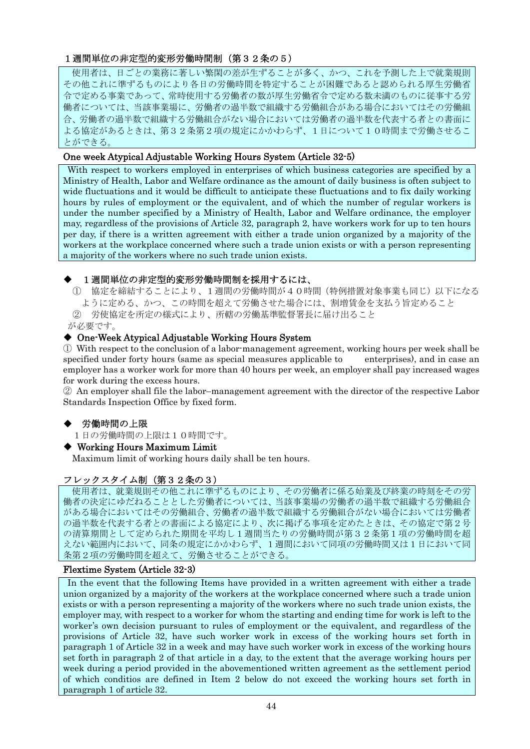### １週間単位の非定型的変形労働時間制（第３２条の５）

使用者は、日ごとの業務に著しい繁閑の差が生ずることが多く、かつ、これを予測した上で就業規則その他これに準ずるものにより各日の労働時間を特定することが困難であると認められる厚生労働省令で定める事業であって、常時使用する労働者の数が厚生労働省令で定める数未満のものに従事する労働者については、当該事業場に、労働者の過半数で組織する労働組合がある場合においてはその労働組合、労働者の過半数で組織する労働組合がない場合においては労働者の過半数を代表する者との書面による協定があるときは、第３２条第２項の規定にかかわらず、１日について１０時間まで労働させることができる。

### One week Atypical Adjustable Working Hours System (Article 32-5)

With respect to workers employed in enterprises of which business categories are specified by a Ministry of Health, Labor and Welfare ordinance as the amount of daily business is often subject to wide fluctuations and it would be difficult to anticipate these fluctuations and to fix daily working hours by rules of employment or the equivalent, and of which the number of regular workers is under the number specified by a Ministry of Health, Labor and Welfare ordinance, the employer may, regardless of the provisions of Article 32, paragraph 2, have workers work for up to ten hours per day, if there is a written agreement with either a trade union organized by a majority of the workers at the workplace concerned where such a trade union exists or with a person representing a majority of the workers where no such trade union exists.

◆　１週間単位の非定型的変形労働時間制を採用するには、

①　協定を締結することにより、１週間の労働時間が４０時間（特例措置対象事業も同じ）以下になるように定める、かつ、この時間を超えて労働させた場合には、割増賃金を支払う旨定めること

②　労使協定を所定の様式により、所轄の労働基準監督署長に届け出ること

が必要です。

◆ **One-Week Atypical Adjustable Working Hours System**

① With respect to the conclusion of a labor-management agreement, working hours per week shall be specified under forty hours (same as special measures applicable to enterprises), and in case an employer has a worker work for more than 40 hours per week, an employer shall pay increased wages for work during the excess hours.

② An employer shall file the labor–management agreement with the director of the respective Labor Standards Inspection Office by fixed form.

◆　労働時間の上限

１日の労働時間の上限は１０時間です。

◆ **Working Hours Maximum Limit**

Maximum limit of working hours daily shall be ten hours.

### フレックスタイム制（第３２条の３）

使用者は、就業規則その他これに準ずるものにより、その労働者に係る始業及び終業の時刻をその労働者の決定にゆだねることとした労働者については、当該事業場の労働者の過半数で組織する労働組合がある場合においてはその労働組合、労働者の過半数で組織する労働組合がない場合においては労働者の過半数を代表する者との書面による協定により、次に掲げる事項を定めたときは、その協定で第２号の清算期間として定められた期間を平均し１週間当たりの労働時間が第３２条第１項の労働時間を超えない範囲内において、同条の規定にかかわらず、１週間において同項の労働時間又は１日において同条第２項の労働時間を超えて、労働させることができる。

### Flextime System (Article 32-3)

In the event that the following Items have provided in a written agreement with either a trade union organized by a majority of the workers at the workplace concerned where such a trade union exists or with a person representing a majority of the workers where no such trade union exists, the employer may, with respect to a worker for whom the starting and ending time for work is left to the worker's own decision pursuant to rules of employment or the equivalent, and regardless of the provisions of Article 32, have such worker work in excess of the working hours set forth in paragraph 1 of Article 32 in a week and may have such worker work in excess of the working hours set forth in paragraph 2 of that article in a day, to the extent that the average working hours per week during a period provided in the abovementioned written agreement as the settlement period of which conditios are defined in Item 2 below do not exceed the working hours set forth in paragraph 1 of article 32.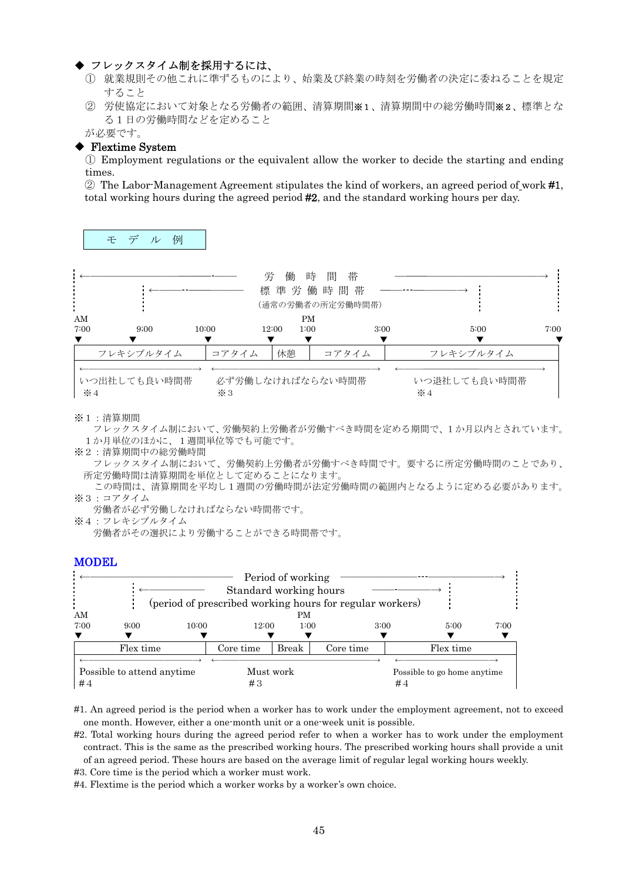◆ フレックスタイム制を採用するには、

① 就業規則その他これに準ずるものにより、始業及び終業の時刻を労働者の決定に委ねることを規定すること

② 労使協定において対象となる労働者の範囲、清算期間※１、清算期間中の総労働時間※２、標準となる１日の労働時間などを定めること

が必要です。

◆ **Flextime System**

① Employment regulations or the equivalent allow the worker to decide the starting and ending times.

② The Labor-Management Agreement stipulates the kind of workers, an agreed period of work **#1**, total working hours during the agreed period **#2**, and the standard working hours per day.

モ デ ル 例

労働時間帯

標準労働時間帯（通常の労働者の所定労働時間帯）

| AM 7:00 – 10:00 | 10:00 – 12:00 | 12:00 – PM 1:00 | 1:00 – 3:00 | 3:00 – 7:00 |
|---|---|---|---|---|
| フレキシブルタイム | コアタイム | 休憩 | コアタイム | フレキシブルタイム |
| いつ出社しても良い時間帯 ※４ | 必ず労働しなければならない時間帯 ※３ | | | いつ退社しても良い時間帯 ※４ |

（標準労働時間帯：9:00～5:00）

※１：清算期間

フレックスタイム制において、労働契約上労働者が労働すべき時間を定める期間で、１か月以内とされています。１か月単位のほかに、１週間単位等でも可能です。

※２：清算期間中の総労働時間

フレックスタイム制において、労働契約上労働者が労働すべき時間です。要するに所定労働時間のことであり、所定労働時間は清算期間を単位として定めることになります。

この時間は、清算期間を平均し１週間の労働時間が法定労働時間の範囲内となるように定める必要があります。

※３：コアタイム

労働者が必ず労働しなければならない時間帯です。

※４：フレキシブルタイム

労働者がその選択により労働することができる時間帯です。

**MODEL**

Period of working

Standard working hours (period of prescribed working hours for regular workers)

| AM 7:00 – 10:00 | 10:00 – 12:00 | 12:00 – PM 1:00 | 1:00 – 3:00 | 3:00 – 7:00 |
|---|---|---|---|---|
| Flex time | Core time | Break | Core time | Flex time |
| Possible to attend anytime #4 | Must work #3 | | | Possible to go home anytime #4 |

(Standard working hours: 9:00 – 5:00)

#1. An agreed period is the period when a worker has to work under the employment agreement, not to exceed one month. However, either a one-month unit or a one-week unit is possible.

#2. Total working hours during the agreed period refer to when a worker has to work under the employment contract. This is the same as the prescribed working hours. The prescribed working hours shall provide a unit of an agreed period. These hours are based on the average limit of regular legal working hours weekly.

#3. Core time is the period which a worker must work.

#4. Flextime is the period which a worker works by a worker's own choice.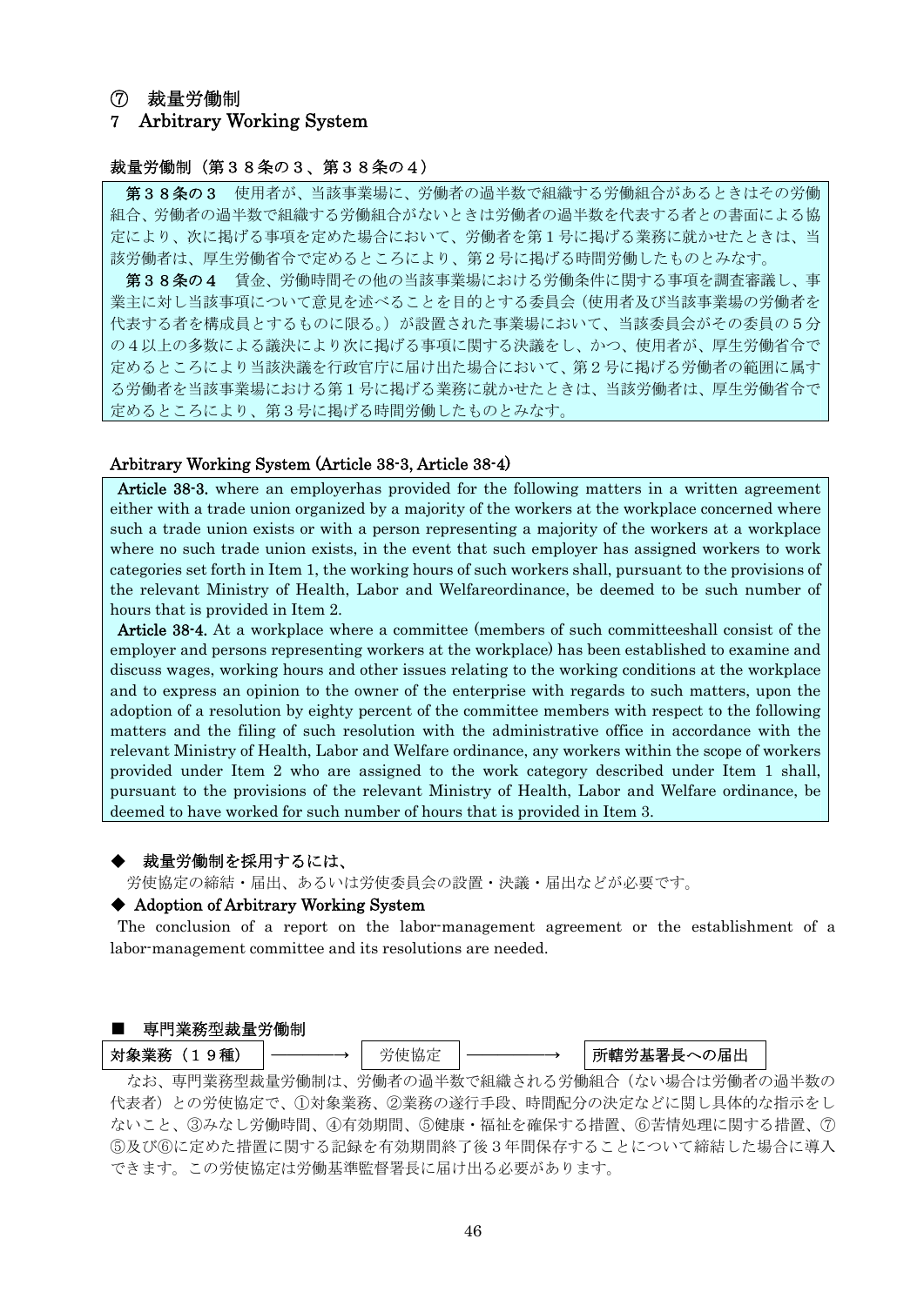## ⑦　裁量労働制

## 7　Arbitrary Working System

### 裁量労働制（第３８条の３、第３８条の４）

**第３８条の３**　使用者が、当該事業場に、労働者の過半数で組織する労働組合があるときはその労働組合、労働者の過半数で組織する労働組合がないときは労働者の過半数を代表する者との書面による協定により、次に掲げる事項を定めた場合において、労働者を第１号に掲げる業務に就かせたときは、当該労働者は、厚生労働省令で定めるところにより、第２号に掲げる時間労働したものとみなす。

**第３８条の４**　賃金、労働時間その他の当該事業場における労働条件に関する事項を調査審議し、事業主に対し当該事項について意見を述べることを目的とする委員会（使用者及び当該事業場の労働者を代表する者を構成員とするものに限る。）が設置された事業場において、当該委員会がその委員の５分の４以上の多数による議決により次に掲げる事項に関する決議をし、かつ、使用者が、厚生労働省令で定めるところにより当該決議を行政官庁に届け出た場合において、第２号に掲げる労働者の範囲に属する労働者を当該事業場における第１号に掲げる業務に就かせたときは、当該労働者は、厚生労働省令で定めるところにより、第３号に掲げる時間労働したものとみなす。

### Arbitrary Working System (Article 38-3, Article 38-4)

**Article 38-3.** where an employerhas provided for the following matters in a written agreement either with a trade union organized by a majority of the workers at the workplace concerned where such a trade union exists or with a person representing a majority of the workers at a workplace where no such trade union exists, in the event that such employer has assigned workers to work categories set forth in Item 1, the working hours of such workers shall, pursuant to the provisions of the relevant Ministry of Health, Labor and Welfareordinance, be deemed to be such number of hours that is provided in Item 2.

**Article 38-4.** At a workplace where a committee (members of such committeeshall consist of the employer and persons representing workers at the workplace) has been established to examine and discuss wages, working hours and other issues relating to the working conditions at the workplace and to express an opinion to the owner of the enterprise with regards to such matters, upon the adoption of a resolution by eighty percent of the committee members with respect to the following matters and the filing of such resolution with the administrative office in accordance with the relevant Ministry of Health, Labor and Welfare ordinance, any workers within the scope of workers provided under Item 2 who are assigned to the work category described under Item 1 shall, pursuant to the provisions of the relevant Ministry of Health, Labor and Welfare ordinance, be deemed to have worked for such number of hours that is provided in Item 3.

### ◆　裁量労働制を採用するには、

労使協定の締結・届出、あるいは労使委員会の設置・決議・届出などが必要です。

### ◆ Adoption of Arbitrary Working System

The conclusion of a report on the labor-management agreement or the establishment of a labor-management committee and its resolutions are needed.

### ■　専門業務型裁量労働制

対象業務（１９種）　――――→　労使協定　――――→　所轄労基署長への届出

なお、専門業務型裁量労働制は、労働者の過半数で組織される労働組合（ない場合は労働者の過半数の代表者）との労使協定で、①対象業務、②業務の遂行手段、時間配分の決定などに関し具体的な指示をしないこと、③みなし労働時間、④有効期間、⑤健康・福祉を確保する措置、⑥苦情処理に関する措置、⑦⑤及び⑥に定めた措置に関する記録を有効期間終了後３年間保存することについて締結した場合に導入できます。この労使協定は労働基準監督署長に届け出る必要があります。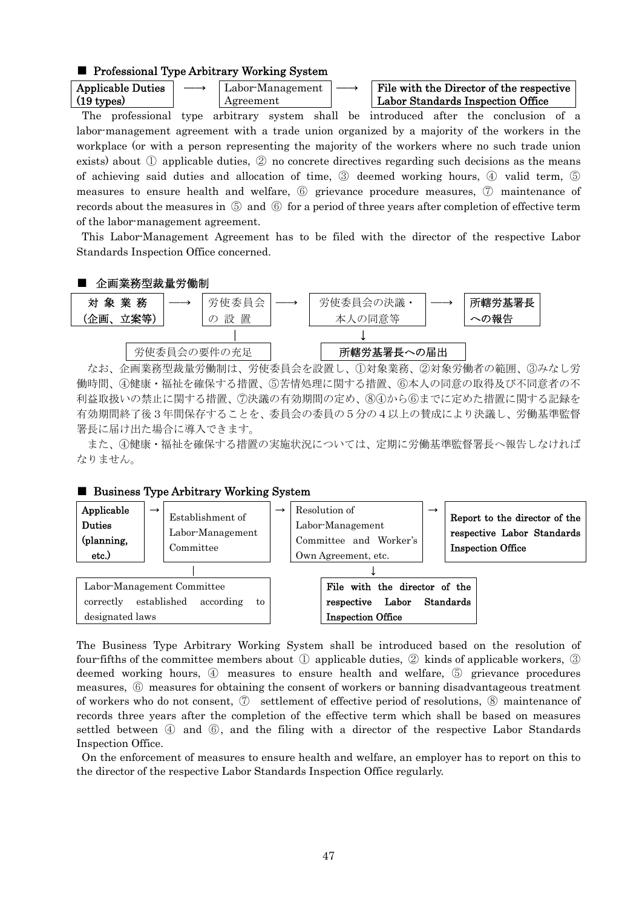## ■ Professional Type Arbitrary Working System

Applicable Duties (19 types) ⟶ Labor-Management Agreement ⟶ **File with the Director of the respective Labor Standards Inspection Office**

The professional type arbitrary system shall be introduced after the conclusion of a labor-management agreement with a trade union organized by a majority of the workers in the workplace (or with a person representing the majority of the workers where no such trade union exists) about ① applicable duties, ② no concrete directives regarding such decisions as the means of achieving said duties and allocation of time, ③ deemed working hours, ④ valid term, ⑤ measures to ensure health and welfare, ⑥ grievance procedure measures, ⑦ maintenance of records about the measures in ⑤ and ⑥ for a period of three years after completion of effective term of the labor-management agreement.

This Labor-Management Agreement has to be filed with the director of the respective Labor Standards Inspection Office concerned.

## ■ 企画業務型裁量労働制

**対象業務（企画、立案等）** ⟶ 労使委員会の設置 ⟶ 労使委員会の決議・本人の同意等 ⟶ **所轄労基署長への報告**

労使委員会の設置 ｜ 労使委員会の要件の充足

労使委員会の決議・本人の同意等 ↓ **所轄労基署長への届出**

なお、企画業務型裁量労働制は、労使委員会を設置し、①対象業務、②対象労働者の範囲、③みなし労働時間、④健康・福祉を確保する措置、⑤苦情処理に関する措置、⑥本人の同意の取得及び不同意者の不利益取扱いの禁止に関する措置、⑦決議の有効期間の定め、⑧④から⑥までに定めた措置に関する記録を有効期間終了後３年間保存することを、委員会の委員の５分の４以上の賛成により決議し、労働基準監督署長に届け出た場合に導入できます。

また、④健康・福祉を確保する措置の実施状況については、定期に労働基準監督署長へ報告しなければなりません。

## ■ Business Type Arbitrary Working System

**Applicable Duties (planning, etc.)** → Establishment of Labor-Management Committee → Resolution of Labor-Management Committee and Worker's Own Agreement, etc. → **Report to the director of the respective Labor Standards Inspection Office**

Establishment of Labor-Management Committee ｜ Labor-Management Committee correctly established according to designated laws

Resolution of Labor-Management Committee and Worker's Own Agreement, etc. ↓ **File with the director of the respective Labor Standards Inspection Office**

The Business Type Arbitrary Working System shall be introduced based on the resolution of four-fifths of the committee members about ① applicable duties, ② kinds of applicable workers, ③ deemed working hours, ④ measures to ensure health and welfare, ⑤ grievance procedures measures, ⑥ measures for obtaining the consent of workers or banning disadvantageous treatment of workers who do not consent, ⑦ settlement of effective period of resolutions, ⑧ maintenance of records three years after the completion of the effective term which shall be based on measures settled between ④ and ⑥, and the filing with a director of the respective Labor Standards Inspection Office.

On the enforcement of measures to ensure health and welfare, an employer has to report on this to the director of the respective Labor Standards Inspection Office regularly.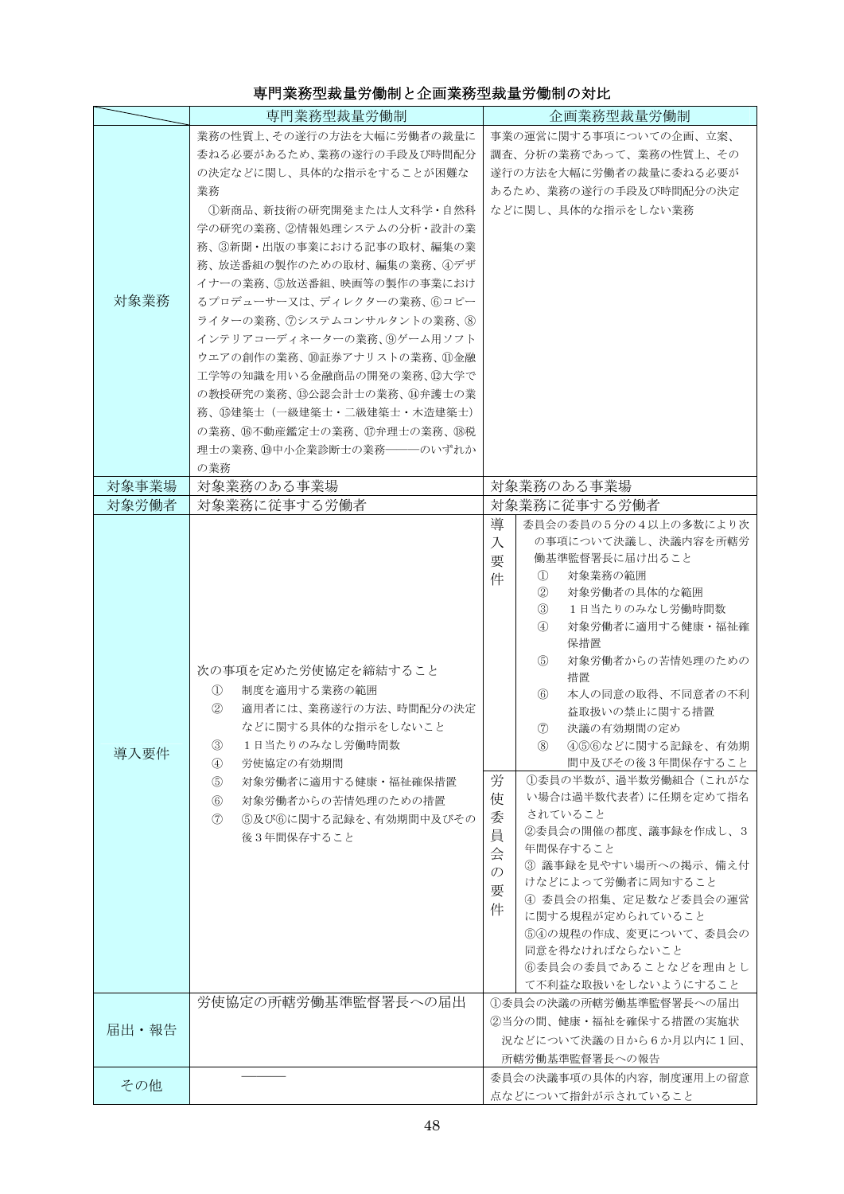**専門業務型裁量労働制と企画業務型裁量労働制の対比**

| | 専門業務型裁量労働制 | 企画業務型裁量労働制 |
|---|---|---|
| 対象業務 | 業務の性質上、その遂行の方法を大幅に労働者の裁量に委ねる必要があるため、業務の遂行の手段及び時間配分の決定などに関し、具体的な指示をすることが困難な業務<br>①新商品、新技術の研究開発または人文科学・自然科学の研究の業務、②情報処理システムの分析・設計の業務、③新聞・出版の事業における記事の取材、編集の業務、放送番組の製作のための取材、編集の業務、④デザイナーの業務、⑤放送番組、映画等の製作の事業におけるプロデューサー又は、ディレクターの業務、⑥コピーライターの業務、⑦システムコンサルタントの業務、⑧インテリアコーディネーターの業務、⑨ゲーム用ソフトウエアの創作の業務、⑩証券アナリストの業務、⑪金融工学等の知識を用いる金融商品の開発の業務、⑫大学での教授研究の業務、⑬公認会計士の業務、⑭弁護士の業務、⑮建築士（一級建築士・二級建築士・木造建築士）の業務、⑯不動産鑑定士の業務、⑰弁理士の業務、⑱税理士の業務、⑲中小企業診断士の業務―――のいずれかの業務 | 事業の運営に関する事項についての企画、立案、調査、分析の業務であって、業務の性質上、その遂行の方法を大幅に労働者の裁量に委ねる必要があるため、業務の遂行の手段及び時間配分の決定などに関し、具体的な指示をしない業務 |
| 対象事業場 | 対象業務のある事業場 | 対象業務のある事業場 |
| 対象労働者 | 対象業務に従事する労働者 | 対象業務に従事する労働者 |
| 導入要件 | 次の事項を定めた労使協定を締結すること<br>① 制度を適用する業務の範囲<br>② 適用者には、業務遂行の方法、時間配分の決定などに関する具体的な指示をしないこと<br>③ 1日当たりのみなし労働時間数<br>④ 労使協定の有効期間<br>⑤ 対象労働者に適用する健康・福祉確保措置<br>⑥ 対象労働者からの苦情処理のための措置<br>⑦ ⑤及び⑥に関する記録を、有効期間中及びその後3年間保存すること | **導入要件**<br>委員会の委員の５分の４以上の多数により次の事項について決議し、決議内容を所轄労働基準監督署長に届け出ること<br>① 対象業務の範囲<br>② 対象労働者の具体的な範囲<br>③ １日当たりのみなし労働時間数<br>④ 対象労働者に適用する健康・福祉確保措置<br>⑤ 対象労働者からの苦情処理のための措置<br>⑥ 本人の同意の取得、不同意者の不利益取扱いの禁止に関する措置<br>⑦ 決議の有効期間の定め<br>⑧ ④⑤⑥などに関する記録を、有効期間中及びその後３年間保存すること<br><br>**労使委員会の要件**<br>①委員の半数が、過半数労働組合（これがない場合は過半数代表者）に任期を定めて指名されていること<br>②委員会の開催の都度、議事録を作成し、３年間保存すること<br>③ 議事録を見やすい場所への掲示、備え付けなどによって労働者に周知すること<br>④ 委員会の招集、定足数など委員会の運営に関する規程が定められていること<br>⑤④の規程の作成、変更について、委員会の同意を得なければならないこと<br>⑥委員会の委員であることなどを理由として不利益な取扱いをしないようにすること |
| 届出・報告 | 労使協定の所轄労働基準監督署長への届出 | ①委員会の決議の所轄労働基準監督署長への届出<br>②当分の間、健康・福祉を確保する措置の実施状況などについて決議の日から６か月以内に１回、所轄労働基準監督署長への報告 |
| その他 | ――― | 委員会の決議事項の具体的内容，制度運用上の留意点などについて指針が示されていること |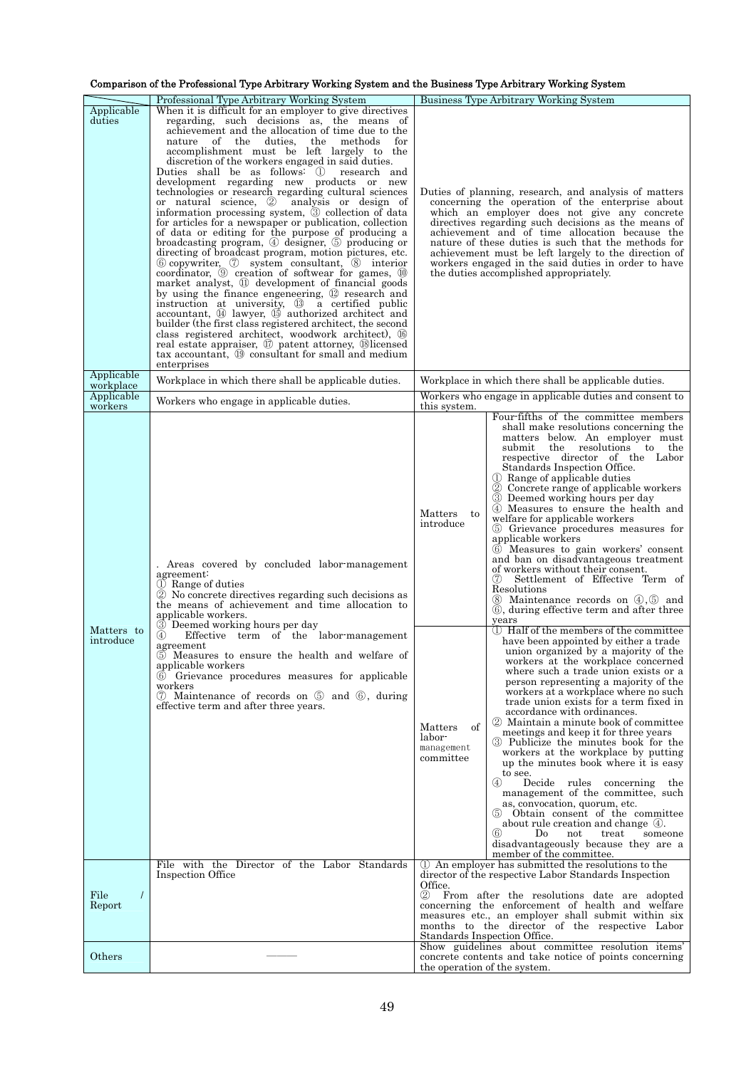**Comparison of the Professional Type Arbitrary Working System and the Business Type Arbitrary Working System**

| | Professional Type Arbitrary Working System | Business Type Arbitrary Working System | |
|---|---|---|---|
| Applicable duties | When it is difficult for an employer to give directives regarding, such decisions as, the means of achievement and the allocation of time due to the nature of the duties, the methods for accomplishment must be left largely to the discretion of the workers engaged in said duties.<br>Duties shall be as follows: ① research and development regarding new products or new technologies or research regarding cultural sciences or natural science, ② analysis or design of information processing system, ③ collection of data for articles for a newspaper or publication, collection of data or editing for the purpose of producing a broadcasting program, ④ designer, ⑤ producing or directing of broadcast program, motion pictures, etc. ⑥ copywriter, ⑦ system consultant, ⑧ interior coordinator, ⑨ creation of softwear for games, ⑩ market analyst, ⑪ development of financial goods by using the finance engeneering, ⑫ research and instruction at university, ⑬ a certified public accountant, ⑭ lawyer, ⑮ authorized architect and builder (the first class registered architect, the second class registered architect, woodwork architect), ⑯ real estate appraiser, ⑰ patent attorney, ⑱licensed tax accountant, ⑲ consultant for small and medium enterprises | Duties of planning, research, and analysis of matters concerning the operation of the enterprise about which an employer does not give any concrete directives regarding such decisions as the means of achievement and of time allocation because the nature of these duties is such that the methods for achievement must be left largely to the direction of workers engaged in the said duties in order to have the duties accomplished appropriately. | |
| Applicable workplace | Workplace in which there shall be applicable duties. | Workplace in which there shall be applicable duties. | |
| Applicable workers | Workers who engage in applicable duties. | Workers who engage in applicable duties and consent to this system. | |
| Matters to introduce | . Areas covered by concluded labor-management agreement:<br>① Range of duties<br>② No concrete directives regarding such decisions as the means of achievement and time allocation to applicable workers.<br>③ Deemed working hours per day<br>④ Effective term of the labor-management agreement<br>⑤ Measures to ensure the health and welfare of applicable workers<br>⑥ Grievance procedures measures for applicable workers<br>⑦ Maintenance of records on ⑤ and ⑥, during effective term and after three years. | Matters to introduce | Four-fifths of the committee members shall make resolutions concerning the matters below. An employer must submit the resolutions to the respective director of the Labor Standards Inspection Office.<br>① Range of applicable duties<br>② Concrete range of applicable workers<br>③ Deemed working hours per day<br>④ Measures to ensure the health and welfare for applicable workers<br>⑤ Grievance procedures measures for applicable workers<br>⑥ Measures to gain workers' consent and ban on disadvantageous treatment of workers without their consent.<br>⑦ Settlement of Effective Term of Resolutions<br>⑧ Maintenance records on ④,⑤ and ⑥, during effective term and after three years |
| | | Matters of labor-management committee | ① Half of the members of the committee have been appointed by either a trade union organized by a majority of the workers at the workplace concerned where such a trade union exists or a person representing a majority of the workers at a workplace where no such trade union exists for a term fixed in accordance with ordinances.<br>② Maintain a minute book of committee meetings and keep it for three years<br>③ Publicize the minutes book for the workers at the workplace by putting up the minutes book where it is easy to see.<br>④ Decide rules concerning the management of the committee, such as, convocation, quorum, etc.<br>⑤ Obtain consent of the committee about rule creation and change ④.<br>⑥ Do not treat someone disadvantageously because they are a member of the committee. |
| File / Report | File with the Director of the Labor Standards Inspection Office | ① An employer has submitted the resolutions to the director of the respective Labor Standards Inspection Office.<br>② From after the resolutions date are adopted concerning the enforcement of health and welfare measures etc., an employer shall submit within six months to the director of the respective Labor Standards Inspection Office. | |
| Others | ——— | Show guidelines about committee resolution items' concrete contents and take notice of points concerning the operation of the system. | |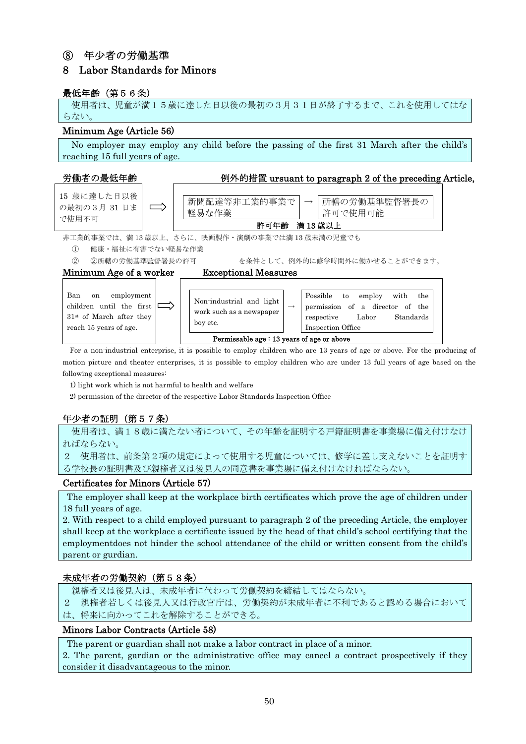## ⑧ 年少者の労働基準

## 8 Labor Standards for Minors

### 最低年齢（第５６条）

使用者は、児童が満１５歳に達した日以後の最初の３月３１日が終了するまで、これを使用してはならない。

### Minimum Age (Article 56)

No employer may employ any child before the passing of the first 31 March after the child's reaching 15 full years of age.

**労働者の最低年齢**　　**例外的措置 ursuant to paragraph 2 of the preceding Article,**

15 歳に達した日以後の最初の３月 31 日まで使用不可 ⟹ 新聞配達等非工業的事業で軽易な作業 → 所轄の労働基準監督署長の許可で使用可能

**許可年齢　満 13 歳以上**

非工業的事業では、満 13 歳以上、さらに、映画製作・演劇の事業では満 13 歳未満の児童でも

① 健康・福祉に有害でない軽易な作業

② ②所轄の労働基準監督署長の許可　　を条件として、例外的に修学時間外に働かせることができます。

**Minimum Age of a worker**　　**Exceptional Measures**

Ban on employment children until the first 31st of March after they reach 15 years of age. ⟹ Non-industrial and light work such as a newspaper boy etc. → Possible to employ with the permission of a director of the respective Labor Standards Inspection Office

**Permissable age : 13 years of age or above**

For a non-industrial enterprise, it is possible to employ children who are 13 years of age or above. For the producing of motion picture and theater enterprises, it is possible to employ children who are under 13 full years of age based on the following exceptional measures:

1) light work which is not harmful to health and welfare

2) permission of the director of the respective Labor Standards Inspection Office

### 年少者の証明（第５７条）

使用者は、満１８歳に満たない者について、その年齢を証明する戸籍証明書を事業場に備え付けなければならない。

２　使用者は、前条第２項の規定によって使用する児童については、修学に差し支えないことを証明する学校長の証明書及び親権者又は後見人の同意書を事業場に備え付けなければならない。

### Certificates for Minors (Article 57)

The employer shall keep at the workplace birth certificates which prove the age of children under 18 full years of age.

2. With respect to a child employed pursuant to paragraph 2 of the preceding Article, the employer shall keep at the workplace a certificate issued by the head of that child's school certifying that the employmentdoes not hinder the school attendance of the child or written consent from the child's parent or gurdian.

### 未成年者の労働契約（第５８条）

親権者又は後見人は、未成年者に代わって労働契約を締結してはならない。

２　親権者若しくは後見人又は行政官庁は、労働契約が未成年者に不利であると認める場合においては、将来に向かってこれを解除することができる。

### Minors Labor Contracts (Article 58)

The parent or guardian shall not make a labor contract in place of a minor.

2. The parent, gardian or the administrative office may cancel a contract prospectively if they consider it disadvantageous to the minor.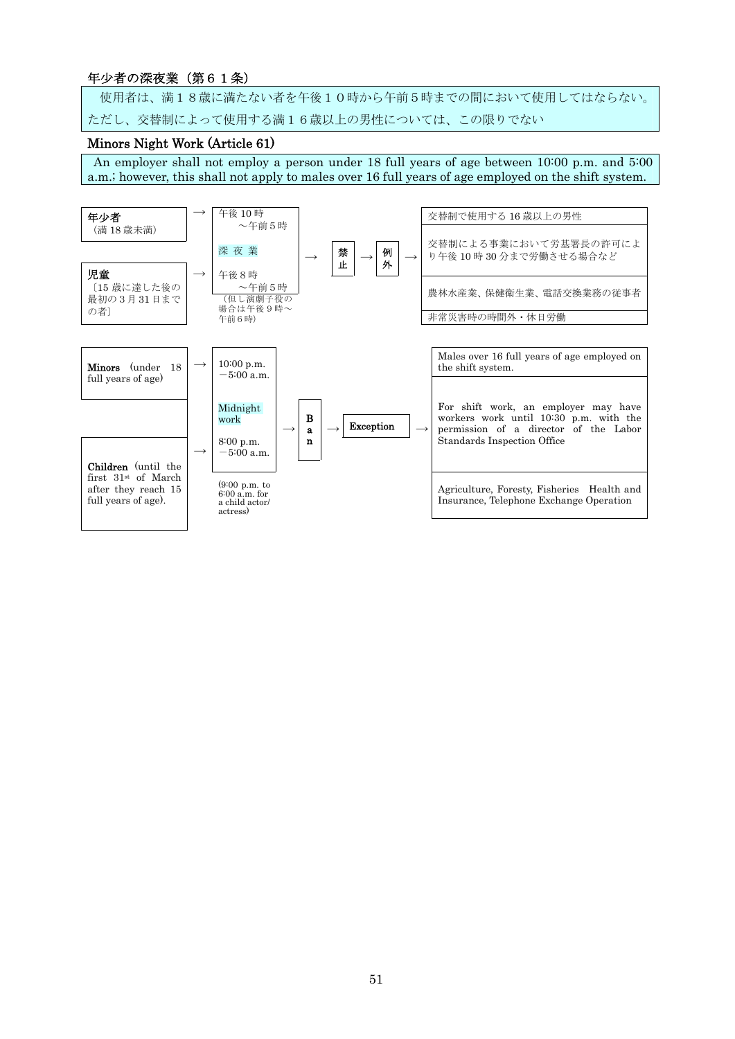## 年少者の深夜業（第６１条）

使用者は、満１８歳に満たない者を午後１０時から午前５時までの間において使用してはならない。ただし、交替制によって使用する満１６歳以上の男性については、この限りでない

## Minors Night Work (Article 61)

An employer shall not employ a person under 18 full years of age between 10:00 p.m. and 5:00 a.m.; however, this shall not apply to males over 16 full years of age employed on the shift system.

**年少者**（満 18 歳未満） → 午後 10 時～午前５時

**児童**〔15 歳に達した後の最初の３月 31 日までの者〕 → 午後８時～午前５時（但し演劇子役の場合は午後９時～午前６時）

深 夜 業 → 禁止 → 例外 →

- 交替制で使用する 16 歳以上の男性
- 交替制による事業において労基署長の許可により午後 10 時 30 分まで労働させる場合など
- 農林水産業、保健衛生業、電話交換業務の従事者
- 非常災害時の時間外・休日労働

**Minors** (under 18 full years of age) → 10:00 p.m. －5:00 a.m.

**Children** (until the first 31st of March after they reach 15 full years of age). → 8:00 p.m. －5:00 a.m. (9:00 p.m. to 6:00 a.m. for a child actor/actress)

Midnight work → **Ban** → **Exception** →

- Males over 16 full years of age employed on the shift system.
- For shift work, an employer may have workers work until 10:30 p.m. with the permission of a director of the Labor Standards Inspection Office
- Agriculture, Foresty, Fisheries Health and Insurance, Telephone Exchange Operation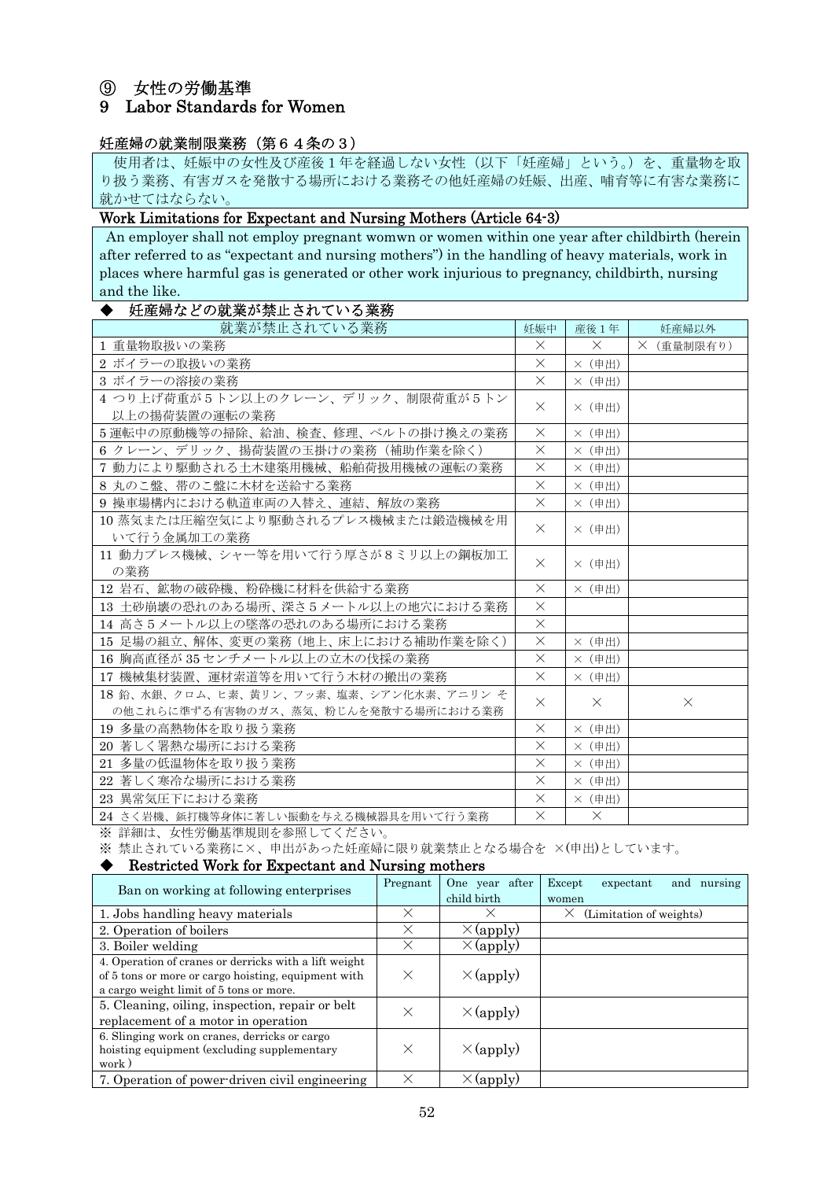# ⑨ 女性の労働基準
# 9 Labor Standards for Women

### 妊産婦の就業制限業務（第６４条の３）

使用者は、妊娠中の女性及び産後１年を経過しない女性（以下「妊産婦」という。）を、重量物を取り扱う業務、有害ガスを発散する場所における業務その他妊産婦の妊娠、出産、哺育等に有害な業務に就かせてはならない。

### Work Limitations for Expectant and Nursing Mothers (Article 64-3)

An employer shall not employ pregnant womwn or women within one year after childbirth (herein after referred to as "expectant and nursing mothers") in the handling of heavy materials, work in places where harmful gas is generated or other work injurious to pregnancy, childbirth, nursing and the like.

### ◆ 妊産婦などの就業が禁止されている業務

| 就業が禁止されている業務 | 妊娠中 | 産後１年 | 妊産婦以外 |
|---|---|---|---|
| 1 重量物取扱いの業務 | × | × | ×（重量制限有り） |
| 2 ボイラーの取扱いの業務 | × | ×（申出） | |
| 3 ボイラーの溶接の業務 | × | ×（申出） | |
| 4 つり上げ荷重が５トン以上のクレーン、デリック、制限荷重が５トン以上の揚荷装置の運転の業務 | × | ×（申出） | |
| 5 運転中の原動機等の掃除、給油、検査、修理、ベルトの掛け換えの業務 | × | ×（申出） | |
| 6 クレーン、デリック、揚荷装置の玉掛けの業務（補助作業を除く） | × | ×（申出） | |
| 7 動力により駆動される土木建築用機械、船舶荷扱用機械の運転の業務 | × | ×（申出） | |
| 8 丸のこ盤、帯のこ盤に木材を送給する業務 | × | ×（申出） | |
| 9 操車場構内における軌道車両の入替え、連結、解放の業務 | × | ×（申出） | |
| 10 蒸気または圧縮空気により駆動されるプレス機械または鍛造機械を用いて行う金属加工の業務 | × | ×（申出） | |
| 11 動力プレス機械、シャー等を用いて行う厚さが８ミリ以上の鋼板加工の業務 | × | ×（申出） | |
| 12 岩石、鉱物の破砕機、粉砕機に材料を供給する業務 | × | ×（申出） | |
| 13 土砂崩壊の恐れのある場所、深さ５メートル以上の地穴における業務 | × | | |
| 14 高さ５メートル以上の墜落の恐れのある場所における業務 | × | | |
| 15 足場の組立、解体、変更の業務（地上、床上における補助作業を除く） | × | ×（申出） | |
| 16 胸高直径が 35 センチメートル以上の立木の伐採の業務 | × | ×（申出） | |
| 17 機械集材装置、運材索道等を用いて行う木材の搬出の業務 | × | ×（申出） | |
| 18 鉛、水銀、クロム、ヒ素、黄リン、フッ素、塩素、シアン化水素、アニリン その他これらに準ずる有害物のガス、蒸気、粉じんを発散する場所における業務 | × | × | × |
| 19 多量の高熱物体を取り扱う業務 | × | ×（申出） | |
| 20 著しく暑熱な場所における業務 | × | ×（申出） | |
| 21 多量の低温物体を取り扱う業務 | × | ×（申出） | |
| 22 著しく寒冷な場所における業務 | × | ×（申出） | |
| 23 異常気圧下における業務 | × | ×（申出） | |
| 24 さく岩機、鋲打機等身体に著しい振動を与える機械器具を用いて行う業務 | × | × | |

※ 詳細は、女性労働基準規則を参照してください。

※ 禁止されている業務に×、申出があった妊産婦に限り就業禁止となる場合を ×(申出)としています。

### ◆ Restricted Work for Expectant and Nursing mothers

| Ban on working at following enterprises | Pregnant | One year after child birth | Except expectant and nursing women |
|---|---|---|---|
| 1. Jobs handling heavy materials | × | × | × (Limitation of weights) |
| 2. Operation of boilers | × | ×(apply) | |
| 3. Boiler welding | × | ×(apply) | |
| 4. Operation of cranes or derricks with a lift weight of 5 tons or more or cargo hoisting, equipment with a cargo weight limit of 5 tons or more. | × | ×(apply) | |
| 5. Cleaning, oiling, inspection, repair or belt replacement of a motor in operation | × | ×(apply) | |
| 6. Slinging work on cranes, derricks or cargo hoisting equipment (excluding supplementary work ) | × | ×(apply) | |
| 7. Operation of power-driven civil engineering | × | ×(apply) | |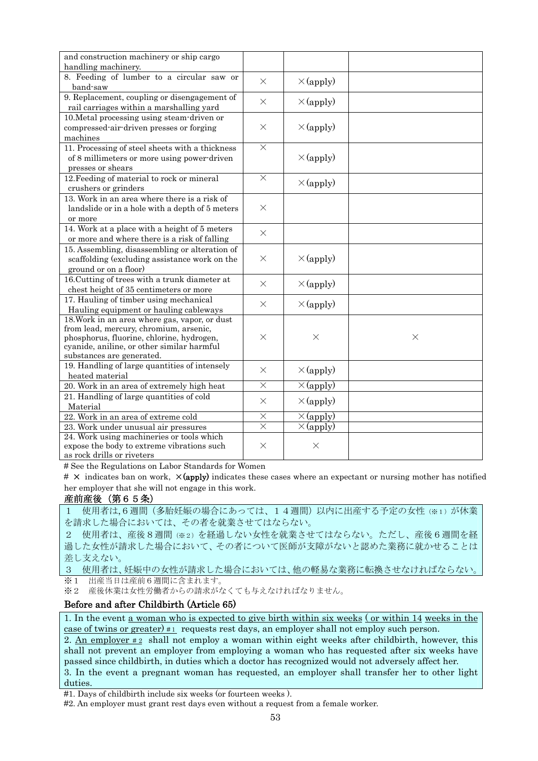| | | | |
|---|---|---|---|
| and construction machinery or ship cargo handling machinery. | | | |
| 8. Feeding of lumber to a circular saw or band-saw | × | ×(apply) | |
| 9. Replacement, coupling or disengagement of rail carriages within a marshalling yard | × | ×(apply) | |
| 10.Metal processing using steam-driven or compressed-air-driven presses or forging machines | × | ×(apply) | |
| 11. Processing of steel sheets with a thickness of 8 millimeters or more using power-driven presses or shears | × | ×(apply) | |
| 12.Feeding of material to rock or mineral crushers or grinders | × | ×(apply) | |
| 13. Work in an area where there is a risk of landslide or in a hole with a depth of 5 meters or more | × | | |
| 14. Work at a place with a height of 5 meters or more and where there is a risk of falling | × | | |
| 15. Assembling, disassembling or alteration of scaffolding (excluding assistance work on the ground or on a floor) | × | ×(apply) | |
| 16.Cutting of trees with a trunk diameter at chest height of 35 centimeters or more | × | ×(apply) | |
| 17. Hauling of timber using mechanical Hauling equipment or hauling cableways | × | ×(apply) | |
| 18.Work in an area where gas, vapor, or dust from lead, mercury, chromium, arsenic, phosphorus, fluorine, chlorine, hydrogen, cyanide, aniline, or other similar harmful substances are generated. | × | × | × |
| 19. Handling of large quantities of intensely heated material | × | ×(apply) | |
| 20. Work in an area of extremely high heat | × | ×(apply) | |
| 21. Handling of large quantities of cold Material | × | ×(apply) | |
| 22. Work in an area of extreme cold | × | ×(apply) | |
| 23. Work under unusual air pressures | × | ×(apply) | |
| 24. Work using machineries or tools which expose the body to extreme vibrations such as rock drills or riveters | × | × | |

# See the Regulations on Labor Standards for Women

# × indicates ban on work, ×**(apply)** indicates these cases where an expectant or nursing mother has notified her employer that she will not engage in this work.

### 産前産後（第６５条）

１　使用者は,６週間（多胎妊娠の場合にあっては、１４週間）以内に出産する予定の女性（※1）が休業を請求した場合においては、その者を就業させてはならない。

２　使用者は、産後８週間（※2）を経過しない女性を就業させてはならない。ただし、産後６週間を経過した女性が請求した場合において、その者について医師が支障がないと認めた業務に就かせることは差し支えない。

３　使用者は、妊娠中の女性が請求した場合においては、他の軽易な業務に転換させなければならない。

※１　出産当日は産前６週間に含まれます。

※２　産後休業は女性労働者からの請求がなくても与えなければなりません。

### Before and after Childbirth (Article 65)

1. In the event a woman who is expected to give birth within six weeks ( or within 14 weeks in the case of twins or greater) #1 requests rest days, an employer shall not employ such person.

2. An employer #2 shall not employ a woman within eight weeks after childbirth, however, this shall not prevent an employer from employing a woman who has requested after six weeks have passed since childbirth, in duties which a doctor has recognized would not adversely affect her.

3. In the event a pregnant woman has requested, an employer shall transfer her to other light duties.

#1. Days of childbirth include six weeks (or fourteen weeks ).

#2. An employer must grant rest days even without a request from a female worker.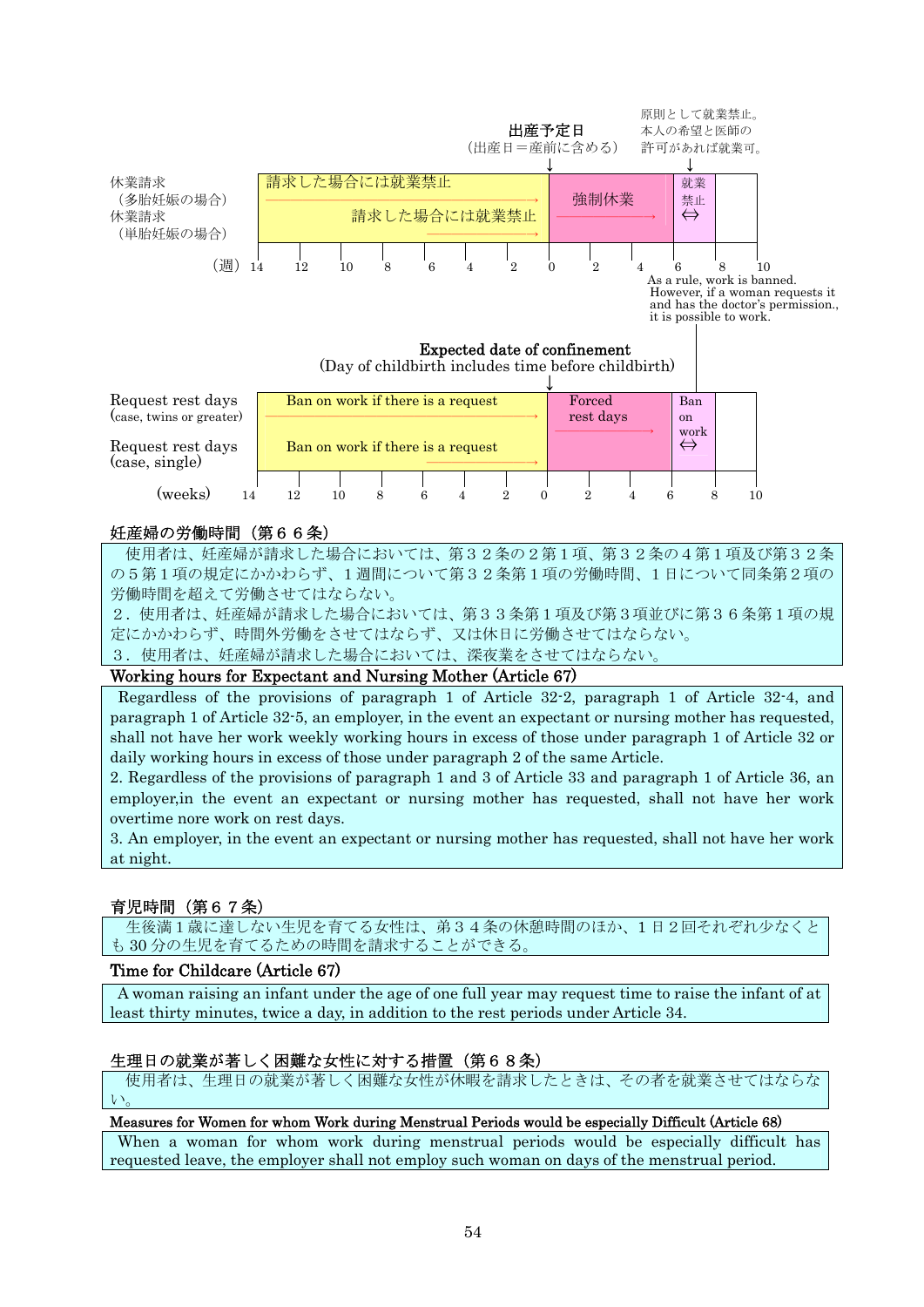出産予定日
（出産日＝産前に含める）

原則として就業禁止。本人の希望と医師の許可があれば就業可。

| | 14〜0（週） | 0〜6 | 6〜8 | 8〜10 |
|---|---|---|---|---|
| 休業請求（多胎妊娠の場合） | 請求した場合には就業禁止（14週〜） | 強制休業 | 就業禁止 ⇔ | |
| 休業請求（単胎妊娠の場合） | 請求した場合には就業禁止（6週〜） | | | |

（週）14　12　10　8　6　4　2　0　2　4　6　8　10

As a rule, work is banned. However, if a woman requests it and has the doctor's permission., it is possible to work.

Expected date of confinement
(Day of childbirth includes time before childbirth)

| | 14〜0 (weeks) | 0〜6 | 6〜8 | 8〜10 |
|---|---|---|---|---|
| Request rest days (case, twins or greater) | Ban on work if there is a request (from 14 weeks) | Forced rest days | Ban on work ⇔ | |
| Request rest days (case, single) | Ban on work if there is a request (from 6 weeks) | | | |

(weeks) 14　12　10　8　6　4　2　0　2　4　6　8　10

### 妊産婦の労働時間（第６６条）

使用者は、妊産婦が請求した場合においては、第３２条の２第１項、第３２条の４第１項及び第３２条の５第１項の規定にかかわらず、１週間について第３２条第１項の労働時間、１日について同条第２項の労働時間を超えて労働させてはならない。

２．使用者は、妊産婦が請求した場合においては、第３３条第１項及び第３項並びに第３６条第１項の規定にかかわらず、時間外労働をさせてはならず、又は休日に労働させてはならない。

３．使用者は、妊産婦が請求した場合においては、深夜業をさせてはならない。

### Working hours for Expectant and Nursing Mother (Article 67)

Regardless of the provisions of paragraph 1 of Article 32-2, paragraph 1 of Article 32-4, and paragraph 1 of Article 32-5, an employer, in the event an expectant or nursing mother has requested, shall not have her work weekly working hours in excess of those under paragraph 1 of Article 32 or daily working hours in excess of those under paragraph 2 of the same Article.

2. Regardless of the provisions of paragraph 1 and 3 of Article 33 and paragraph 1 of Article 36, an employer,in the event an expectant or nursing mother has requested, shall not have her work overtime nore work on rest days.

3. An employer, in the event an expectant or nursing mother has requested, shall not have her work at night.

### 育児時間（第６７条）

生後満１歳に達しない生児を育てる女性は、弟３４条の休憩時間のほか、１日２回それぞれ少なくとも 30 分の生児を育てるための時間を請求することができる。

### Time for Childcare (Article 67)

A woman raising an infant under the age of one full year may request time to raise the infant of at least thirty minutes, twice a day, in addition to the rest periods under Article 34.

### 生理日の就業が著しく困難な女性に対する措置（第６８条）

使用者は、生理日の就業が著しく困難な女性が休暇を請求したときは、その者を就業させてはならない。

### Measures for Women for whom Work during Menstrual Periods would be especially Difficult (Article 68)

When a woman for whom work during menstrual periods would be especially difficult has requested leave, the employer shall not employ such woman on days of the menstrual period.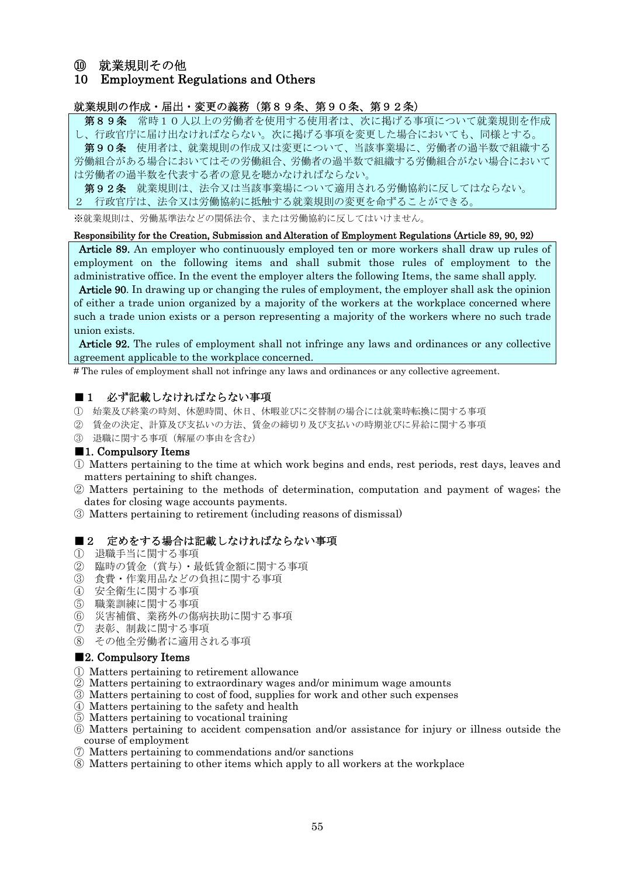# ⑩　就業規則その他
# 10　Employment Regulations and Others

### 就業規則の作成・届出・変更の義務（第８９条、第９０条、第９２条）

**第８９条**　常時１０人以上の労働者を使用する使用者は、次に掲げる事項について就業規則を作成し、行政官庁に届け出なければならない。次に掲げる事項を変更した場合においても、同様とする。

**第９０条**　使用者は、就業規則の作成又は変更について、当該事業場に、労働者の過半数で組織する労働組合がある場合においてはその労働組合、労働者の過半数で組織する労働組合がない場合においては労働者の過半数を代表する者の意見を聴かなければならない。

**第９２条**　就業規則は、法令又は当該事業場について適用される労働協約に反してはならない。
２　行政官庁は、法令又は労働協約に抵触する就業規則の変更を命ずることができる。

※就業規則は、労働基準法などの関係法令、または労働協約に反してはいけません。

### Responsibility for the Creation, Submission and Alteration of Employment Regulations (Article 89, 90, 92)

**Article 89.** An employer who continuously employed ten or more workers shall draw up rules of employment on the following items and shall submit those rules of employment to the administrative office. In the event the employer alters the following Items, the same shall apply.

**Article 90**. In drawing up or changing the rules of employment, the employer shall ask the opinion of either a trade union organized by a majority of the workers at the workplace concerned where such a trade union exists or a person representing a majority of the workers where no such trade union exists.

**Article 92.** The rules of employment shall not infringe any laws and ordinances or any collective agreement applicable to the workplace concerned.

# The rules of employment shall not infringe any laws and ordinances or any collective agreement.

### ■１　必ず記載しなければならない事項

① 始業及び終業の時刻、休憩時間、休日、休暇並びに交替制の場合には就業時転換に関する事項
② 賃金の決定、計算及び支払いの方法、賃金の締切り及び支払いの時期並びに昇給に関する事項
③ 退職に関する事項（解雇の事由を含む）

### ■1. Compulsory Items

① Matters pertaining to the time at which work begins and ends, rest periods, rest days, leaves and matters pertaining to shift changes.
② Matters pertaining to the methods of determination, computation and payment of wages; the dates for closing wage accounts payments.
③ Matters pertaining to retirement (including reasons of dismissal)

### ■２　定めをする場合は記載しなければならない事項

① 退職手当に関する事項
② 臨時の賃金（賞与）・最低賃金額に関する事項
③ 食費・作業用品などの負担に関する事項
④ 安全衛生に関する事項
⑤ 職業訓練に関する事項
⑥ 災害補償、業務外の傷病扶助に関する事項
⑦ 表彰、制裁に関する事項
⑧ その他全労働者に適用される事項

### ■2. Compulsory Items

① Matters pertaining to retirement allowance
② Matters pertaining to extraordinary wages and/or minimum wage amounts
③ Matters pertaining to cost of food, supplies for work and other such expenses
④ Matters pertaining to the safety and health
⑤ Matters pertaining to vocational training
⑥ Matters pertaining to accident compensation and/or assistance for injury or illness outside the course of employment
⑦ Matters pertaining to commendations and/or sanctions
⑧ Matters pertaining to other items which apply to all workers at the workplace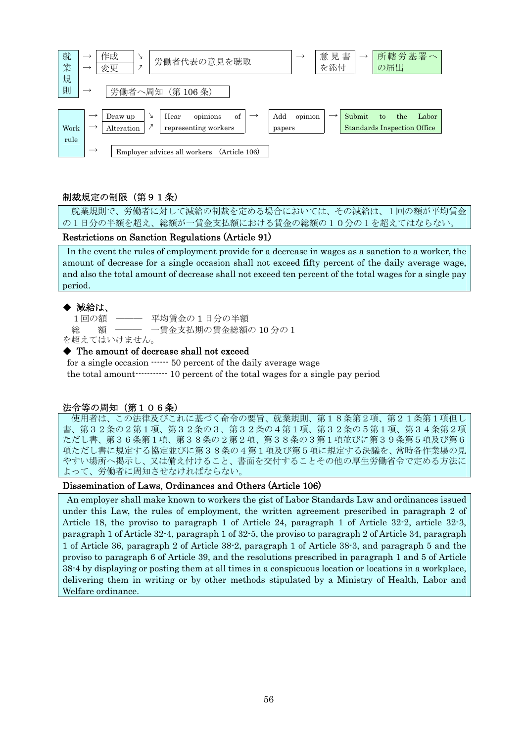就業規則 → 作成 / 変更 → 労働者代表の意見を聴取 → 意見書を添付 → 所轄労基署への届出

就業規則 → 労働者へ周知（第 106 条）

Work rule → Draw up / Alteration → Hear opinions of representing workers → Add opinion papers → Submit to the Labor Standards Inspection Office

Work rule → Employer advices all workers (Article 106)

### 制裁規定の制限（第９１条）

就業規則で、労働者に対して減給の制裁を定める場合においては、その減給は、１回の額が平均賃金の１日分の半額を超え、総額が一賃金支払額における賃金の総額の１０分の１を超えてはならない。

### Restrictions on Sanction Regulations (Article 91)

In the event the rules of employment provide for a decrease in wages as a sanction to a worker, the amount of decrease for a single occasion shall not exceed fifty percent of the daily average wage, and also the total amount of decrease shall not exceed ten percent of the total wages for a single pay period.

**◆ 減給は、**

１回の額 ――― 平均賃金の１日分の半額

総　　額 ――― 一賃金支払期の賃金総額の 10 分の１

を超えてはいけません。

**◆ The amount of decrease shall not exceed**

for a single occasion ------ 50 percent of the daily average wage

the total amount----------- 10 percent of the total wages for a single pay period

### 法令等の周知（第１０６条）

使用者は、この法律及びこれに基づく命令の要旨、就業規則、第１８条第２項、第２１条第１項但し書、第３２条の２第１項、第３２条の３、第３２条の４第１項、第３２条の５第１項、第３４条第２項ただし書、第３６条第１項、第３８条の２第２項、第３８条の３第１項並びに第３９条第５項及び第６項ただし書に規定する協定並びに第３８条の４第１項及び第５項に規定する決議を、常時各作業場の見やすい場所へ掲示し、又は備え付けること、書面を交付することその他の厚生労働省令で定める方法によって、労働者に周知させなければならない。

### Dissemination of Laws, Ordinances and Others (Article 106)

An employer shall make known to workers the gist of Labor Standards Law and ordinances issued under this Law, the rules of employment, the written agreement prescribed in paragraph 2 of Article 18, the proviso to paragraph 1 of Article 24, paragraph 1 of Article 32-2, article 32-3, paragraph 1 of Article 32-4, paragraph 1 of 32-5, the proviso to paragraph 2 of Article 34, paragraph 1 of Article 36, paragraph 2 of Article 38-2, paragraph 1 of Article 38-3, and paragraph 5 and the proviso to paragraph 6 of Article 39, and the resolutions prescribed in paragraph 1 and 5 of Article 38-4 by displaying or posting them at all times in a conspicuous location or locations in a workplace, delivering them in writing or by other methods stipulated by a Ministry of Health, Labor and Welfare ordinance.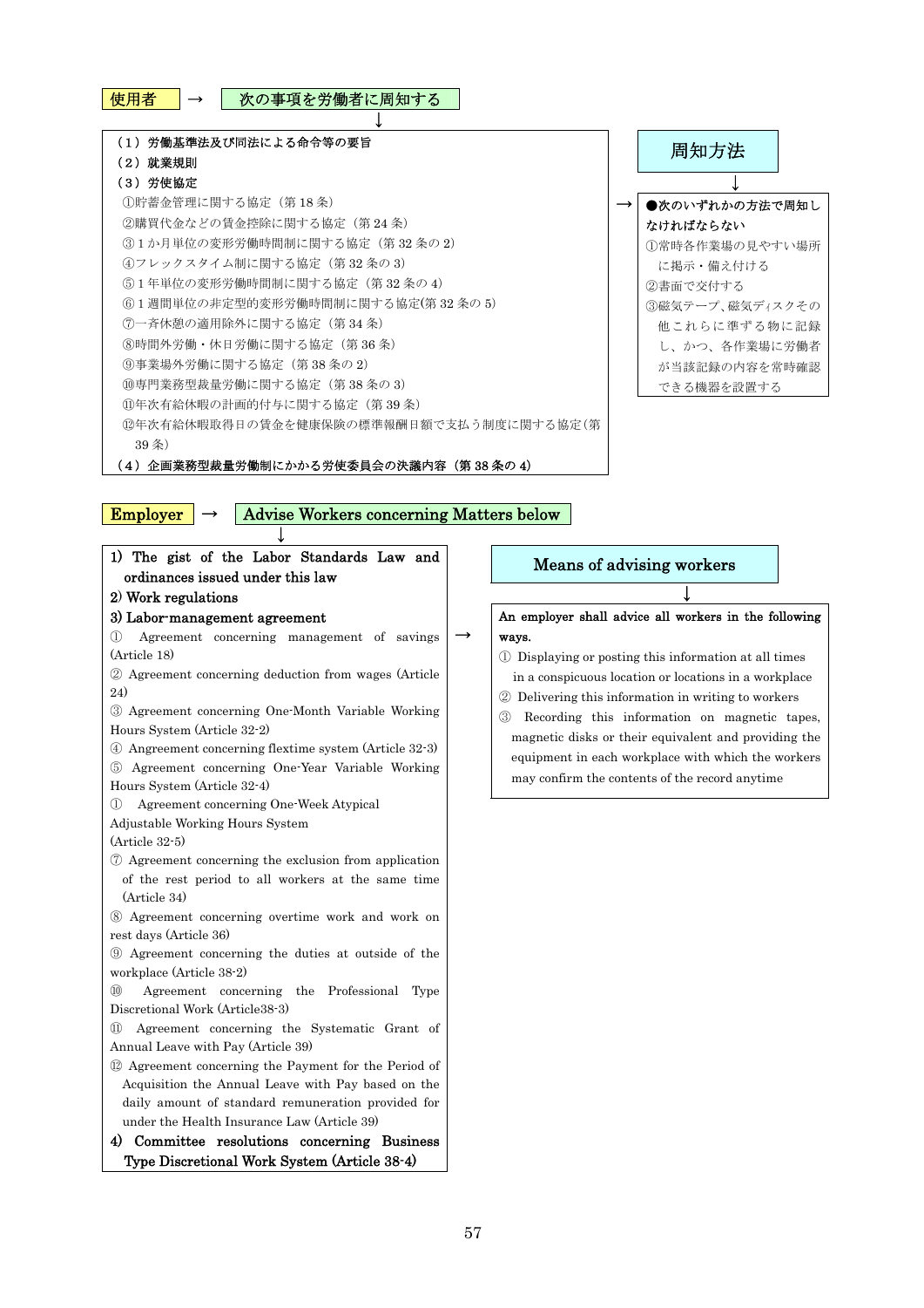使用者 → 次の事項を労働者に周知する

（1）労働基準法及び同法による命令等の要旨
（2）就業規則
（3）労使協定
①貯蓄金管理に関する協定（第 18 条）
②購買代金などの賃金控除に関する協定（第 24 条）
③1 か月単位の変形労働時間制に関する協定（第 32 条の 2）
④フレックスタイム制に関する協定（第 32 条の 3）
⑤1 年単位の変形労働時間制に関する協定（第 32 条の 4）
⑥1 週間単位の非定型的変形労働時間制に関する協定(第 32 条の 5)
⑦一斉休憩の適用除外に関する協定（第 34 条）
⑧時間外労働・休日労働に関する協定（第 36 条）
⑨事業場外労働に関する協定（第 38 条の 2）
⑩専門業務型裁量労働に関する協定（第 38 条の 3）
⑪年次有給休暇の計画的付与に関する協定（第 39 条）
⑫年次有給休暇取得日の賃金を健康保険の標準報酬日額で支払う制度に関する協定（第 39 条）
（4）企画業務型裁量労働制にかかる労使委員会の決議内容（第 38 条の 4）

→ 周知方法

●次のいずれかの方法で周知しなければならない
①常時各作業場の見やすい場所に掲示・備え付ける
②書面で交付する
③磁気テープ、磁気ディスクその他これらに準ずる物に記録し、かつ、各作業場に労働者が当該記録の内容を常時確認できる機器を設置する

Employer → Advise Workers concerning Matters below

1) The gist of the Labor Standards Law and ordinances issued under this law
2) Work regulations
3) Labor-management agreement
① Agreement concerning management of savings (Article 18)
② Agreement concerning deduction from wages (Article 24)
③ Agreement concerning One-Month Variable Working Hours System (Article 32-2)
④ Angreement concerning flextime system (Article 32-3)
⑤ Agreement concerning One-Year Variable Working Hours System (Article 32-4)
① Agreement concerning One-Week Atypical Adjustable Working Hours System (Article 32-5)
⑦ Agreement concerning the exclusion from application of the rest period to all workers at the same time (Article 34)
⑧ Agreement concerning overtime work and work on rest days (Article 36)
⑨ Agreement concerning the duties at outside of the workplace (Article 38-2)
⑩ Agreement concerning the Professional Type Discretional Work (Article38-3)
⑪ Agreement concerning the Systematic Grant of Annual Leave with Pay (Article 39)
⑫ Agreement concerning the Payment for the Period of Acquisition the Annual Leave with Pay based on the daily amount of standard remuneration provided for under the Health Insurance Law (Article 39)
4) Committee resolutions concerning Business Type Discretional Work System (Article 38-4)

→ Means of advising workers

An employer shall advice all workers in the following ways.
① Displaying or posting this information at all times in a conspicuous location or locations in a workplace
② Delivering this information in writing to workers
③ Recording this information on magnetic tapes, magnetic disks or their equivalent and providing the equipment in each workplace with which the workers may confirm the contents of the record anytime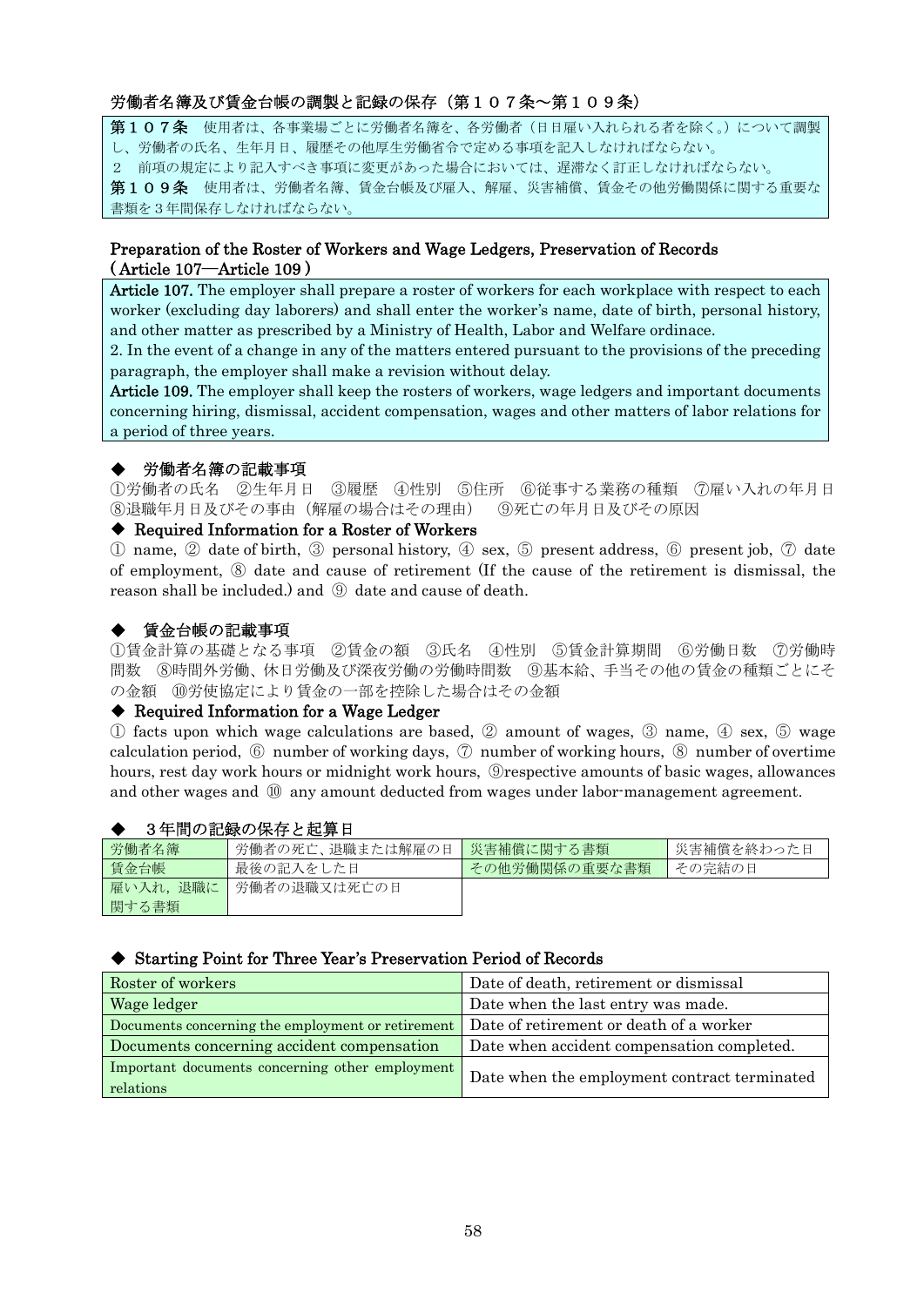### 労働者名簿及び賃金台帳の調製と記録の保存（第１０７条～第１０９条）

**第１０７条**　使用者は、各事業場ごとに労働者名簿を、各労働者（日日雇い入れられる者を除く。）について調製し、労働者の氏名、生年月日、履歴その他厚生労働省令で定める事項を記入しなければならない。
２　前項の規定により記入すべき事項に変更があった場合においては、遅滞なく訂正しなければならない。
**第１０９条**　使用者は、労働者名簿、賃金台帳及び雇入、解雇、災害補償、賃金その他労働関係に関する重要な書類を３年間保存しなければならない。

### Preparation of the Roster of Workers and Wage Ledgers, Preservation of Records (Article 107―Article 109)

**Article 107.** The employer shall prepare a roster of workers for each workplace with respect to each worker (excluding day laborers) and shall enter the worker's name, date of birth, personal history, and other matter as prescribed by a Ministry of Health, Labor and Welfare ordinace.
2. In the event of a change in any of the matters entered pursuant to the provisions of the preceding paragraph, the employer shall make a revision without delay.
**Article 109.** The employer shall keep the rosters of workers, wage ledgers and important documents concerning hiring, dismissal, accident compensation, wages and other matters of labor relations for a period of three years.

### ◆　労働者名簿の記載事項

①労働者の氏名　②生年月日　③履歴　④性別　⑤住所　⑥従事する業務の種類　⑦雇い入れの年月日　⑧退職年月日及びその事由（解雇の場合はその理由）　⑨死亡の年月日及びその原因

### ◆ Required Information for a Roster of Workers

① name, ② date of birth, ③ personal history, ④ sex, ⑤ present address, ⑥ present job, ⑦ date of employment, ⑧ date and cause of retirement (If the cause of the retirement is dismissal, the reason shall be included.) and ⑨ date and cause of death.

### ◆　賃金台帳の記載事項

①賃金計算の基礎となる事項　②賃金の額　③氏名　④性別　⑤賃金計算期間　⑥労働日数　⑦労働時間数　⑧時間外労働、休日労働及び深夜労働の労働時間数　⑨基本給、手当その他の賃金の種類ごとにその金額　⑩労使協定により賃金の一部を控除した場合はその金額

### ◆ Required Information for a Wage Ledger

① facts upon which wage calculations are based, ② amount of wages, ③ name, ④ sex, ⑤ wage calculation period, ⑥ number of working days, ⑦ number of working hours, ⑧ number of overtime hours, rest day work hours or midnight work hours, ⑨respective amounts of basic wages, allowances and other wages and ⑩ any amount deducted from wages under labor-management agreement.

### ◆　３年間の記録の保存と起算日

| | | | |
|---|---|---|---|
| 労働者名簿 | 労働者の死亡、退職または解雇の日 | 災害補償に関する書類 | 災害補償を終わった日 |
| 賃金台帳 | 最後の記入をした日 | その他労働関係の重要な書類 | その完結の日 |
| 雇い入れ，退職に関する書類 | 労働者の退職又は死亡の日 | | |

### ◆ Starting Point for Three Year's Preservation Period of Records

| | |
|---|---|
| Roster of workers | Date of death, retirement or dismissal |
| Wage ledger | Date when the last entry was made. |
| Documents concerning the employment or retirement | Date of retirement or death of a worker |
| Documents concerning accident compensation | Date when accident compensation completed. |
| Important documents concerning other employment relations | Date when the employment contract terminated |